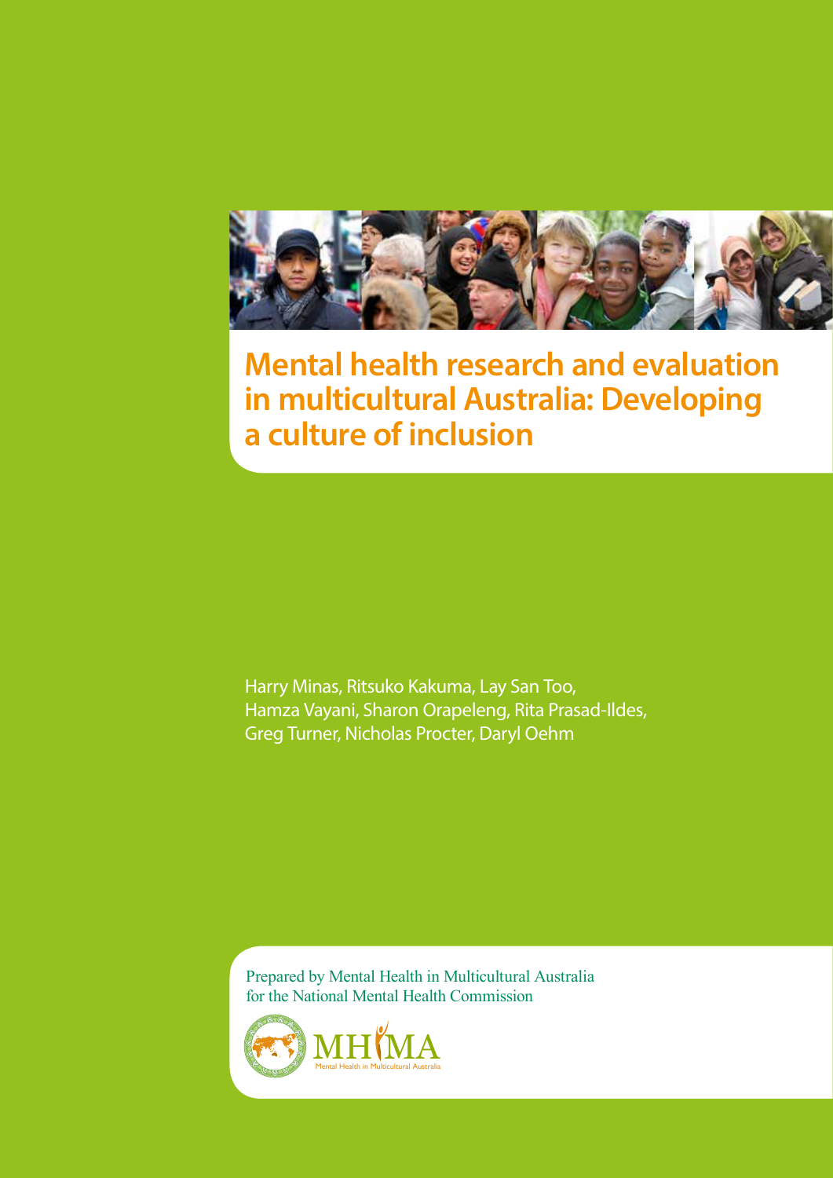# Mental health research and evaluation in multicultural Australia: Developing a culture of inclusion

Harry Minas, Ritsuko Kakuma, Lay San Too, Hamza Vayani, Sharon Orapeleng, Rita Prasad-Ildes, Greg Turner, Nicholas Procter, Daryl Oehm

Prepared by Mental Health in Multicultural Australia for the National Mental Health Commission

MHiMA
Mental Health in Multicultural Australia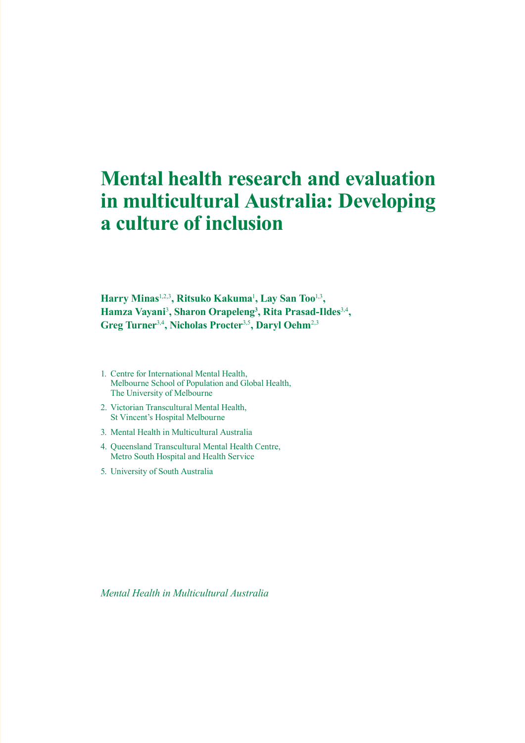# Mental health research and evaluation in multicultural Australia: Developing a culture of inclusion

**Harry Minas[1,2,3], Ritsuko Kakuma[1], Lay San Too[1,3], Hamza Vayani[3], Sharon Orapeleng[3], Rita Prasad-Ildes[3,4], Greg Turner[3,4], Nicholas Procter[3,5], Daryl Oehm[2,3]**

1. Centre for International Mental Health, Melbourne School of Population and Global Health, The University of Melbourne
2. Victorian Transcultural Mental Health, St Vincent's Hospital Melbourne
3. Mental Health in Multicultural Australia
4. Queensland Transcultural Mental Health Centre, Metro South Hospital and Health Service
5. University of South Australia

*Mental Health in Multicultural Australia*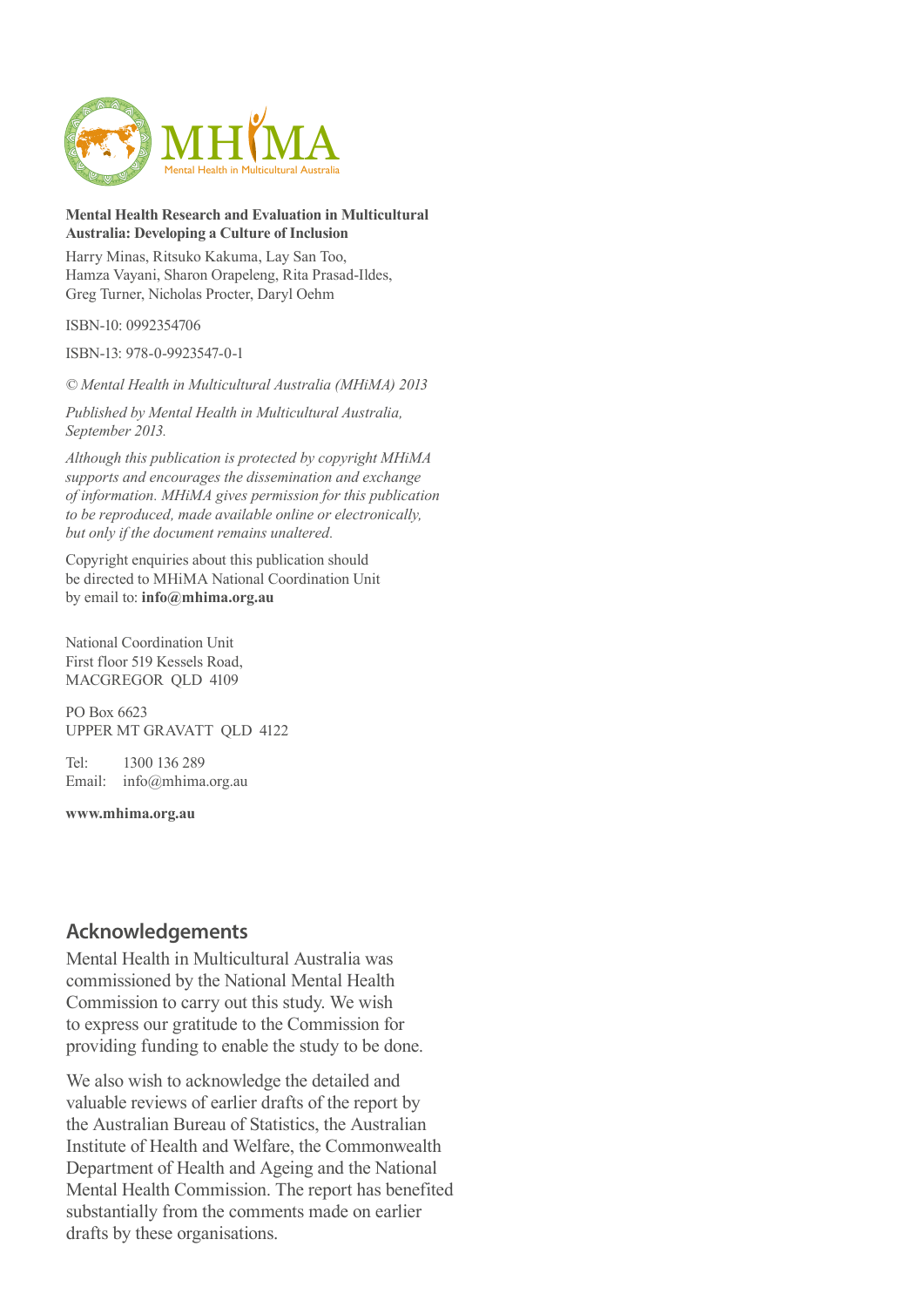MHiMA

Mental Health in Multicultural Australia

**Mental Health Research and Evaluation in Multicultural Australia: Developing a Culture of Inclusion**

Harry Minas, Ritsuko Kakuma, Lay San Too, Hamza Vayani, Sharon Orapeleng, Rita Prasad-Ildes, Greg Turner, Nicholas Procter, Daryl Oehm

ISBN-10: 0992354706

ISBN-13: 978-0-9923547-0-1

*© Mental Health in Multicultural Australia (MHiMA) 2013*

*Published by Mental Health in Multicultural Australia, September 2013.*

*Although this publication is protected by copyright MHiMA supports and encourages the dissemination and exchange of information. MHiMA gives permission for this publication to be reproduced, made available online or electronically, but only if the document remains unaltered.*

Copyright enquiries about this publication should be directed to MHiMA National Coordination Unit by email to: **info@mhima.org.au**

National Coordination Unit
First floor 519 Kessels Road,
MACGREGOR QLD 4109

PO Box 6623
UPPER MT GRAVATT QLD 4122

Tel: 1300 136 289
Email: info@mhima.org.au

**www.mhima.org.au**

## Acknowledgements

Mental Health in Multicultural Australia was commissioned by the National Mental Health Commission to carry out this study. We wish to express our gratitude to the Commission for providing funding to enable the study to be done.

We also wish to acknowledge the detailed and valuable reviews of earlier drafts of the report by the Australian Bureau of Statistics, the Australian Institute of Health and Welfare, the Commonwealth Department of Health and Ageing and the National Mental Health Commission. The report has benefited substantially from the comments made on earlier drafts by these organisations.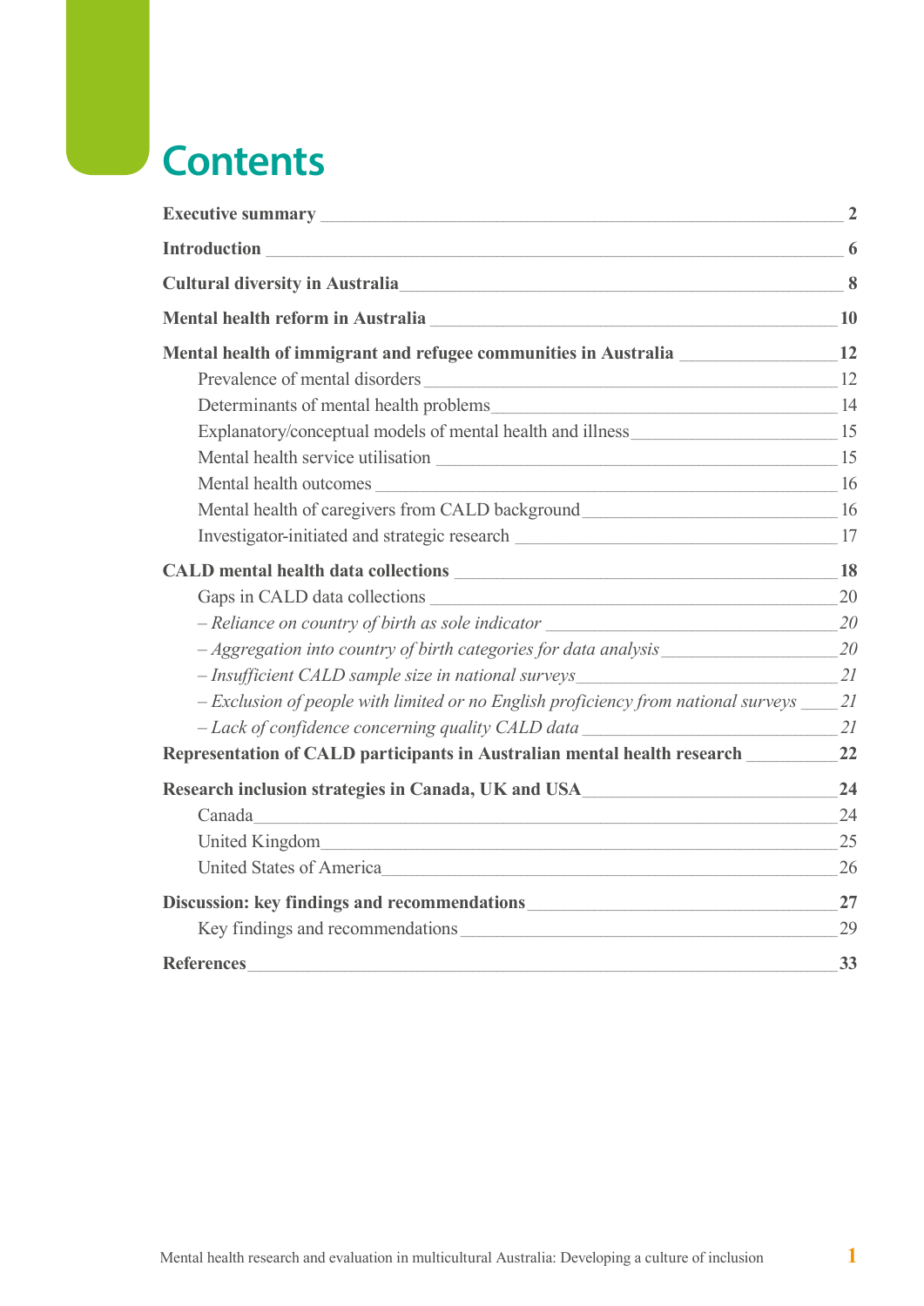# Contents

| | |
|---|---|
| **Executive summary** | **2** |
| **Introduction** | **6** |
| **Cultural diversity in Australia** | **8** |
| **Mental health reform in Australia** | **10** |
| **Mental health of immigrant and refugee communities in Australia** | **12** |
| Prevalence of mental disorders | 12 |
| Determinants of mental health problems | 14 |
| Explanatory/conceptual models of mental health and illness | 15 |
| Mental health service utilisation | 15 |
| Mental health outcomes | 16 |
| Mental health of caregivers from CALD background | 16 |
| Investigator-initiated and strategic research | 17 |
| **CALD mental health data collections** | **18** |
| Gaps in CALD data collections | 20 |
| *– Reliance on country of birth as sole indicator* | *20* |
| *– Aggregation into country of birth categories for data analysis* | *20* |
| *– Insufficient CALD sample size in national surveys* | *21* |
| *– Exclusion of people with limited or no English proficiency from national surveys* | *21* |
| *– Lack of confidence concerning quality CALD data* | *21* |
| **Representation of CALD participants in Australian mental health research** | **22** |
| **Research inclusion strategies in Canada, UK and USA** | **24** |
| Canada | 24 |
| United Kingdom | 25 |
| United States of America | 26 |
| **Discussion: key findings and recommendations** | **27** |
| Key findings and recommendations | 29 |
| **References** | **33** |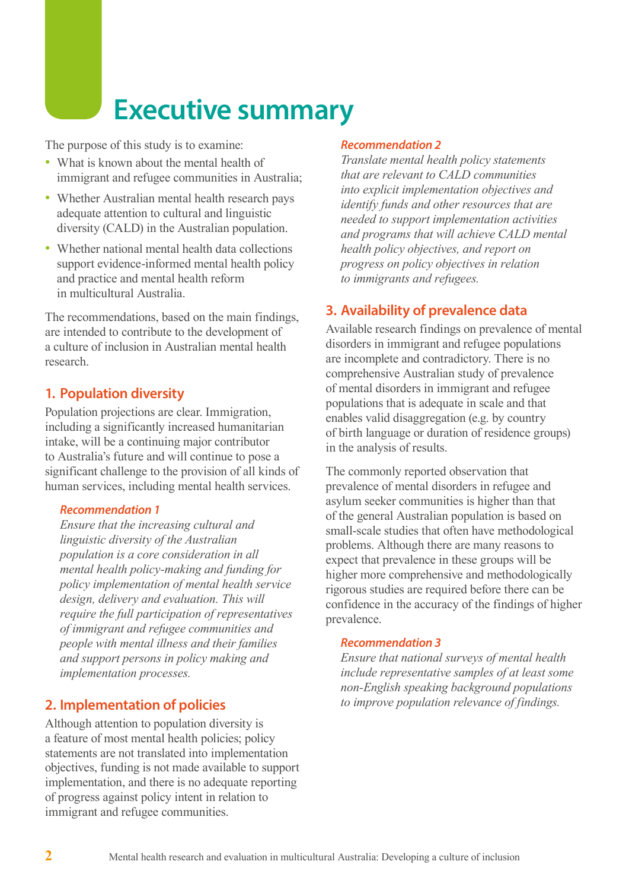# Executive summary

The purpose of this study is to examine:

- What is known about the mental health of immigrant and refugee communities in Australia;
- Whether Australian mental health research pays adequate attention to cultural and linguistic diversity (CALD) in the Australian population.
- Whether national mental health data collections support evidence-informed mental health policy and practice and mental health reform in multicultural Australia.

The recommendations, based on the main findings, are intended to contribute to the development of a culture of inclusion in Australian mental health research.

## 1. Population diversity

Population projections are clear. Immigration, including a significantly increased humanitarian intake, will be a continuing major contributor to Australia's future and will continue to pose a significant challenge to the provision of all kinds of human services, including mental health services.

***Recommendation 1***

*Ensure that the increasing cultural and linguistic diversity of the Australian population is a core consideration in all mental health policy-making and funding for policy implementation of mental health service design, delivery and evaluation. This will require the full participation of representatives of immigrant and refugee communities and people with mental illness and their families and support persons in policy making and implementation processes.*

## 2. Implementation of policies

Although attention to population diversity is a feature of most mental health policies; policy statements are not translated into implementation objectives, funding is not made available to support implementation, and there is no adequate reporting of progress against policy intent in relation to immigrant and refugee communities.

***Recommendation 2***

*Translate mental health policy statements that are relevant to CALD communities into explicit implementation objectives and identify funds and other resources that are needed to support implementation activities and programs that will achieve CALD mental health policy objectives, and report on progress on policy objectives in relation to immigrants and refugees.*

## 3. Availability of prevalence data

Available research findings on prevalence of mental disorders in immigrant and refugee populations are incomplete and contradictory. There is no comprehensive Australian study of prevalence of mental disorders in immigrant and refugee populations that is adequate in scale and that enables valid disaggregation (e.g. by country of birth language or duration of residence groups) in the analysis of results.

The commonly reported observation that prevalence of mental disorders in refugee and asylum seeker communities is higher than that of the general Australian population is based on small-scale studies that often have methodological problems. Although there are many reasons to expect that prevalence in these groups will be higher more comprehensive and methodologically rigorous studies are required before there can be confidence in the accuracy of the findings of higher prevalence.

***Recommendation 3***

*Ensure that national surveys of mental health include representative samples of at least some non-English speaking background populations to improve population relevance of findings.*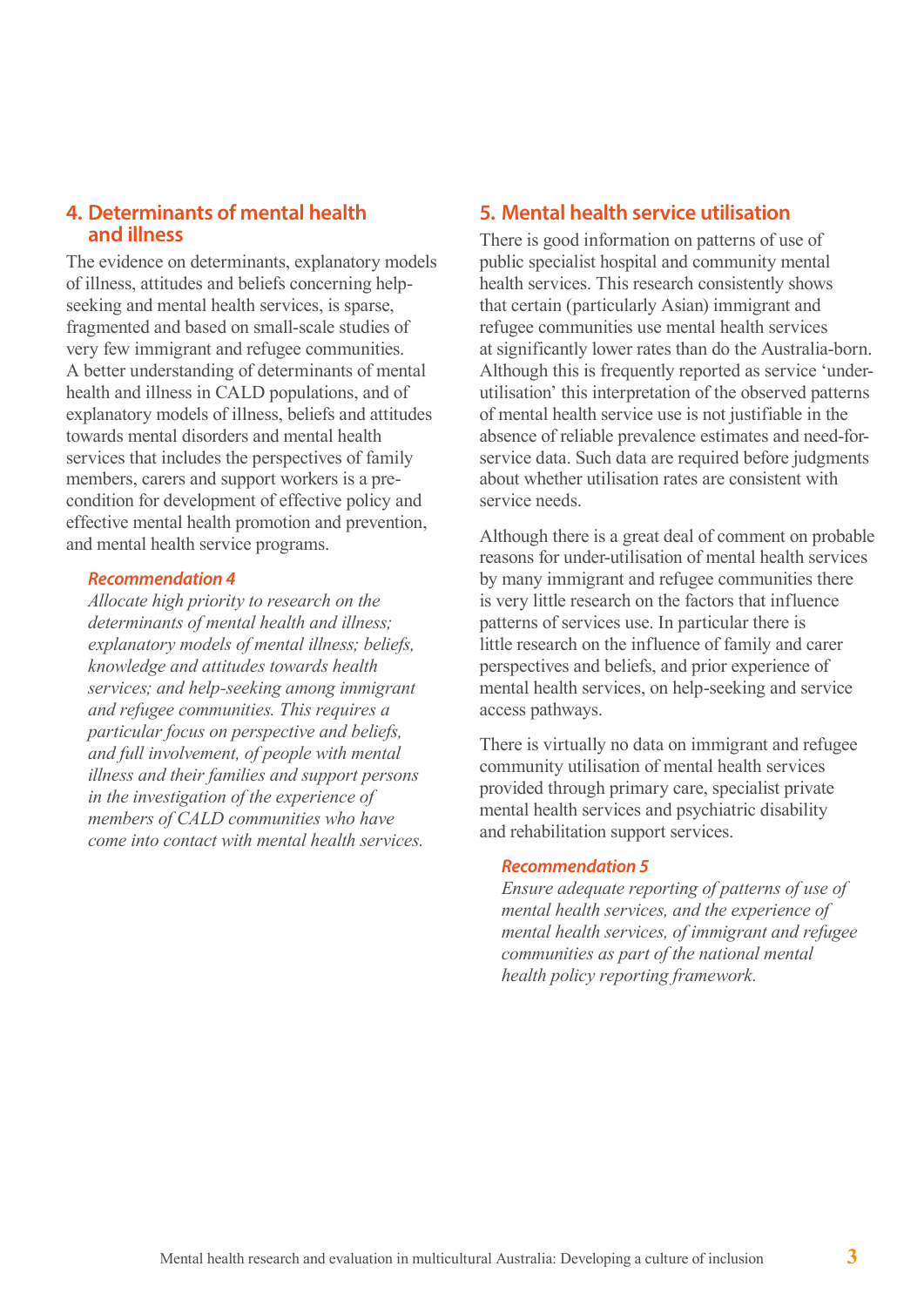## 4. Determinants of mental health and illness

The evidence on determinants, explanatory models of illness, attitudes and beliefs concerning help-seeking and mental health services, is sparse, fragmented and based on small-scale studies of very few immigrant and refugee communities. A better understanding of determinants of mental health and illness in CALD populations, and of explanatory models of illness, beliefs and attitudes towards mental disorders and mental health services that includes the perspectives of family members, carers and support workers is a pre-condition for development of effective policy and effective mental health promotion and prevention, and mental health service programs.

***Recommendation 4***

*Allocate high priority to research on the determinants of mental health and illness; explanatory models of mental illness; beliefs, knowledge and attitudes towards health services; and help-seeking among immigrant and refugee communities. This requires a particular focus on perspective and beliefs, and full involvement, of people with mental illness and their families and support persons in the investigation of the experience of members of CALD communities who have come into contact with mental health services.*

## 5. Mental health service utilisation

There is good information on patterns of use of public specialist hospital and community mental health services. This research consistently shows that certain (particularly Asian) immigrant and refugee communities use mental health services at significantly lower rates than do the Australia-born. Although this is frequently reported as service 'under-utilisation' this interpretation of the observed patterns of mental health service use is not justifiable in the absence of reliable prevalence estimates and need-for-service data. Such data are required before judgments about whether utilisation rates are consistent with service needs.

Although there is a great deal of comment on probable reasons for under-utilisation of mental health services by many immigrant and refugee communities there is very little research on the factors that influence patterns of services use. In particular there is little research on the influence of family and carer perspectives and beliefs, and prior experience of mental health services, on help-seeking and service access pathways.

There is virtually no data on immigrant and refugee community utilisation of mental health services provided through primary care, specialist private mental health services and psychiatric disability and rehabilitation support services.

***Recommendation 5***

*Ensure adequate reporting of patterns of use of mental health services, and the experience of mental health services, of immigrant and refugee communities as part of the national mental health policy reporting framework.*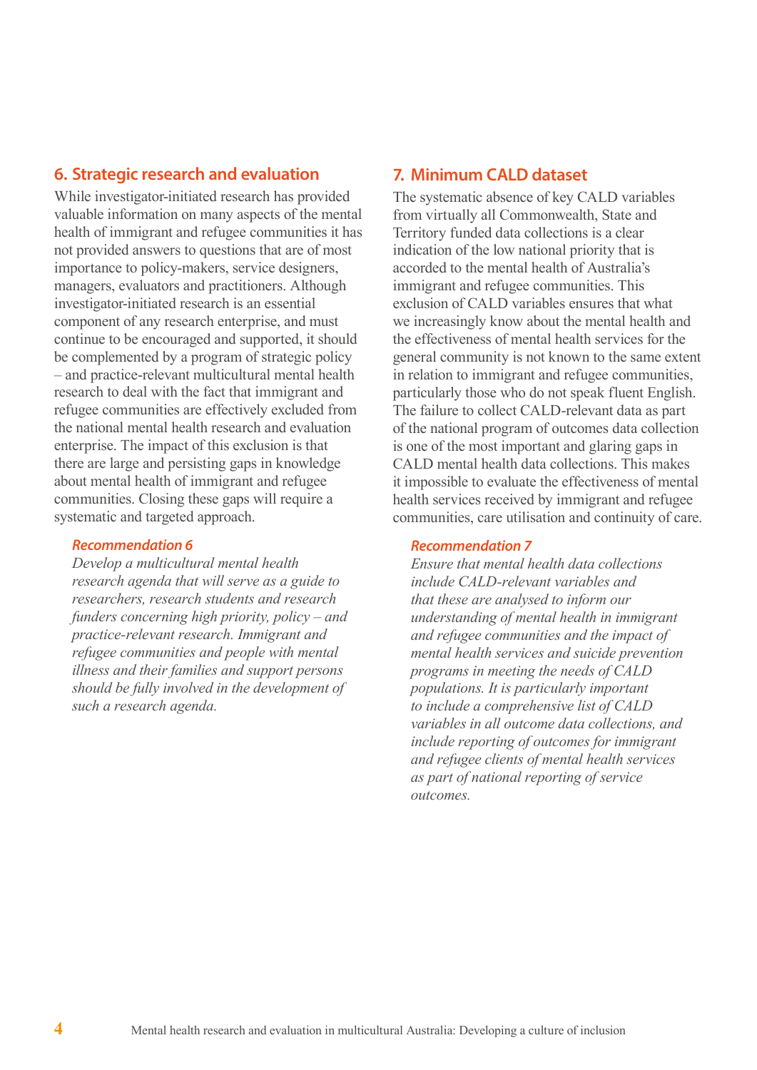## 6. Strategic research and evaluation

While investigator-initiated research has provided valuable information on many aspects of the mental health of immigrant and refugee communities it has not provided answers to questions that are of most importance to policy-makers, service designers, managers, evaluators and practitioners. Although investigator-initiated research is an essential component of any research enterprise, and must continue to be encouraged and supported, it should be complemented by a program of strategic policy – and practice-relevant multicultural mental health research to deal with the fact that immigrant and refugee communities are effectively excluded from the national mental health research and evaluation enterprise. The impact of this exclusion is that there are large and persisting gaps in knowledge about mental health of immigrant and refugee communities. Closing these gaps will require a systematic and targeted approach.

### *Recommendation 6*

*Develop a multicultural mental health research agenda that will serve as a guide to researchers, research students and research funders concerning high priority, policy – and practice-relevant research. Immigrant and refugee communities and people with mental illness and their families and support persons should be fully involved in the development of such a research agenda.*

## 7. Minimum CALD dataset

The systematic absence of key CALD variables from virtually all Commonwealth, State and Territory funded data collections is a clear indication of the low national priority that is accorded to the mental health of Australia's immigrant and refugee communities. This exclusion of CALD variables ensures that what we increasingly know about the mental health and the effectiveness of mental health services for the general community is not known to the same extent in relation to immigrant and refugee communities, particularly those who do not speak fluent English. The failure to collect CALD-relevant data as part of the national program of outcomes data collection is one of the most important and glaring gaps in CALD mental health data collections. This makes it impossible to evaluate the effectiveness of mental health services received by immigrant and refugee communities, care utilisation and continuity of care.

### *Recommendation 7*

*Ensure that mental health data collections include CALD-relevant variables and that these are analysed to inform our understanding of mental health in immigrant and refugee communities and the impact of mental health services and suicide prevention programs in meeting the needs of CALD populations. It is particularly important to include a comprehensive list of CALD variables in all outcome data collections, and include reporting of outcomes for immigrant and refugee clients of mental health services as part of national reporting of service outcomes.*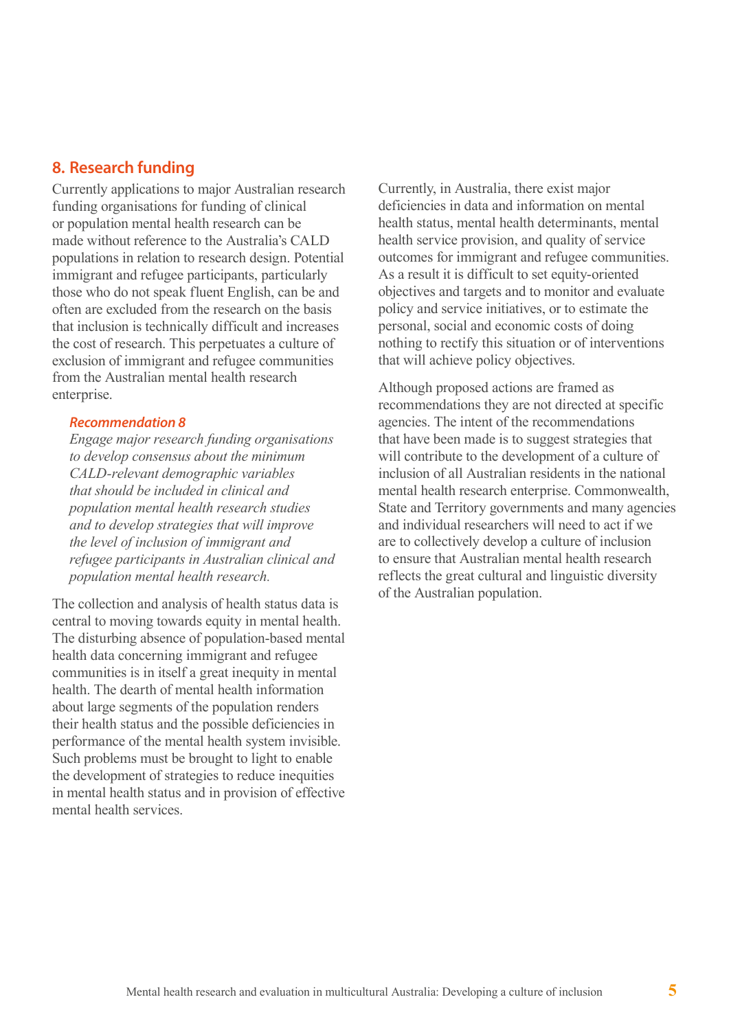## 8. Research funding

Currently applications to major Australian research funding organisations for funding of clinical or population mental health research can be made without reference to the Australia's CALD populations in relation to research design. Potential immigrant and refugee participants, particularly those who do not speak fluent English, can be and often are excluded from the research on the basis that inclusion is technically difficult and increases the cost of research. This perpetuates a culture of exclusion of immigrant and refugee communities from the Australian mental health research enterprise.

> ***Recommendation 8***
>
> *Engage major research funding organisations to develop consensus about the minimum CALD-relevant demographic variables that should be included in clinical and population mental health research studies and to develop strategies that will improve the level of inclusion of immigrant and refugee participants in Australian clinical and population mental health research.*

The collection and analysis of health status data is central to moving towards equity in mental health. The disturbing absence of population-based mental health data concerning immigrant and refugee communities is in itself a great inequity in mental health. The dearth of mental health information about large segments of the population renders their health status and the possible deficiencies in performance of the mental health system invisible. Such problems must be brought to light to enable the development of strategies to reduce inequities in mental health status and in provision of effective mental health services.

Currently, in Australia, there exist major deficiencies in data and information on mental health status, mental health determinants, mental health service provision, and quality of service outcomes for immigrant and refugee communities. As a result it is difficult to set equity-oriented objectives and targets and to monitor and evaluate policy and service initiatives, or to estimate the personal, social and economic costs of doing nothing to rectify this situation or of interventions that will achieve policy objectives.

Although proposed actions are framed as recommendations they are not directed at specific agencies. The intent of the recommendations that have been made is to suggest strategies that will contribute to the development of a culture of inclusion of all Australian residents in the national mental health research enterprise. Commonwealth, State and Territory governments and many agencies and individual researchers will need to act if we are to collectively develop a culture of inclusion to ensure that Australian mental health research reflects the great cultural and linguistic diversity of the Australian population.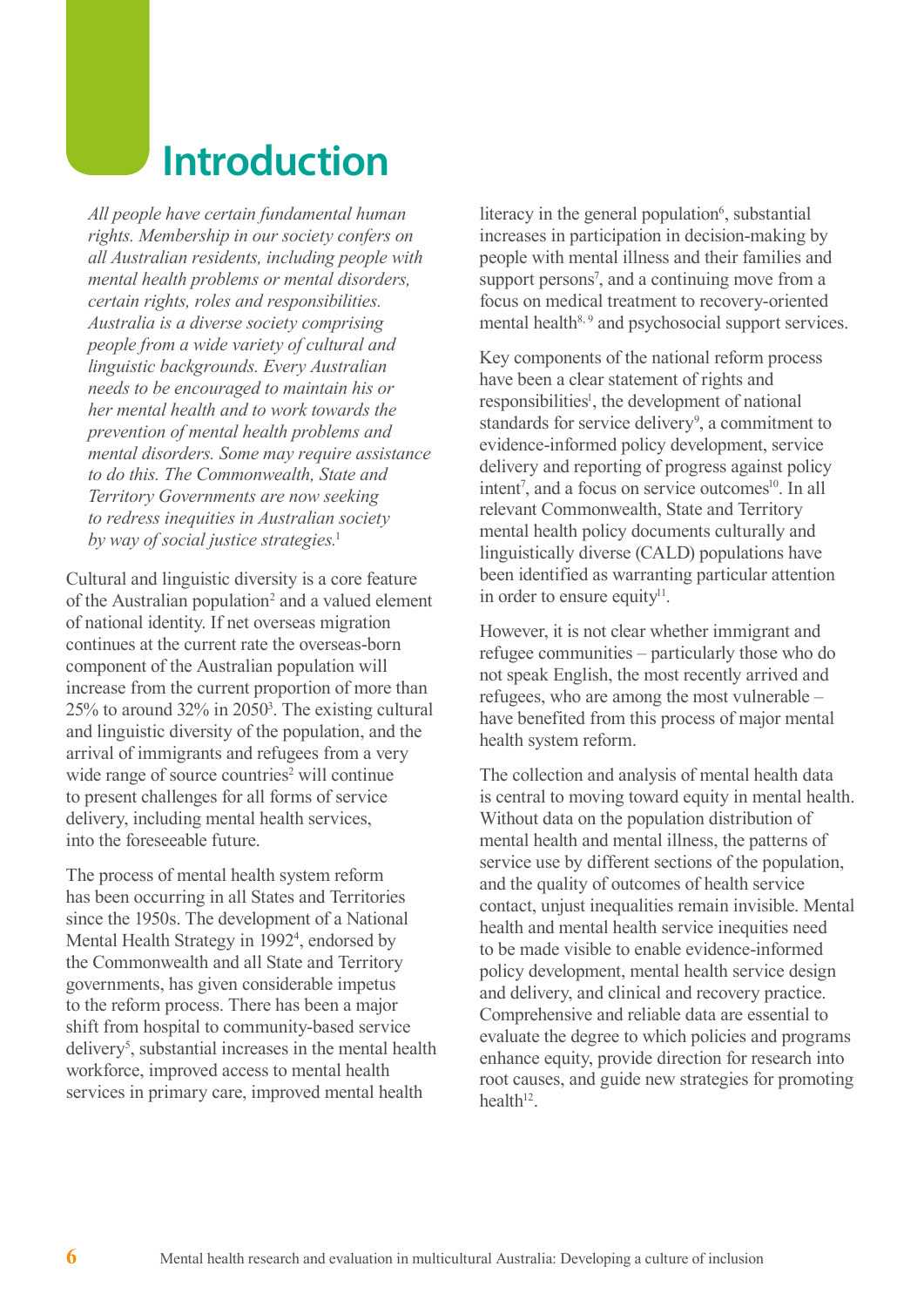# Introduction

*All people have certain fundamental human rights. Membership in our society confers on all Australian residents, including people with mental health problems or mental disorders, certain rights, roles and responsibilities. Australia is a diverse society comprising people from a wide variety of cultural and linguistic backgrounds. Every Australian needs to be encouraged to maintain his or her mental health and to work towards the prevention of mental health problems and mental disorders. Some may require assistance to do this. The Commonwealth, State and Territory Governments are now seeking to redress inequities in Australian society by way of social justice strategies.*[1]

Cultural and linguistic diversity is a core feature of the Australian population[2] and a valued element of national identity. If net overseas migration continues at the current rate the overseas-born component of the Australian population will increase from the current proportion of more than 25% to around 32% in 2050[3]. The existing cultural and linguistic diversity of the population, and the arrival of immigrants and refugees from a very wide range of source countries[2] will continue to present challenges for all forms of service delivery, including mental health services, into the foreseeable future.

The process of mental health system reform has been occurring in all States and Territories since the 1950s. The development of a National Mental Health Strategy in 1992[4], endorsed by the Commonwealth and all State and Territory governments, has given considerable impetus to the reform process. There has been a major shift from hospital to community-based service delivery[5], substantial increases in the mental health workforce, improved access to mental health services in primary care, improved mental health literacy in the general population[6], substantial increases in participation in decision-making by people with mental illness and their families and support persons[7], and a continuing move from a focus on medical treatment to recovery-oriented mental health[8, 9] and psychosocial support services.

Key components of the national reform process have been a clear statement of rights and responsibilities[1], the development of national standards for service delivery[9], a commitment to evidence-informed policy development, service delivery and reporting of progress against policy intent[7], and a focus on service outcomes[10]. In all relevant Commonwealth, State and Territory mental health policy documents culturally and linguistically diverse (CALD) populations have been identified as warranting particular attention in order to ensure equity[11].

However, it is not clear whether immigrant and refugee communities – particularly those who do not speak English, the most recently arrived and refugees, who are among the most vulnerable – have benefited from this process of major mental health system reform.

The collection and analysis of mental health data is central to moving toward equity in mental health. Without data on the population distribution of mental health and mental illness, the patterns of service use by different sections of the population, and the quality of outcomes of health service contact, unjust inequalities remain invisible. Mental health and mental health service inequities need to be made visible to enable evidence-informed policy development, mental health service design and delivery, and clinical and recovery practice. Comprehensive and reliable data are essential to evaluate the degree to which policies and programs enhance equity, provide direction for research into root causes, and guide new strategies for promoting health[12].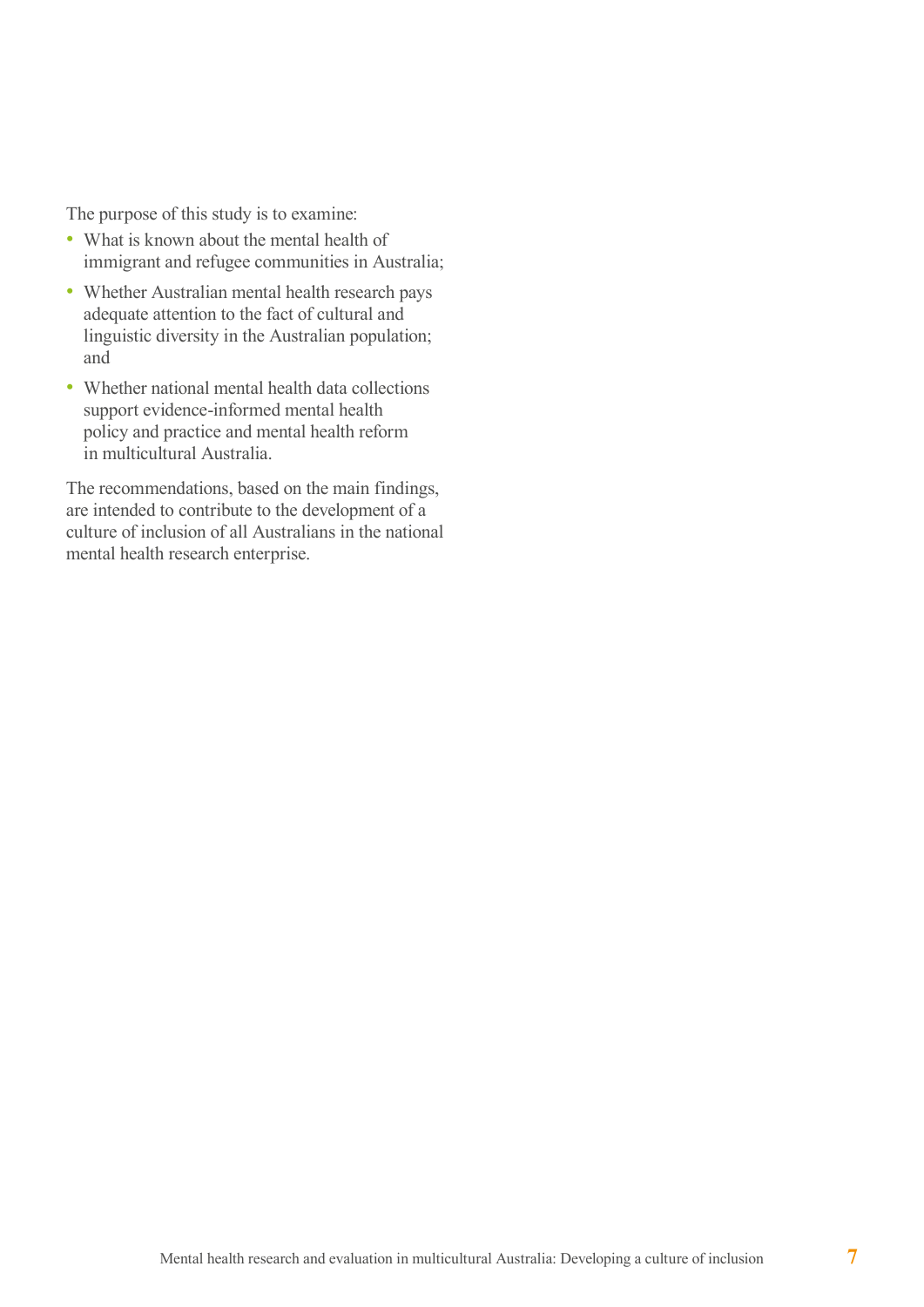The purpose of this study is to examine:

- What is known about the mental health of immigrant and refugee communities in Australia;
- Whether Australian mental health research pays adequate attention to the fact of cultural and linguistic diversity in the Australian population; and
- Whether national mental health data collections support evidence-informed mental health policy and practice and mental health reform in multicultural Australia.

The recommendations, based on the main findings, are intended to contribute to the development of a culture of inclusion of all Australians in the national mental health research enterprise.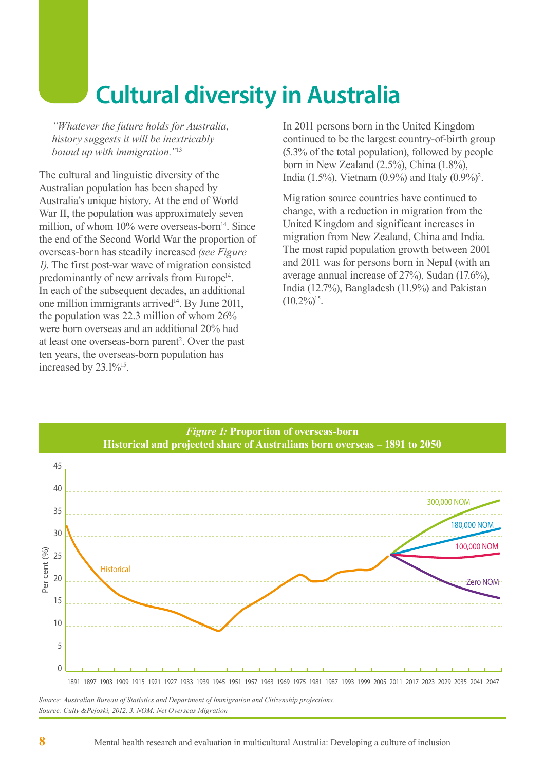# Cultural diversity in Australia

*"Whatever the future holds for Australia, history suggests it will be inextricably bound up with immigration."*[13]

The cultural and linguistic diversity of the Australian population has been shaped by Australia's unique history. At the end of World War II, the population was approximately seven million, of whom 10% were overseas-born[14]. Since the end of the Second World War the proportion of overseas-born has steadily increased *(see Figure 1).* The first post-war wave of migration consisted predominantly of new arrivals from Europe[14]. In each of the subsequent decades, an additional one million immigrants arrived[14]. By June 2011, the population was 22.3 million of whom 26% were born overseas and an additional 20% had at least one overseas-born parent[2]. Over the past ten years, the overseas-born population has increased by 23.1%[15].

In 2011 persons born in the United Kingdom continued to be the largest country-of-birth group (5.3% of the total population), followed by people born in New Zealand (2.5%), China (1.8%), India (1.5%), Vietnam (0.9%) and Italy (0.9%)[2].

Migration source countries have continued to change, with a reduction in migration from the United Kingdom and significant increases in migration from New Zealand, China and India. The most rapid population growth between 2001 and 2011 was for persons born in Nepal (with an average annual increase of 27%), Sudan (17.6%), India (12.7%), Bangladesh (11.9%) and Pakistan (10.2%)[15].

***Figure 1:* Proportion of overseas-born**
**Historical and projected share of Australians born overseas – 1891 to 2050**

*Source: Australian Bureau of Statistics and Department of Immigration and Citizenship projections.*
*Source: Cully &Pejoski, 2012. 3. NOM: Net Overseas Migration*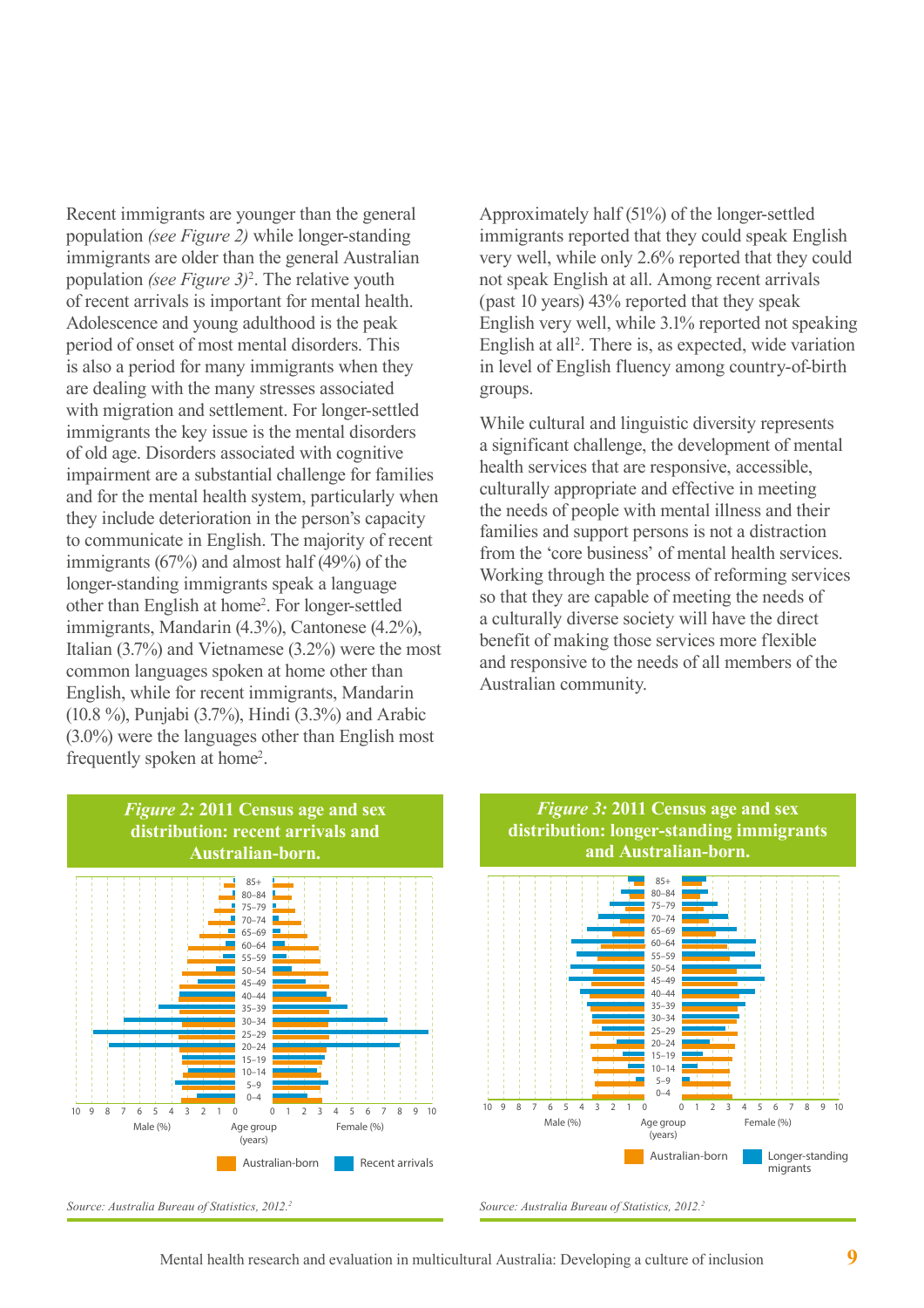Recent immigrants are younger than the general population *(see Figure 2)* while longer-standing immigrants are older than the general Australian population *(see Figure 3)*[2]. The relative youth of recent arrivals is important for mental health. Adolescence and young adulthood is the peak period of onset of most mental disorders. This is also a period for many immigrants when they are dealing with the many stresses associated with migration and settlement. For longer-settled immigrants the key issue is the mental disorders of old age. Disorders associated with cognitive impairment are a substantial challenge for families and for the mental health system, particularly when they include deterioration in the person's capacity to communicate in English. The majority of recent immigrants (67%) and almost half (49%) of the longer-standing immigrants speak a language other than English at home[2]. For longer-settled immigrants, Mandarin (4.3%), Cantonese (4.2%), Italian (3.7%) and Vietnamese (3.2%) were the most common languages spoken at home other than English, while for recent immigrants, Mandarin (10.8 %), Punjabi (3.7%), Hindi (3.3%) and Arabic (3.0%) were the languages other than English most frequently spoken at home[2].

Approximately half (51%) of the longer-settled immigrants reported that they could speak English very well, while only 2.6% reported that they could not speak English at all. Among recent arrivals (past 10 years) 43% reported that they speak English very well, while 3.1% reported not speaking English at all[2]. There is, as expected, wide variation in level of English fluency among country-of-birth groups.

While cultural and linguistic diversity represents a significant challenge, the development of mental health services that are responsive, accessible, culturally appropriate and effective in meeting the needs of people with mental illness and their families and support persons is not a distraction from the 'core business' of mental health services. Working through the process of reforming services so that they are capable of meeting the needs of a culturally diverse society will have the direct benefit of making those services more flexible and responsive to the needs of all members of the Australian community.

***Figure 2:* 2011 Census age and sex distribution: recent arrivals and Australian-born.**

*Source: Australia Bureau of Statistics, 2012.*[2]

***Figure 3:* 2011 Census age and sex distribution: longer-standing immigrants and Australian-born.**

*Source: Australia Bureau of Statistics, 2012.*[2]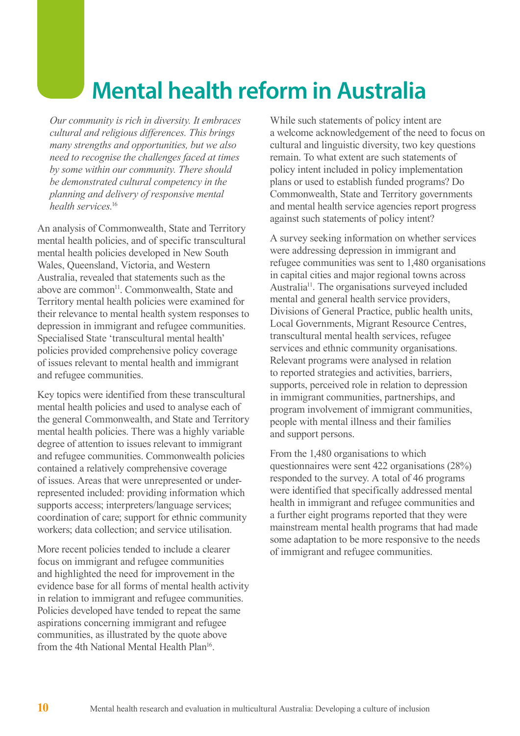# Mental health reform in Australia

*Our community is rich in diversity. It embraces cultural and religious differences. This brings many strengths and opportunities, but we also need to recognise the challenges faced at times by some within our community. There should be demonstrated cultural competency in the planning and delivery of responsive mental health services.*[16]

An analysis of Commonwealth, State and Territory mental health policies, and of specific transcultural mental health policies developed in New South Wales, Queensland, Victoria, and Western Australia, revealed that statements such as the above are common[11]. Commonwealth, State and Territory mental health policies were examined for their relevance to mental health system responses to depression in immigrant and refugee communities. Specialised State 'transcultural mental health' policies provided comprehensive policy coverage of issues relevant to mental health and immigrant and refugee communities.

Key topics were identified from these transcultural mental health policies and used to analyse each of the general Commonwealth, and State and Territory mental health policies. There was a highly variable degree of attention to issues relevant to immigrant and refugee communities. Commonwealth policies contained a relatively comprehensive coverage of issues. Areas that were unrepresented or under-represented included: providing information which supports access; interpreters/language services; coordination of care; support for ethnic community workers; data collection; and service utilisation.

More recent policies tended to include a clearer focus on immigrant and refugee communities and highlighted the need for improvement in the evidence base for all forms of mental health activity in relation to immigrant and refugee communities. Policies developed have tended to repeat the same aspirations concerning immigrant and refugee communities, as illustrated by the quote above from the 4th National Mental Health Plan[16].

While such statements of policy intent are a welcome acknowledgement of the need to focus on cultural and linguistic diversity, two key questions remain. To what extent are such statements of policy intent included in policy implementation plans or used to establish funded programs? Do Commonwealth, State and Territory governments and mental health service agencies report progress against such statements of policy intent?

A survey seeking information on whether services were addressing depression in immigrant and refugee communities was sent to 1,480 organisations in capital cities and major regional towns across Australia[11]. The organisations surveyed included mental and general health service providers, Divisions of General Practice, public health units, Local Governments, Migrant Resource Centres, transcultural mental health services, refugee services and ethnic community organisations. Relevant programs were analysed in relation to reported strategies and activities, barriers, supports, perceived role in relation to depression in immigrant communities, partnerships, and program involvement of immigrant communities, people with mental illness and their families and support persons.

From the 1,480 organisations to which questionnaires were sent 422 organisations (28%) responded to the survey. A total of 46 programs were identified that specifically addressed mental health in immigrant and refugee communities and a further eight programs reported that they were mainstream mental health programs that had made some adaptation to be more responsive to the needs of immigrant and refugee communities.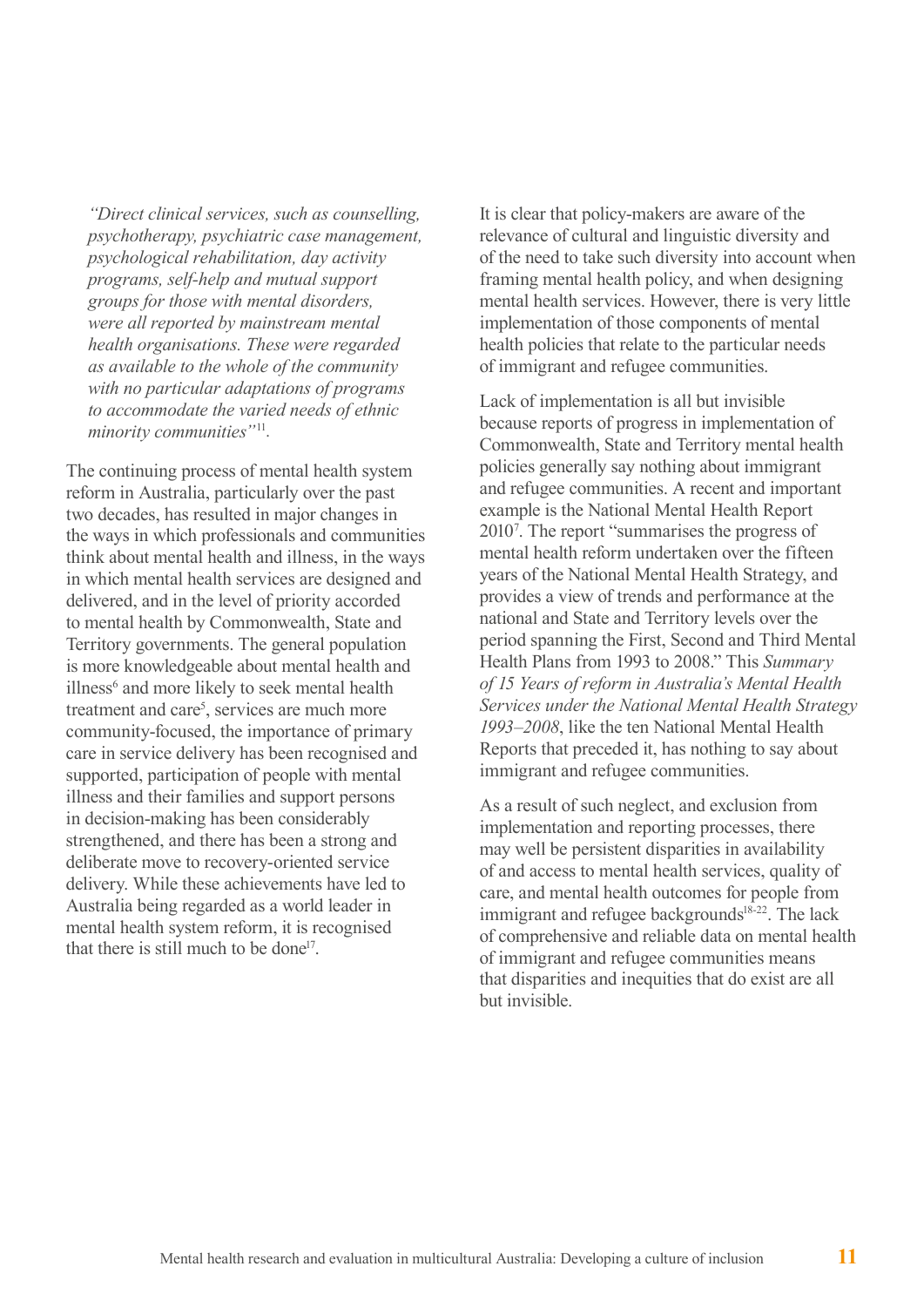*"Direct clinical services, such as counselling, psychotherapy, psychiatric case management, psychological rehabilitation, day activity programs, self-help and mutual support groups for those with mental disorders, were all reported by mainstream mental health organisations. These were regarded as available to the whole of the community with no particular adaptations of programs to accommodate the varied needs of ethnic minority communities"*[11].

The continuing process of mental health system reform in Australia, particularly over the past two decades, has resulted in major changes in the ways in which professionals and communities think about mental health and illness, in the ways in which mental health services are designed and delivered, and in the level of priority accorded to mental health by Commonwealth, State and Territory governments. The general population is more knowledgeable about mental health and illness[6] and more likely to seek mental health treatment and care[5], services are much more community-focused, the importance of primary care in service delivery has been recognised and supported, participation of people with mental illness and their families and support persons in decision-making has been considerably strengthened, and there has been a strong and deliberate move to recovery-oriented service delivery. While these achievements have led to Australia being regarded as a world leader in mental health system reform, it is recognised that there is still much to be done[17].

It is clear that policy-makers are aware of the relevance of cultural and linguistic diversity and of the need to take such diversity into account when framing mental health policy, and when designing mental health services. However, there is very little implementation of those components of mental health policies that relate to the particular needs of immigrant and refugee communities.

Lack of implementation is all but invisible because reports of progress in implementation of Commonwealth, State and Territory mental health policies generally say nothing about immigrant and refugee communities. A recent and important example is the National Mental Health Report 2010[7]. The report "summarises the progress of mental health reform undertaken over the fifteen years of the National Mental Health Strategy, and provides a view of trends and performance at the national and State and Territory levels over the period spanning the First, Second and Third Mental Health Plans from 1993 to 2008." This *Summary of 15 Years of reform in Australia's Mental Health Services under the National Mental Health Strategy 1993–2008*, like the ten National Mental Health Reports that preceded it, has nothing to say about immigrant and refugee communities.

As a result of such neglect, and exclusion from implementation and reporting processes, there may well be persistent disparities in availability of and access to mental health services, quality of care, and mental health outcomes for people from immigrant and refugee backgrounds[18-22]. The lack of comprehensive and reliable data on mental health of immigrant and refugee communities means that disparities and inequities that do exist are all but invisible.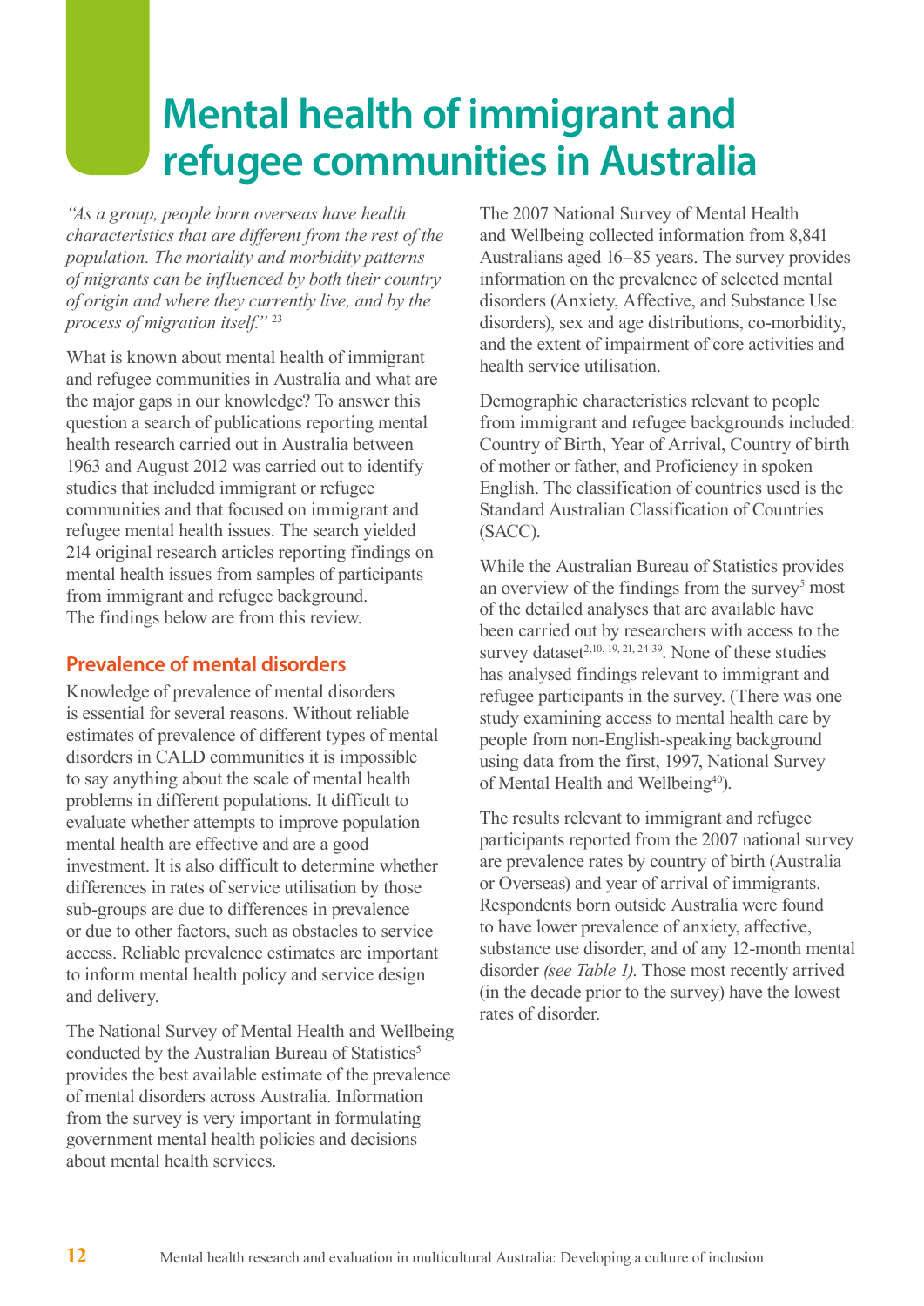# Mental health of immigrant and refugee communities in Australia

*"As a group, people born overseas have health characteristics that are different from the rest of the population. The mortality and morbidity patterns of migrants can be influenced by both their country of origin and where they currently live, and by the process of migration itself."* [23]

What is known about mental health of immigrant and refugee communities in Australia and what are the major gaps in our knowledge? To answer this question a search of publications reporting mental health research carried out in Australia between 1963 and August 2012 was carried out to identify studies that included immigrant or refugee communities and that focused on immigrant and refugee mental health issues. The search yielded 214 original research articles reporting findings on mental health issues from samples of participants from immigrant and refugee background. The findings below are from this review.

## Prevalence of mental disorders

Knowledge of prevalence of mental disorders is essential for several reasons. Without reliable estimates of prevalence of different types of mental disorders in CALD communities it is impossible to say anything about the scale of mental health problems in different populations. It difficult to evaluate whether attempts to improve population mental health are effective and are a good investment. It is also difficult to determine whether differences in rates of service utilisation by those sub-groups are due to differences in prevalence or due to other factors, such as obstacles to service access. Reliable prevalence estimates are important to inform mental health policy and service design and delivery.

The National Survey of Mental Health and Wellbeing conducted by the Australian Bureau of Statistics[5] provides the best available estimate of the prevalence of mental disorders across Australia. Information from the survey is very important in formulating government mental health policies and decisions about mental health services.

The 2007 National Survey of Mental Health and Wellbeing collected information from 8,841 Australians aged 16–85 years. The survey provides information on the prevalence of selected mental disorders (Anxiety, Affective, and Substance Use disorders), sex and age distributions, co-morbidity, and the extent of impairment of core activities and health service utilisation.

Demographic characteristics relevant to people from immigrant and refugee backgrounds included: Country of Birth, Year of Arrival, Country of birth of mother or father, and Proficiency in spoken English. The classification of countries used is the Standard Australian Classification of Countries (SACC).

While the Australian Bureau of Statistics provides an overview of the findings from the survey[5] most of the detailed analyses that are available have been carried out by researchers with access to the survey dataset[2,10,19,21,24-39]. None of these studies has analysed findings relevant to immigrant and refugee participants in the survey. (There was one study examining access to mental health care by people from non-English-speaking background using data from the first, 1997, National Survey of Mental Health and Wellbeing[40]).

The results relevant to immigrant and refugee participants reported from the 2007 national survey are prevalence rates by country of birth (Australia or Overseas) and year of arrival of immigrants. Respondents born outside Australia were found to have lower prevalence of anxiety, affective, substance use disorder, and of any 12-month mental disorder *(see Table 1)*. Those most recently arrived (in the decade prior to the survey) have the lowest rates of disorder.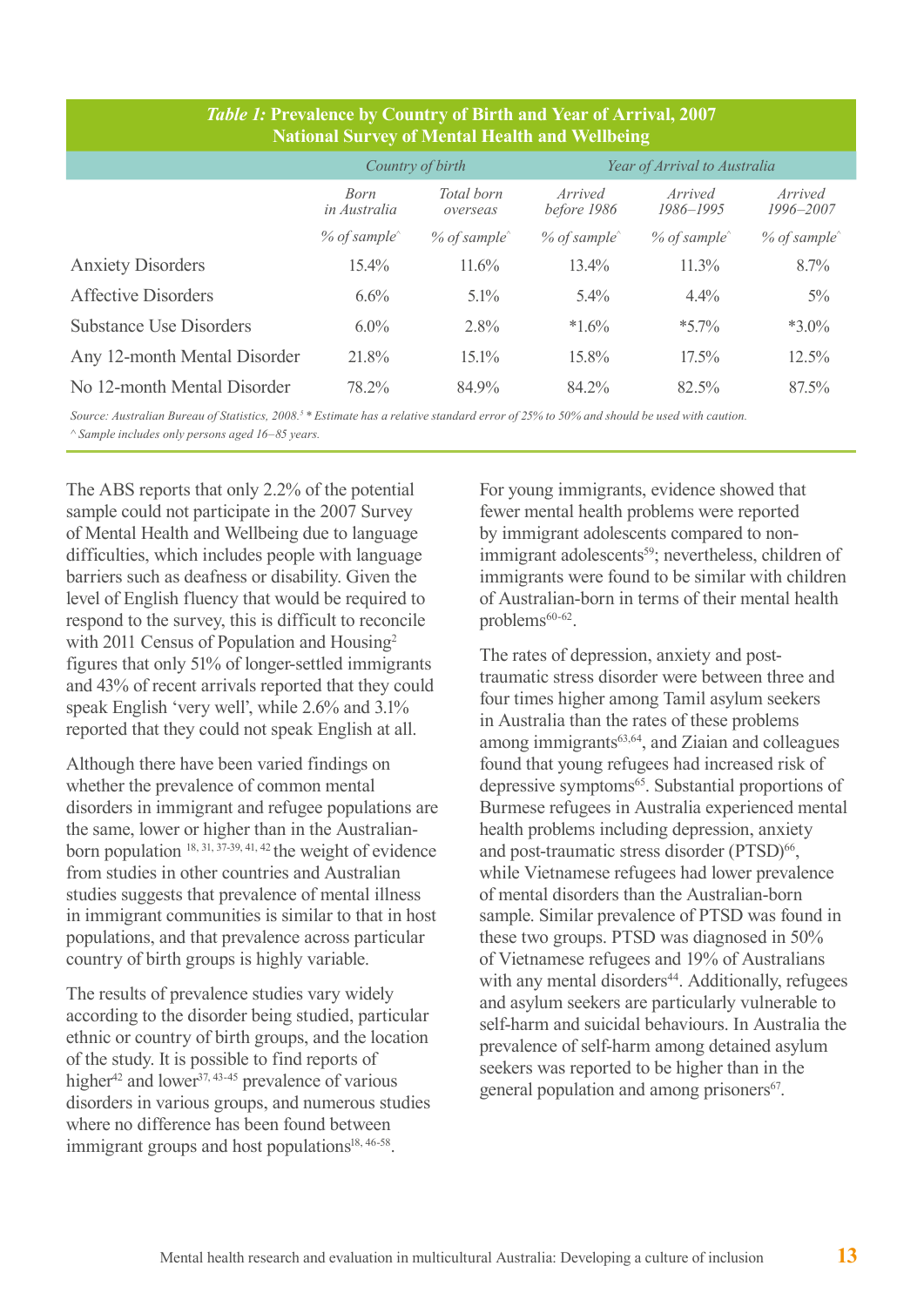**Table 1: Prevalence by Country of Birth and Year of Arrival, 2007 National Survey of Mental Health and Wellbeing**

| | Country of birth | | Year of Arrival to Australia | | |
|---|---|---|---|---|---|
| | Born in Australia | Total born overseas | Arrived before 1986 | Arrived 1986–1995 | Arrived 1996–2007 |
| | % of sample^ | % of sample^ | % of sample^ | % of sample^ | % of sample^ |
| Anxiety Disorders | 15.4% | 11.6% | 13.4% | 11.3% | 8.7% |
| Affective Disorders | 6.6% | 5.1% | 5.4% | 4.4% | 5% |
| Substance Use Disorders | 6.0% | 2.8% | *1.6% | *5.7% | *3.0% |
| Any 12-month Mental Disorder | 21.8% | 15.1% | 15.8% | 17.5% | 12.5% |
| No 12-month Mental Disorder | 78.2% | 84.9% | 84.2% | 82.5% | 87.5% |

*Source: Australian Bureau of Statistics, 2008.[5] * Estimate has a relative standard error of 25% to 50% and should be used with caution.*
*^ Sample includes only persons aged 16–85 years.*

The ABS reports that only 2.2% of the potential sample could not participate in the 2007 Survey of Mental Health and Wellbeing due to language difficulties, which includes people with language barriers such as deafness or disability. Given the level of English fluency that would be required to respond to the survey, this is difficult to reconcile with 2011 Census of Population and Housing[2] figures that only 51% of longer-settled immigrants and 43% of recent arrivals reported that they could speak English 'very well', while 2.6% and 3.1% reported that they could not speak English at all.

Although there have been varied findings on whether the prevalence of common mental disorders in immigrant and refugee populations are the same, lower or higher than in the Australian-born population [18, 31, 37-39, 41, 42] the weight of evidence from studies in other countries and Australian studies suggests that prevalence of mental illness in immigrant communities is similar to that in host populations, and that prevalence across particular country of birth groups is highly variable.

The results of prevalence studies vary widely according to the disorder being studied, particular ethnic or country of birth groups, and the location of the study. It is possible to find reports of higher[42] and lower[37, 43-45] prevalence of various disorders in various groups, and numerous studies where no difference has been found between immigrant groups and host populations[18, 46-58].

For young immigrants, evidence showed that fewer mental health problems were reported by immigrant adolescents compared to non-immigrant adolescents[59]; nevertheless, children of immigrants were found to be similar with children of Australian-born in terms of their mental health problems[60-62].

The rates of depression, anxiety and post-traumatic stress disorder were between three and four times higher among Tamil asylum seekers in Australia than the rates of these problems among immigrants[63,64], and Ziaian and colleagues found that young refugees had increased risk of depressive symptoms[65]. Substantial proportions of Burmese refugees in Australia experienced mental health problems including depression, anxiety and post-traumatic stress disorder (PTSD)[66], while Vietnamese refugees had lower prevalence of mental disorders than the Australian-born sample. Similar prevalence of PTSD was found in these two groups. PTSD was diagnosed in 50% of Vietnamese refugees and 19% of Australians with any mental disorders[44]. Additionally, refugees and asylum seekers are particularly vulnerable to self-harm and suicidal behaviours. In Australia the prevalence of self-harm among detained asylum seekers was reported to be higher than in the general population and among prisoners[67].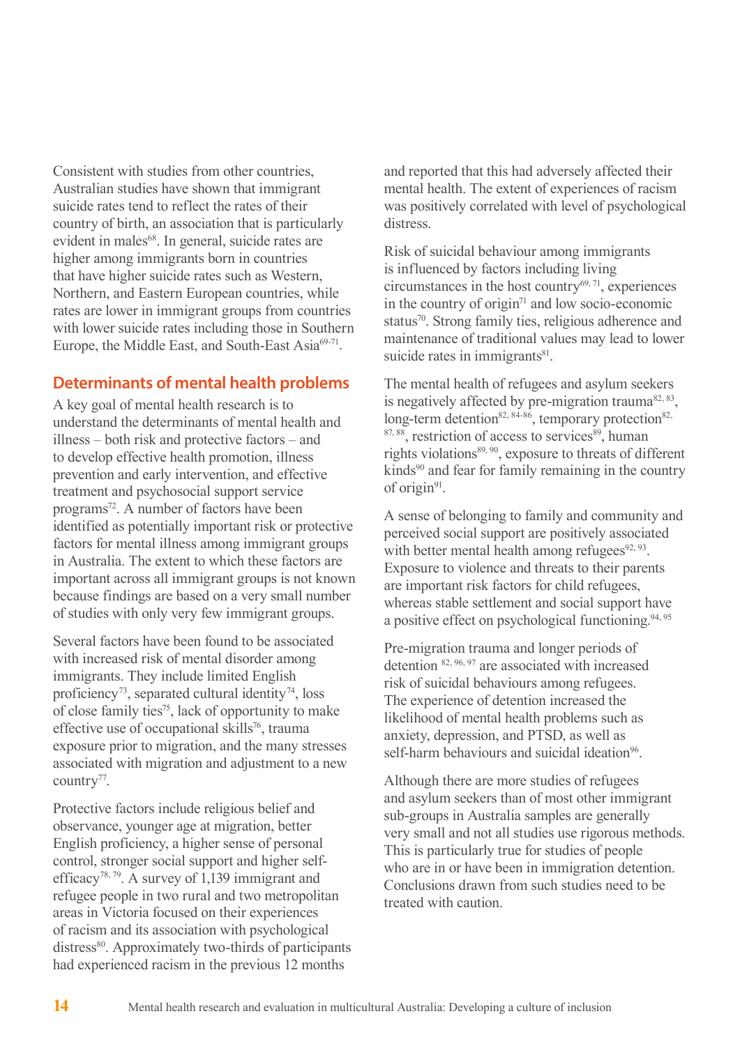Consistent with studies from other countries, Australian studies have shown that immigrant suicide rates tend to reflect the rates of their country of birth, an association that is particularly evident in males[68]. In general, suicide rates are higher among immigrants born in countries that have higher suicide rates such as Western, Northern, and Eastern European countries, while rates are lower in immigrant groups from countries with lower suicide rates including those in Southern Europe, the Middle East, and South-East Asia[69-71].

## Determinants of mental health problems

A key goal of mental health research is to understand the determinants of mental health and illness – both risk and protective factors – and to develop effective health promotion, illness prevention and early intervention, and effective treatment and psychosocial support service programs[72]. A number of factors have been identified as potentially important risk or protective factors for mental illness among immigrant groups in Australia. The extent to which these factors are important across all immigrant groups is not known because findings are based on a very small number of studies with only very few immigrant groups.

Several factors have been found to be associated with increased risk of mental disorder among immigrants. They include limited English proficiency[73], separated cultural identity[74], loss of close family ties[75], lack of opportunity to make effective use of occupational skills[76], trauma exposure prior to migration, and the many stresses associated with migration and adjustment to a new country[77].

Protective factors include religious belief and observance, younger age at migration, better English proficiency, a higher sense of personal control, stronger social support and higher self-efficacy[78, 79]. A survey of 1,139 immigrant and refugee people in two rural and two metropolitan areas in Victoria focused on their experiences of racism and its association with psychological distress[80]. Approximately two-thirds of participants had experienced racism in the previous 12 months and reported that this had adversely affected their mental health. The extent of experiences of racism was positively correlated with level of psychological distress.

Risk of suicidal behaviour among immigrants is influenced by factors including living circumstances in the host country[69, 71], experiences in the country of origin[71] and low socio-economic status[70]. Strong family ties, religious adherence and maintenance of traditional values may lead to lower suicide rates in immigrants[81].

The mental health of refugees and asylum seekers is negatively affected by pre-migration trauma[82, 83], long-term detention[82, 84-86], temporary protection[82, 87, 88], restriction of access to services[89], human rights violations[89, 90], exposure to threats of different kinds[90] and fear for family remaining in the country of origin[91].

A sense of belonging to family and community and perceived social support are positively associated with better mental health among refugees[92, 93]. Exposure to violence and threats to their parents are important risk factors for child refugees, whereas stable settlement and social support have a positive effect on psychological functioning.[94, 95]

Pre-migration trauma and longer periods of detention [82, 96, 97] are associated with increased risk of suicidal behaviours among refugees. The experience of detention increased the likelihood of mental health problems such as anxiety, depression, and PTSD, as well as self-harm behaviours and suicidal ideation[96].

Although there are more studies of refugees and asylum seekers than of most other immigrant sub-groups in Australia samples are generally very small and not all studies use rigorous methods. This is particularly true for studies of people who are in or have been in immigration detention. Conclusions drawn from such studies need to be treated with caution.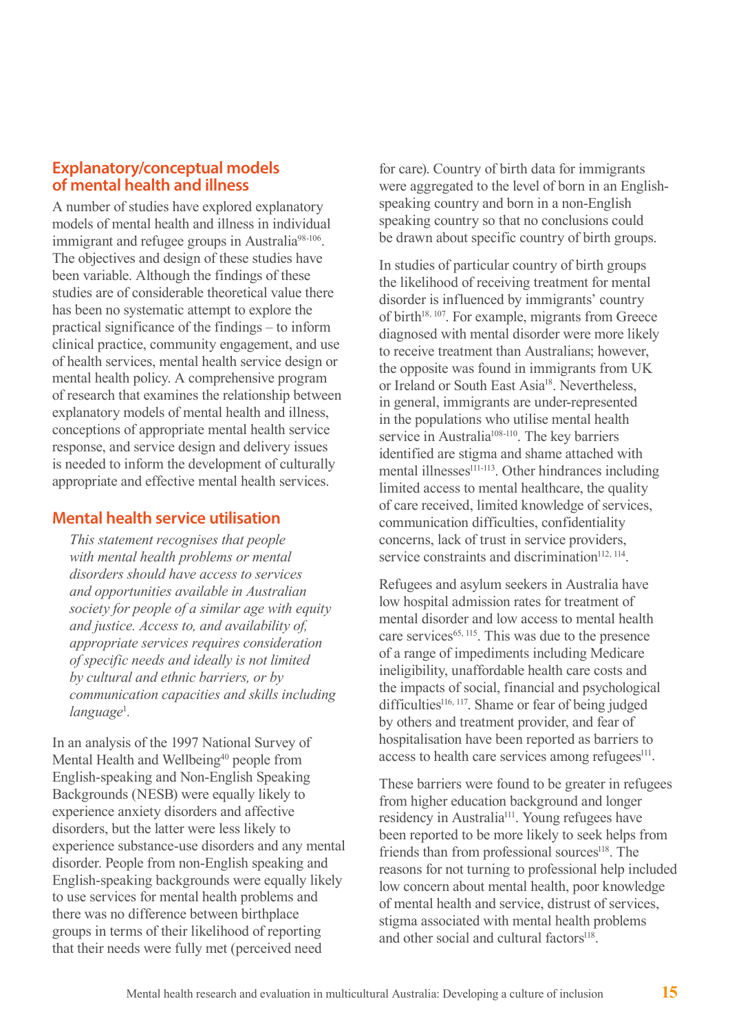## Explanatory/conceptual models of mental health and illness

A number of studies have explored explanatory models of mental health and illness in individual immigrant and refugee groups in Australia[98-106]. The objectives and design of these studies have been variable. Although the findings of these studies are of considerable theoretical value there has been no systematic attempt to explore the practical significance of the findings – to inform clinical practice, community engagement, and use of health services, mental health service design or mental health policy. A comprehensive program of research that examines the relationship between explanatory models of mental health and illness, conceptions of appropriate mental health service response, and service design and delivery issues is needed to inform the development of culturally appropriate and effective mental health services.

## Mental health service utilisation

*This statement recognises that people with mental health problems or mental disorders should have access to services and opportunities available in Australian society for people of a similar age with equity and justice. Access to, and availability of, appropriate services requires consideration of specific needs and ideally is not limited by cultural and ethnic barriers, or by communication capacities and skills including language*[1].

In an analysis of the 1997 National Survey of Mental Health and Wellbeing[40] people from English-speaking and Non-English Speaking Backgrounds (NESB) were equally likely to experience anxiety disorders and affective disorders, but the latter were less likely to experience substance-use disorders and any mental disorder. People from non-English speaking and English-speaking backgrounds were equally likely to use services for mental health problems and there was no difference between birthplace groups in terms of their likelihood of reporting that their needs were fully met (perceived need for care). Country of birth data for immigrants were aggregated to the level of born in an English-speaking country and born in a non-English speaking country so that no conclusions could be drawn about specific country of birth groups.

In studies of particular country of birth groups the likelihood of receiving treatment for mental disorder is influenced by immigrants' country of birth[18, 107]. For example, migrants from Greece diagnosed with mental disorder were more likely to receive treatment than Australians; however, the opposite was found in immigrants from UK or Ireland or South East Asia[18]. Nevertheless, in general, immigrants are under-represented in the populations who utilise mental health service in Australia[108-110]. The key barriers identified are stigma and shame attached with mental illnesses[111-113]. Other hindrances including limited access to mental healthcare, the quality of care received, limited knowledge of services, communication difficulties, confidentiality concerns, lack of trust in service providers, service constraints and discrimination[112, 114].

Refugees and asylum seekers in Australia have low hospital admission rates for treatment of mental disorder and low access to mental health care services[65, 115]. This was due to the presence of a range of impediments including Medicare ineligibility, unaffordable health care costs and the impacts of social, financial and psychological difficulties[116, 117]. Shame or fear of being judged by others and treatment provider, and fear of hospitalisation have been reported as barriers to access to health care services among refugees[111].

These barriers were found to be greater in refugees from higher education background and longer residency in Australia[111]. Young refugees have been reported to be more likely to seek helps from friends than from professional sources[118]. The reasons for not turning to professional help included low concern about mental health, poor knowledge of mental health and service, distrust of services, stigma associated with mental health problems and other social and cultural factors[118].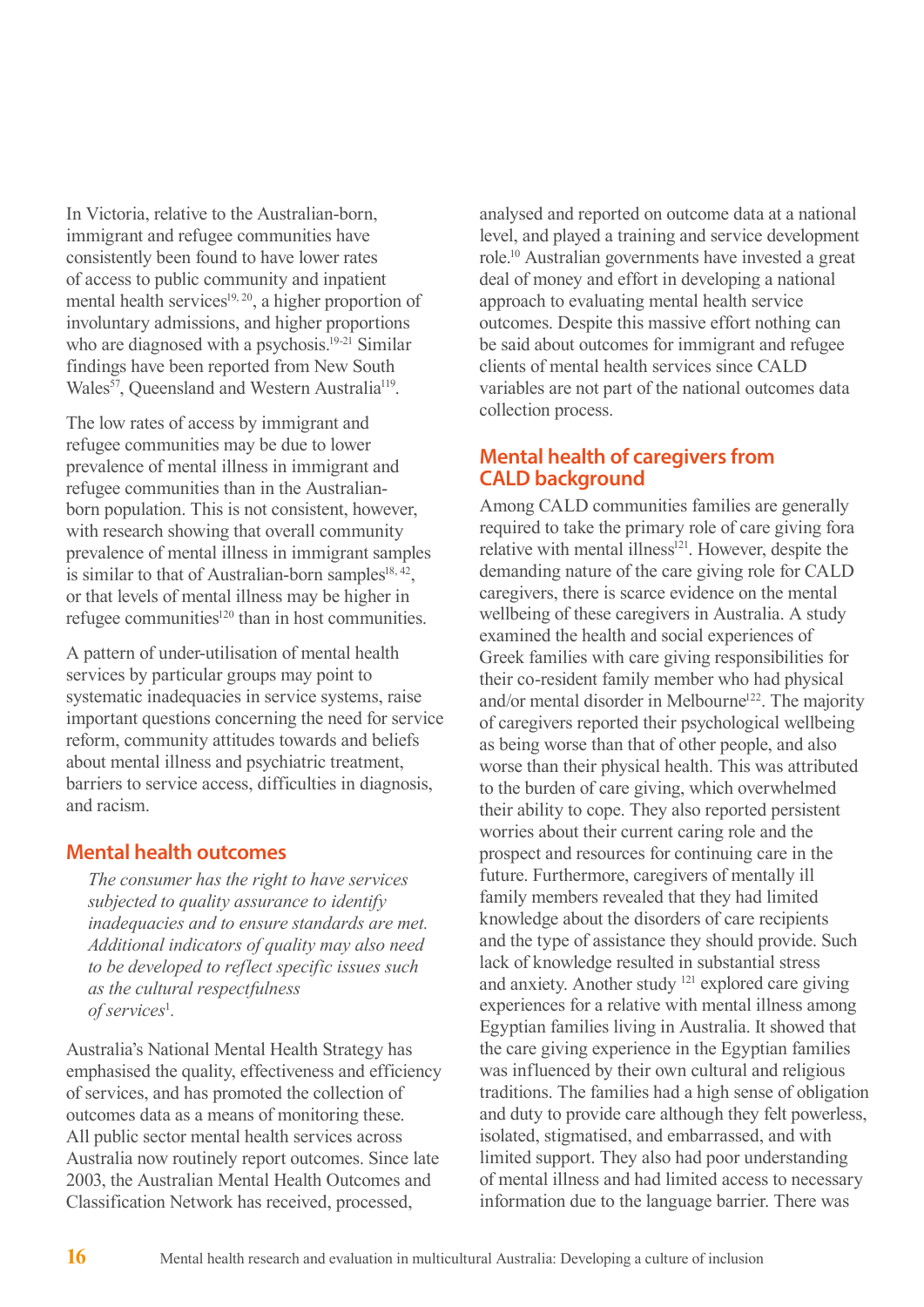In Victoria, relative to the Australian-born, immigrant and refugee communities have consistently been found to have lower rates of access to public community and inpatient mental health services[19, 20], a higher proportion of involuntary admissions, and higher proportions who are diagnosed with a psychosis.[19-21] Similar findings have been reported from New South Wales[57], Queensland and Western Australia[119].

The low rates of access by immigrant and refugee communities may be due to lower prevalence of mental illness in immigrant and refugee communities than in the Australian-born population. This is not consistent, however, with research showing that overall community prevalence of mental illness in immigrant samples is similar to that of Australian-born samples[18, 42], or that levels of mental illness may be higher in refugee communities[120] than in host communities.

A pattern of under-utilisation of mental health services by particular groups may point to systematic inadequacies in service systems, raise important questions concerning the need for service reform, community attitudes towards and beliefs about mental illness and psychiatric treatment, barriers to service access, difficulties in diagnosis, and racism.

## Mental health outcomes

> *The consumer has the right to have services subjected to quality assurance to identify inadequacies and to ensure standards are met. Additional indicators of quality may also need to be developed to reflect specific issues such as the cultural respectfulness of services*[1]*.*

Australia's National Mental Health Strategy has emphasised the quality, effectiveness and efficiency of services, and has promoted the collection of outcomes data as a means of monitoring these. All public sector mental health services across Australia now routinely report outcomes. Since late 2003, the Australian Mental Health Outcomes and Classification Network has received, processed, analysed and reported on outcome data at a national level, and played a training and service development role.[10] Australian governments have invested a great deal of money and effort in developing a national approach to evaluating mental health service outcomes. Despite this massive effort nothing can be said about outcomes for immigrant and refugee clients of mental health services since CALD variables are not part of the national outcomes data collection process.

## Mental health of caregivers from CALD background

Among CALD communities families are generally required to take the primary role of care giving fora relative with mental illness[121]. However, despite the demanding nature of the care giving role for CALD caregivers, there is scarce evidence on the mental wellbeing of these caregivers in Australia. A study examined the health and social experiences of Greek families with care giving responsibilities for their co-resident family member who had physical and/or mental disorder in Melbourne[122]. The majority of caregivers reported their psychological wellbeing as being worse than that of other people, and also worse than their physical health. This was attributed to the burden of care giving, which overwhelmed their ability to cope. They also reported persistent worries about their current caring role and the prospect and resources for continuing care in the future. Furthermore, caregivers of mentally ill family members revealed that they had limited knowledge about the disorders of care recipients and the type of assistance they should provide. Such lack of knowledge resulted in substantial stress and anxiety. Another study [121] explored care giving experiences for a relative with mental illness among Egyptian families living in Australia. It showed that the care giving experience in the Egyptian families was influenced by their own cultural and religious traditions. The families had a high sense of obligation and duty to provide care although they felt powerless, isolated, stigmatised, and embarrassed, and with limited support. They also had poor understanding of mental illness and had limited access to necessary information due to the language barrier. There was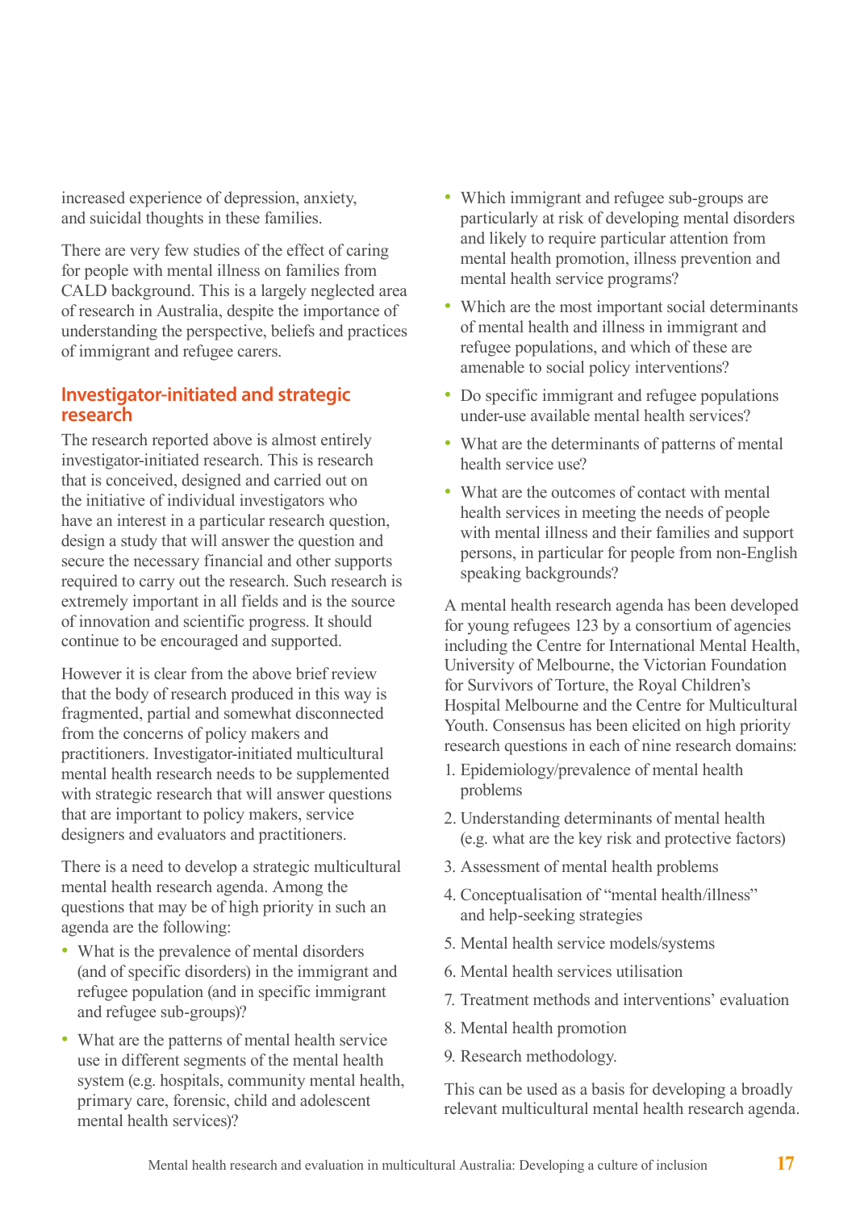increased experience of depression, anxiety, and suicidal thoughts in these families.

There are very few studies of the effect of caring for people with mental illness on families from CALD background. This is a largely neglected area of research in Australia, despite the importance of understanding the perspective, beliefs and practices of immigrant and refugee carers.

## Investigator-initiated and strategic research

The research reported above is almost entirely investigator-initiated research. This is research that is conceived, designed and carried out on the initiative of individual investigators who have an interest in a particular research question, design a study that will answer the question and secure the necessary financial and other supports required to carry out the research. Such research is extremely important in all fields and is the source of innovation and scientific progress. It should continue to be encouraged and supported.

However it is clear from the above brief review that the body of research produced in this way is fragmented, partial and somewhat disconnected from the concerns of policy makers and practitioners. Investigator-initiated multicultural mental health research needs to be supplemented with strategic research that will answer questions that are important to policy makers, service designers and evaluators and practitioners.

There is a need to develop a strategic multicultural mental health research agenda. Among the questions that may be of high priority in such an agenda are the following:

- What is the prevalence of mental disorders (and of specific disorders) in the immigrant and refugee population (and in specific immigrant and refugee sub-groups)?
- What are the patterns of mental health service use in different segments of the mental health system (e.g. hospitals, community mental health, primary care, forensic, child and adolescent mental health services)?
- Which immigrant and refugee sub-groups are particularly at risk of developing mental disorders and likely to require particular attention from mental health promotion, illness prevention and mental health service programs?
- Which are the most important social determinants of mental health and illness in immigrant and refugee populations, and which of these are amenable to social policy interventions?
- Do specific immigrant and refugee populations under-use available mental health services?
- What are the determinants of patterns of mental health service use?
- What are the outcomes of contact with mental health services in meeting the needs of people with mental illness and their families and support persons, in particular for people from non-English speaking backgrounds?

A mental health research agenda has been developed for young refugees 123 by a consortium of agencies including the Centre for International Mental Health, University of Melbourne, the Victorian Foundation for Survivors of Torture, the Royal Children's Hospital Melbourne and the Centre for Multicultural Youth. Consensus has been elicited on high priority research questions in each of nine research domains:

1. Epidemiology/prevalence of mental health problems
2. Understanding determinants of mental health (e.g. what are the key risk and protective factors)
3. Assessment of mental health problems
4. Conceptualisation of "mental health/illness" and help-seeking strategies
5. Mental health service models/systems
6. Mental health services utilisation
7. Treatment methods and interventions' evaluation
8. Mental health promotion
9. Research methodology.

This can be used as a basis for developing a broadly relevant multicultural mental health research agenda.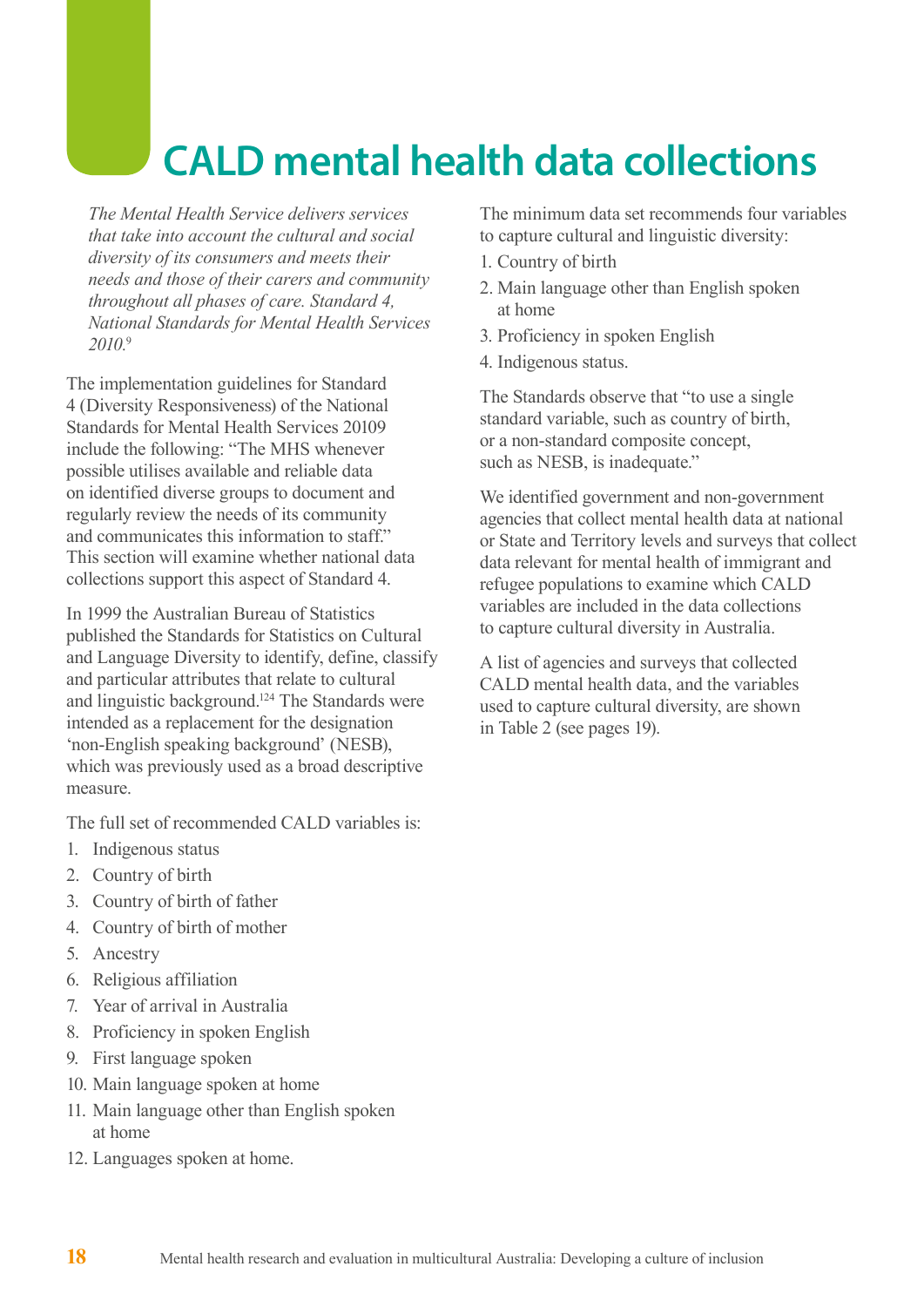# CALD mental health data collections

*The Mental Health Service delivers services that take into account the cultural and social diversity of its consumers and meets their needs and those of their carers and community throughout all phases of care. Standard 4, National Standards for Mental Health Services 2010.*[9]

The implementation guidelines for Standard 4 (Diversity Responsiveness) of the National Standards for Mental Health Services 20109 include the following: "The MHS whenever possible utilises available and reliable data on identified diverse groups to document and regularly review the needs of its community and communicates this information to staff." This section will examine whether national data collections support this aspect of Standard 4.

In 1999 the Australian Bureau of Statistics published the Standards for Statistics on Cultural and Language Diversity to identify, define, classify and particular attributes that relate to cultural and linguistic background.[124] The Standards were intended as a replacement for the designation 'non-English speaking background' (NESB), which was previously used as a broad descriptive measure.

The full set of recommended CALD variables is:

1. Indigenous status
2. Country of birth
3. Country of birth of father
4. Country of birth of mother
5. Ancestry
6. Religious affiliation
7. Year of arrival in Australia
8. Proficiency in spoken English
9. First language spoken
10. Main language spoken at home
11. Main language other than English spoken at home
12. Languages spoken at home.

The minimum data set recommends four variables to capture cultural and linguistic diversity:

1. Country of birth
2. Main language other than English spoken at home
3. Proficiency in spoken English
4. Indigenous status.

The Standards observe that "to use a single standard variable, such as country of birth, or a non-standard composite concept, such as NESB, is inadequate."

We identified government and non-government agencies that collect mental health data at national or State and Territory levels and surveys that collect data relevant for mental health of immigrant and refugee populations to examine which CALD variables are included in the data collections to capture cultural diversity in Australia.

A list of agencies and surveys that collected CALD mental health data, and the variables used to capture cultural diversity, are shown in Table 2 (see pages 19).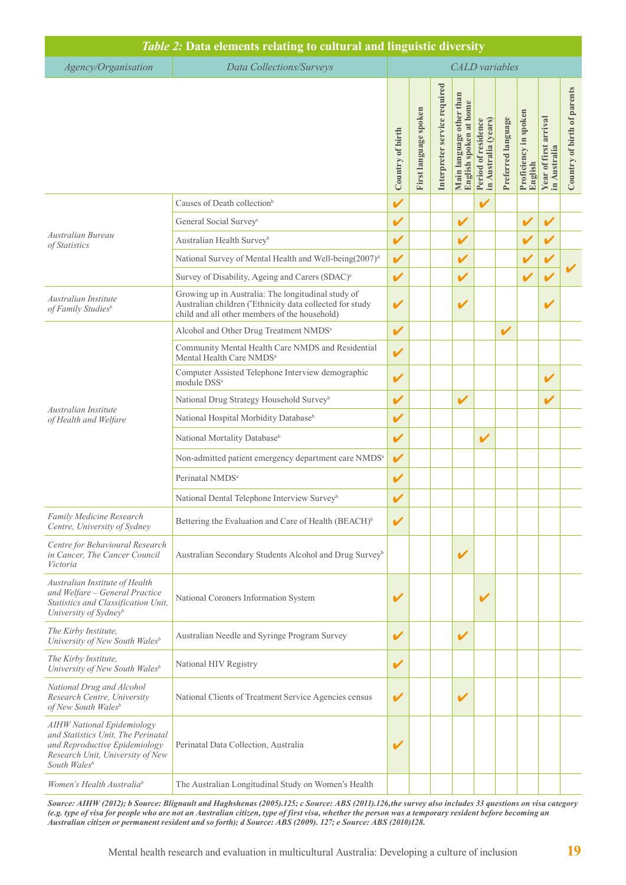*Table 2:* **Data elements relating to cultural and linguistic diversity**

| *Agency/Organisation* | *Data Collections/Surveys* | *CALD variables* | | | | | | | | |
|---|---|---|---|---|---|---|---|---|---|---|
| | | **Country of birth** | **First language spoken** | **Interpreter service required** | **Main language other than English spoken at home** | **Period of residence in Australia (years)** | **Preferred language** | **Proficiency in spoken English** | **Year of first arrival in Australia** | **Country of birth of parents** |
| *Australian Bureau of Statistics* | Causes of Death collection[b] | ✔ | | | | ✔ | | | | |
| | General Social Survey[c] | ✔ | | | ✔ | | | ✔ | ✔ | |
| | Australian Health Survey[b] | ✔ | | | ✔ | | | ✔ | ✔ | |
| | National Survey of Mental Health and Well-being(2007)[d] | ✔ | | | ✔ | | | ✔ | ✔ | ✔ |
| | Survey of Disability, Ageing and Carers (SDAC)[e] | ✔ | | | ✔ | | | ✔ | ✔ | ✔ |
| *Australian Institute of Family Studies[b]* | Growing up in Australia: The longitudinal study of Australian children (*Ethnicity data collected for study child and all other members of the household) | ✔ | | | ✔ | | | | ✔ | |
| *Australian Institute of Health and Welfare* | Alcohol and Other Drug Treatment NMDS[a] | ✔ | | | | | ✔ | | | |
| | Community Mental Health Care NMDS and Residential Mental Health Care NMDS[a] | ✔ | | | | | | | | |
| | Computer Assisted Telephone Interview demographic module DSS[a] | ✔ | | | | | | | ✔ | |
| | National Drug Strategy Household Survey[b] | ✔ | | | ✔ | | | | ✔ | |
| | National Hospital Morbidity Database[b] | ✔ | | | | | | | | |
| | National Mortality Database[b] | ✔ | | | | ✔ | | | | |
| | Non-admitted patient emergency department care NMDS[a] | ✔ | | | | | | | | |
| | Perinatal NMDS[a] | ✔ | | | | | | | | |
| | National Dental Telephone Interview Survey[b] | ✔ | | | | | | | | |
| *Family Medicine Research Centre, University of Sydney* | Bettering the Evaluation and Care of Health (BEACH)[b] | ✔ | | | | | | | | |
| *Centre for Behavioural Research in Cancer, The Cancer Council Victoria* | Australian Secondary Students Alcohol and Drug Survey[b] | | | | ✔ | | | | | |
| *Australian Institute of Health and Welfare – General Practice Statistics and Classification Unit, University of Sydney[b]* | National Coroners Information System | ✔ | | | | ✔ | | | | |
| *The Kirby Institute, University of New South Wales[b]* | Australian Needle and Syringe Program Survey | ✔ | | | ✔ | | | | | |
| *The Kirby Institute, University of New South Wales[b]* | National HIV Registry | ✔ | | | | | | | | |
| *National Drug and Alcohol Research Centre, University of New South Wales[b]* | National Clients of Treatment Service Agencies census | ✔ | | | ✔ | | | | | |
| *AIHW National Epidemiology and Statistics Unit, The Perinatal and Reproductive Epidemiology Research Unit, University of New South Wales[b]* | Perinatal Data Collection, Australia | ✔ | | | | | | | | |
| *Women's Health Australia[b]* | The Australian Longitudinal Study on Women's Health | | | | | | | | | |

***Source: AIHW (2012); b Source: Blignault and Haghshenas (2005).125; c Source: ABS (2011).126,the survey also includes 33 questions on visa category (e.g. type of visa for people who are not an Australian citizen, type of first visa, whether the person was a temporary resident before becoming an Australian citizen or permanent resident and so forth); d Source: ABS (2009). 127; e Source: ABS (2010)128.***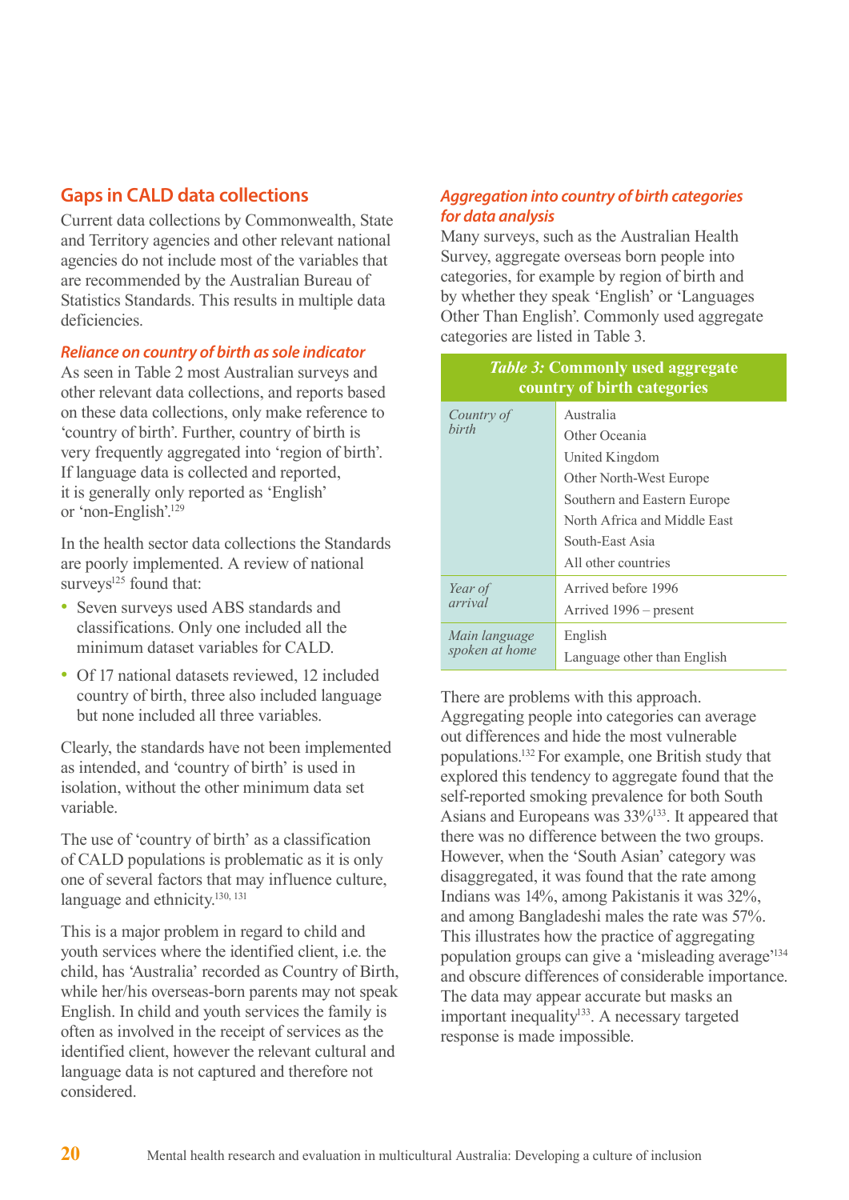## Gaps in CALD data collections

Current data collections by Commonwealth, State and Territory agencies and other relevant national agencies do not include most of the variables that are recommended by the Australian Bureau of Statistics Standards. This results in multiple data deficiencies.

### *Reliance on country of birth as sole indicator*

As seen in Table 2 most Australian surveys and other relevant data collections, and reports based on these data collections, only make reference to 'country of birth'. Further, country of birth is very frequently aggregated into 'region of birth'. If language data is collected and reported, it is generally only reported as 'English' or 'non-English'.[129]

In the health sector data collections the Standards are poorly implemented. A review of national surveys[125] found that:

- Seven surveys used ABS standards and classifications. Only one included all the minimum dataset variables for CALD.
- Of 17 national datasets reviewed, 12 included country of birth, three also included language but none included all three variables.

Clearly, the standards have not been implemented as intended, and 'country of birth' is used in isolation, without the other minimum data set variable.

The use of 'country of birth' as a classification of CALD populations is problematic as it is only one of several factors that may influence culture, language and ethnicity.[130, 131]

This is a major problem in regard to child and youth services where the identified client, i.e. the child, has 'Australia' recorded as Country of Birth, while her/his overseas-born parents may not speak English. In child and youth services the family is often as involved in the receipt of services as the identified client, however the relevant cultural and language data is not captured and therefore not considered.

### *Aggregation into country of birth categories for data analysis*

Many surveys, such as the Australian Health Survey, aggregate overseas born people into categories, for example by region of birth and by whether they speak 'English' or 'Languages Other Than English'. Commonly used aggregate categories are listed in Table 3.

**Table 3: Commonly used aggregate country of birth categories**

| | |
|---|---|
| *Country of birth* | Australia<br>Other Oceania<br>United Kingdom<br>Other North-West Europe<br>Southern and Eastern Europe<br>North Africa and Middle East<br>South-East Asia<br>All other countries |
| *Year of arrival* | Arrived before 1996<br>Arrived 1996 – present |
| *Main language spoken at home* | English<br>Language other than English |

There are problems with this approach. Aggregating people into categories can average out differences and hide the most vulnerable populations.[132] For example, one British study that explored this tendency to aggregate found that the self-reported smoking prevalence for both South Asians and Europeans was 33%[133]. It appeared that there was no difference between the two groups. However, when the 'South Asian' category was disaggregated, it was found that the rate among Indians was 14%, among Pakistanis it was 32%, and among Bangladeshi males the rate was 57%. This illustrates how the practice of aggregating population groups can give a 'misleading average'[134] and obscure differences of considerable importance. The data may appear accurate but masks an important inequality[133]. A necessary targeted response is made impossible.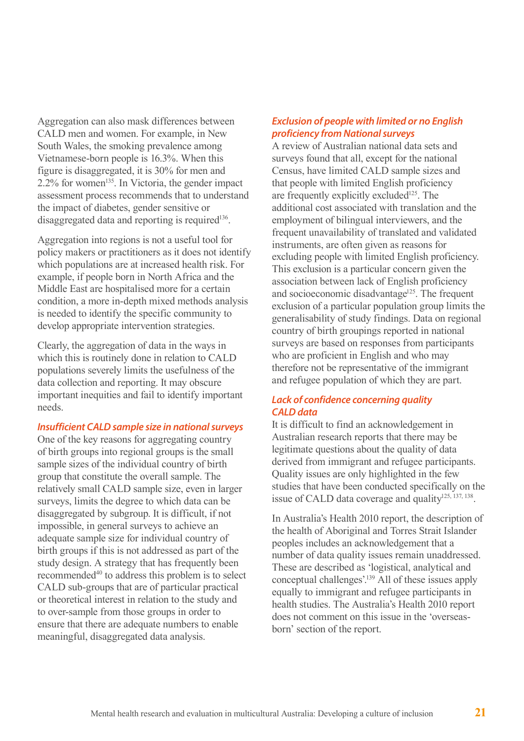Aggregation can also mask differences between CALD men and women. For example, in New South Wales, the smoking prevalence among Vietnamese-born people is 16.3%. When this figure is disaggregated, it is 30% for men and 2.2% for women[135]. In Victoria, the gender impact assessment process recommends that to understand the impact of diabetes, gender sensitive or disaggregated data and reporting is required[136].

Aggregation into regions is not a useful tool for policy makers or practitioners as it does not identify which populations are at increased health risk. For example, if people born in North Africa and the Middle East are hospitalised more for a certain condition, a more in-depth mixed methods analysis is needed to identify the specific community to develop appropriate intervention strategies.

Clearly, the aggregation of data in the ways in which this is routinely done in relation to CALD populations severely limits the usefulness of the data collection and reporting. It may obscure important inequities and fail to identify important needs.

### *Insufficient CALD sample size in national surveys*

One of the key reasons for aggregating country of birth groups into regional groups is the small sample sizes of the individual country of birth group that constitute the overall sample. The relatively small CALD sample size, even in larger surveys, limits the degree to which data can be disaggregated by subgroup. It is difficult, if not impossible, in general surveys to achieve an adequate sample size for individual country of birth groups if this is not addressed as part of the study design. A strategy that has frequently been recommended[40] to address this problem is to select CALD sub-groups that are of particular practical or theoretical interest in relation to the study and to over-sample from those groups in order to ensure that there are adequate numbers to enable meaningful, disaggregated data analysis.

### *Exclusion of people with limited or no English proficiency from National surveys*

A review of Australian national data sets and surveys found that all, except for the national Census, have limited CALD sample sizes and that people with limited English proficiency are frequently explicitly excluded[125]. The additional cost associated with translation and the employment of bilingual interviewers, and the frequent unavailability of translated and validated instruments, are often given as reasons for excluding people with limited English proficiency. This exclusion is a particular concern given the association between lack of English proficiency and socioeconomic disadvantage[125]. The frequent exclusion of a particular population group limits the generalisability of study findings. Data on regional country of birth groupings reported in national surveys are based on responses from participants who are proficient in English and who may therefore not be representative of the immigrant and refugee population of which they are part.

### *Lack of confidence concerning quality CALD data*

It is difficult to find an acknowledgement in Australian research reports that there may be legitimate questions about the quality of data derived from immigrant and refugee participants. Quality issues are only highlighted in the few studies that have been conducted specifically on the issue of CALD data coverage and quality[125, 137, 138].

In Australia's Health 2010 report, the description of the health of Aboriginal and Torres Strait Islander peoples includes an acknowledgement that a number of data quality issues remain unaddressed. These are described as 'logistical, analytical and conceptual challenges'.[139] All of these issues apply equally to immigrant and refugee participants in health studies. The Australia's Health 2010 report does not comment on this issue in the 'overseas-born' section of the report.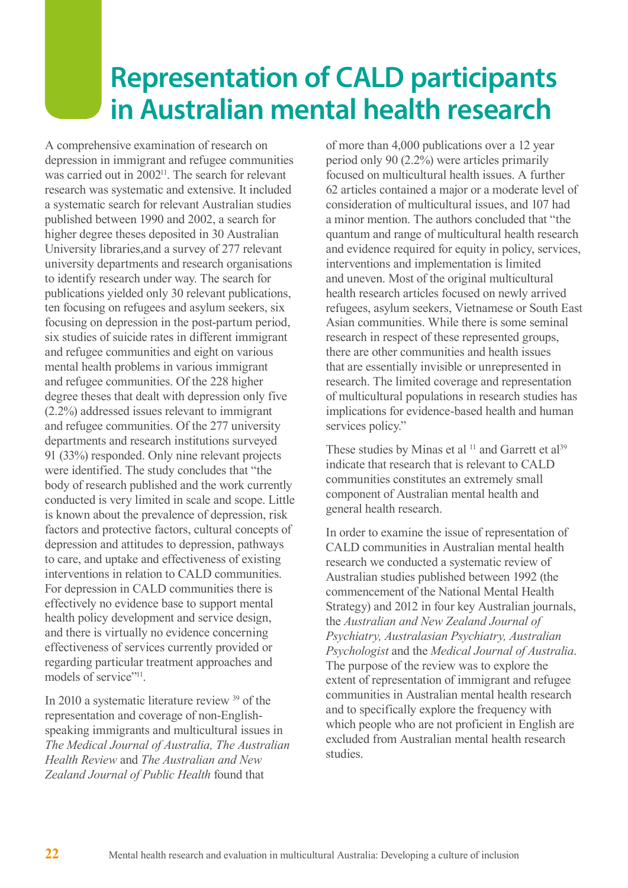# Representation of CALD participants in Australian mental health research

A comprehensive examination of research on depression in immigrant and refugee communities was carried out in 2002[11]. The search for relevant research was systematic and extensive. It included a systematic search for relevant Australian studies published between 1990 and 2002, a search for higher degree theses deposited in 30 Australian University libraries,and a survey of 277 relevant university departments and research organisations to identify research under way. The search for publications yielded only 30 relevant publications, ten focusing on refugees and asylum seekers, six focusing on depression in the post-partum period, six studies of suicide rates in different immigrant and refugee communities and eight on various mental health problems in various immigrant and refugee communities. Of the 228 higher degree theses that dealt with depression only five (2.2%) addressed issues relevant to immigrant and refugee communities. Of the 277 university departments and research institutions surveyed 91 (33%) responded. Only nine relevant projects were identified. The study concludes that "the body of research published and the work currently conducted is very limited in scale and scope. Little is known about the prevalence of depression, risk factors and protective factors, cultural concepts of depression and attitudes to depression, pathways to care, and uptake and effectiveness of existing interventions in relation to CALD communities. For depression in CALD communities there is effectively no evidence base to support mental health policy development and service design, and there is virtually no evidence concerning effectiveness of services currently provided or regarding particular treatment approaches and models of service"[11].

In 2010 a systematic literature review [39] of the representation and coverage of non-English-speaking immigrants and multicultural issues in *The Medical Journal of Australia, The Australian Health Review* and *The Australian and New Zealand Journal of Public Health* found that of more than 4,000 publications over a 12 year period only 90 (2.2%) were articles primarily focused on multicultural health issues. A further 62 articles contained a major or a moderate level of consideration of multicultural issues, and 107 had a minor mention. The authors concluded that "the quantum and range of multicultural health research and evidence required for equity in policy, services, interventions and implementation is limited and uneven. Most of the original multicultural health research articles focused on newly arrived refugees, asylum seekers, Vietnamese or South East Asian communities. While there is some seminal research in respect of these represented groups, there are other communities and health issues that are essentially invisible or unrepresented in research. The limited coverage and representation of multicultural populations in research studies has implications for evidence-based health and human services policy."

These studies by Minas et al [11] and Garrett et al[39] indicate that research that is relevant to CALD communities constitutes an extremely small component of Australian mental health and general health research.

In order to examine the issue of representation of CALD communities in Australian mental health research we conducted a systematic review of Australian studies published between 1992 (the commencement of the National Mental Health Strategy) and 2012 in four key Australian journals, the *Australian and New Zealand Journal of Psychiatry, Australasian Psychiatry, Australian Psychologist* and the *Medical Journal of Australia*. The purpose of the review was to explore the extent of representation of immigrant and refugee communities in Australian mental health research and to specifically explore the frequency with which people who are not proficient in English are excluded from Australian mental health research studies.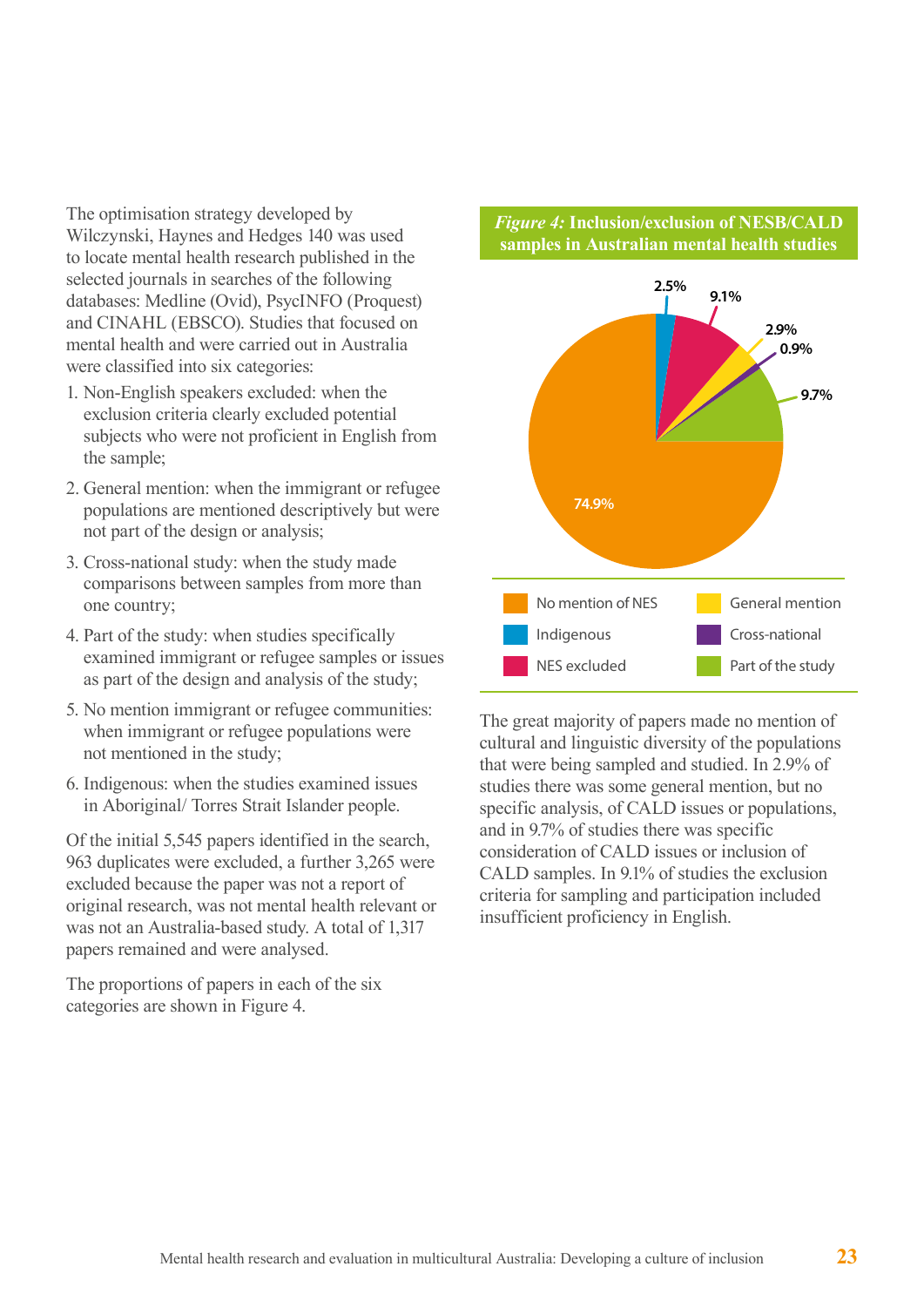The optimisation strategy developed by Wilczynski, Haynes and Hedges 140 was used to locate mental health research published in the selected journals in searches of the following databases: Medline (Ovid), PsycINFO (Proquest) and CINAHL (EBSCO). Studies that focused on mental health and were carried out in Australia were classified into six categories:

1. Non-English speakers excluded: when the exclusion criteria clearly excluded potential subjects who were not proficient in English from the sample;
2. General mention: when the immigrant or refugee populations are mentioned descriptively but were not part of the design or analysis;
3. Cross-national study: when the study made comparisons between samples from more than one country;
4. Part of the study: when studies specifically examined immigrant or refugee samples or issues as part of the design and analysis of the study;
5. No mention immigrant or refugee communities: when immigrant or refugee populations were not mentioned in the study;
6. Indigenous: when the studies examined issues in Aboriginal/ Torres Strait Islander people.

Of the initial 5,545 papers identified in the search, 963 duplicates were excluded, a further 3,265 were excluded because the paper was not a report of original research, was not mental health relevant or was not an Australia-based study. A total of 1,317 papers remained and were analysed.

The proportions of papers in each of the six categories are shown in Figure 4.

***Figure 4:*** **Inclusion/exclusion of NESB/CALD samples in Australian mental health studies**

| Category | Percentage |
|---|---|
| No mention of NES | 74.9% |
| Indigenous | 2.5% |
| NES excluded | 9.1% |
| General mention | 2.9% |
| Cross-national | 0.9% |
| Part of the study | 9.7% |

The great majority of papers made no mention of cultural and linguistic diversity of the populations that were being sampled and studied. In 2.9% of studies there was some general mention, but no specific analysis, of CALD issues or populations, and in 9.7% of studies there was specific consideration of CALD issues or inclusion of CALD samples. In 9.1% of studies the exclusion criteria for sampling and participation included insufficient proficiency in English.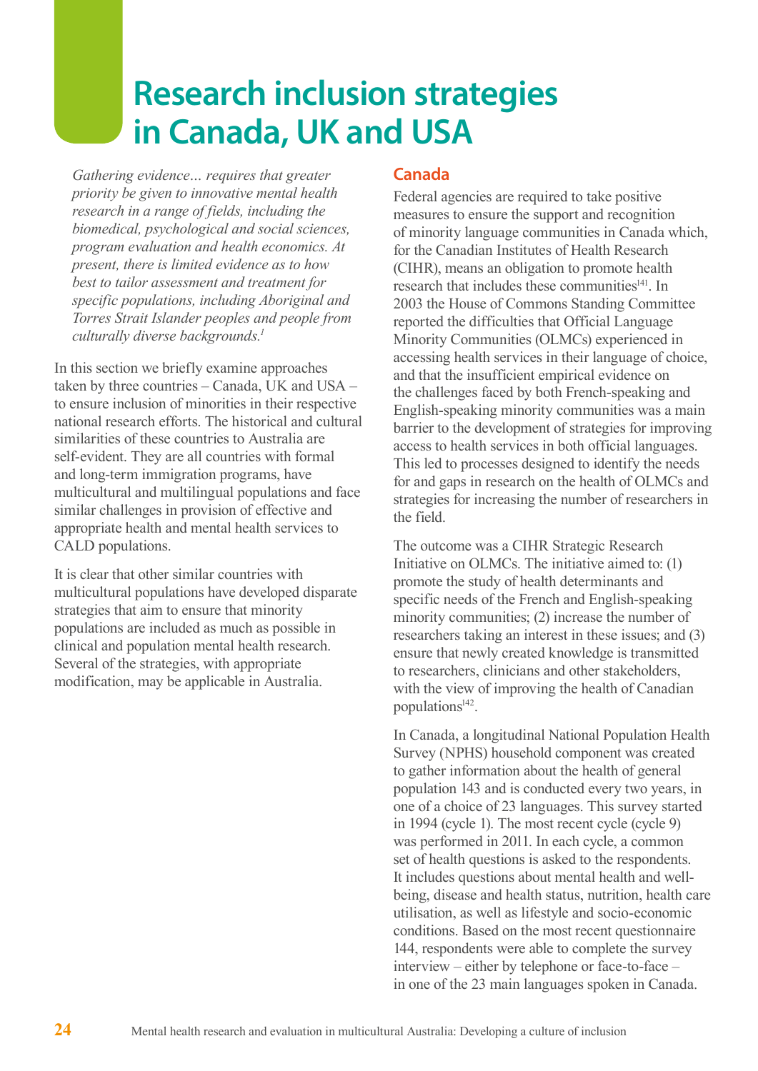# Research inclusion strategies in Canada, UK and USA

*Gathering evidence… requires that greater priority be given to innovative mental health research in a range of fields, including the biomedical, psychological and social sciences, program evaluation and health economics. At present, there is limited evidence as to how best to tailor assessment and treatment for specific populations, including Aboriginal and Torres Strait Islander peoples and people from culturally diverse backgrounds.*[1]

In this section we briefly examine approaches taken by three countries – Canada, UK and USA – to ensure inclusion of minorities in their respective national research efforts. The historical and cultural similarities of these countries to Australia are self-evident. They are all countries with formal and long-term immigration programs, have multicultural and multilingual populations and face similar challenges in provision of effective and appropriate health and mental health services to CALD populations.

It is clear that other similar countries with multicultural populations have developed disparate strategies that aim to ensure that minority populations are included as much as possible in clinical and population mental health research. Several of the strategies, with appropriate modification, may be applicable in Australia.

## Canada

Federal agencies are required to take positive measures to ensure the support and recognition of minority language communities in Canada which, for the Canadian Institutes of Health Research (CIHR), means an obligation to promote health research that includes these communities[141]. In 2003 the House of Commons Standing Committee reported the difficulties that Official Language Minority Communities (OLMCs) experienced in accessing health services in their language of choice, and that the insufficient empirical evidence on the challenges faced by both French-speaking and English-speaking minority communities was a main barrier to the development of strategies for improving access to health services in both official languages. This led to processes designed to identify the needs for and gaps in research on the health of OLMCs and strategies for increasing the number of researchers in the field.

The outcome was a CIHR Strategic Research Initiative on OLMCs. The initiative aimed to: (1) promote the study of health determinants and specific needs of the French and English-speaking minority communities; (2) increase the number of researchers taking an interest in these issues; and (3) ensure that newly created knowledge is transmitted to researchers, clinicians and other stakeholders, with the view of improving the health of Canadian populations[142].

In Canada, a longitudinal National Population Health Survey (NPHS) household component was created to gather information about the health of general population 143 and is conducted every two years, in one of a choice of 23 languages. This survey started in 1994 (cycle 1). The most recent cycle (cycle 9) was performed in 2011. In each cycle, a common set of health questions is asked to the respondents. It includes questions about mental health and well-being, disease and health status, nutrition, health care utilisation, as well as lifestyle and socio-economic conditions. Based on the most recent questionnaire 144, respondents were able to complete the survey interview – either by telephone or face-to-face – in one of the 23 main languages spoken in Canada.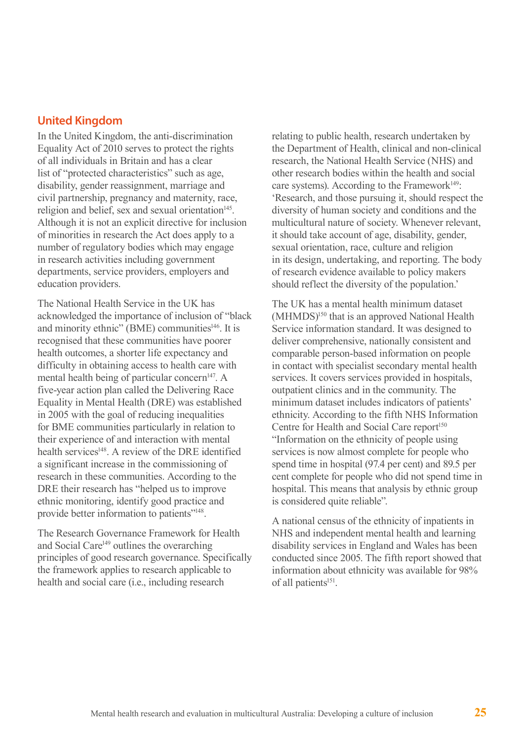## United Kingdom

In the United Kingdom, the anti-discrimination Equality Act of 2010 serves to protect the rights of all individuals in Britain and has a clear list of "protected characteristics" such as age, disability, gender reassignment, marriage and civil partnership, pregnancy and maternity, race, religion and belief, sex and sexual orientation[145]. Although it is not an explicit directive for inclusion of minorities in research the Act does apply to a number of regulatory bodies which may engage in research activities including government departments, service providers, employers and education providers.

The National Health Service in the UK has acknowledged the importance of inclusion of "black and minority ethnic" (BME) communities[146]. It is recognised that these communities have poorer health outcomes, a shorter life expectancy and difficulty in obtaining access to health care with mental health being of particular concern[147]. A five-year action plan called the Delivering Race Equality in Mental Health (DRE) was established in 2005 with the goal of reducing inequalities for BME communities particularly in relation to their experience of and interaction with mental health services[148]. A review of the DRE identified a significant increase in the commissioning of research in these communities. According to the DRE their research has "helped us to improve ethnic monitoring, identify good practice and provide better information to patients"[148].

The Research Governance Framework for Health and Social Care[149] outlines the overarching principles of good research governance. Specifically the framework applies to research applicable to health and social care (i.e., including research relating to public health, research undertaken by the Department of Health, clinical and non-clinical research, the National Health Service (NHS) and other research bodies within the health and social care systems). According to the Framework[149]: 'Research, and those pursuing it, should respect the diversity of human society and conditions and the multicultural nature of society. Whenever relevant, it should take account of age, disability, gender, sexual orientation, race, culture and religion in its design, undertaking, and reporting. The body of research evidence available to policy makers should reflect the diversity of the population.'

The UK has a mental health minimum dataset (MHMDS)[150] that is an approved National Health Service information standard. It was designed to deliver comprehensive, nationally consistent and comparable person-based information on people in contact with specialist secondary mental health services. It covers services provided in hospitals, outpatient clinics and in the community. The minimum dataset includes indicators of patients' ethnicity. According to the fifth NHS Information Centre for Health and Social Care report[150] "Information on the ethnicity of people using services is now almost complete for people who spend time in hospital (97.4 per cent) and 89.5 per cent complete for people who did not spend time in hospital. This means that analysis by ethnic group is considered quite reliable".

A national census of the ethnicity of inpatients in NHS and independent mental health and learning disability services in England and Wales has been conducted since 2005. The fifth report showed that information about ethnicity was available for 98% of all patients[151].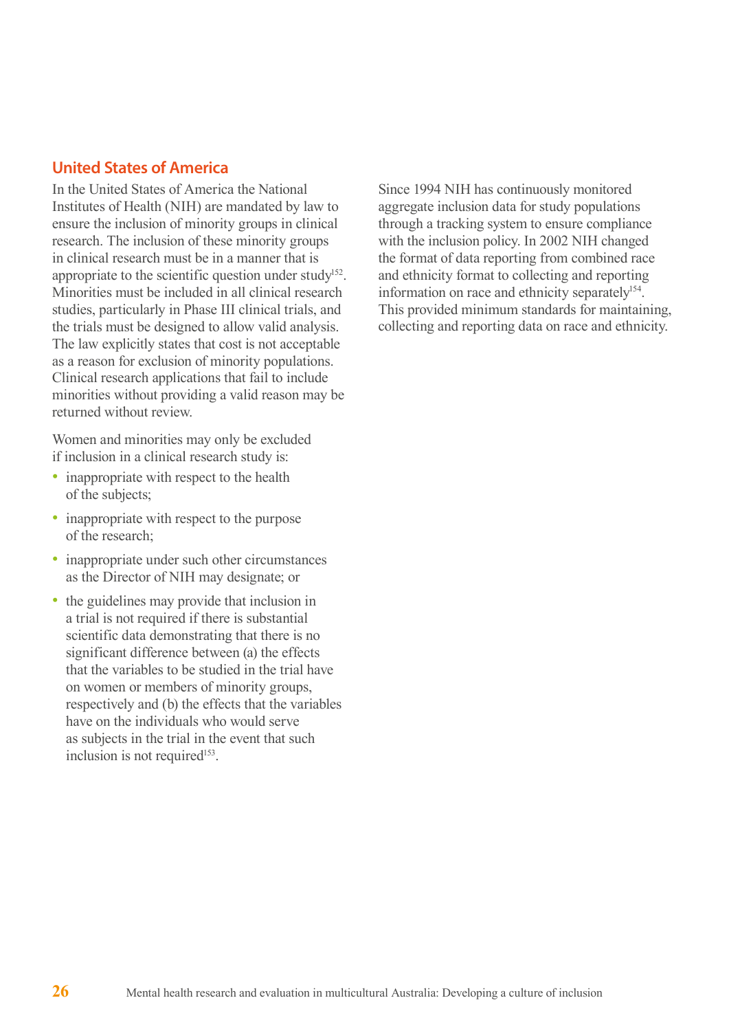## United States of America

In the United States of America the National Institutes of Health (NIH) are mandated by law to ensure the inclusion of minority groups in clinical research. The inclusion of these minority groups in clinical research must be in a manner that is appropriate to the scientific question under study[152]. Minorities must be included in all clinical research studies, particularly in Phase III clinical trials, and the trials must be designed to allow valid analysis. The law explicitly states that cost is not acceptable as a reason for exclusion of minority populations. Clinical research applications that fail to include minorities without providing a valid reason may be returned without review.

Women and minorities may only be excluded if inclusion in a clinical research study is:

- inappropriate with respect to the health of the subjects;
- inappropriate with respect to the purpose of the research;
- inappropriate under such other circumstances as the Director of NIH may designate; or
- the guidelines may provide that inclusion in a trial is not required if there is substantial scientific data demonstrating that there is no significant difference between (a) the effects that the variables to be studied in the trial have on women or members of minority groups, respectively and (b) the effects that the variables have on the individuals who would serve as subjects in the trial in the event that such inclusion is not required[153].

Since 1994 NIH has continuously monitored aggregate inclusion data for study populations through a tracking system to ensure compliance with the inclusion policy. In 2002 NIH changed the format of data reporting from combined race and ethnicity format to collecting and reporting information on race and ethnicity separately[154]. This provided minimum standards for maintaining, collecting and reporting data on race and ethnicity.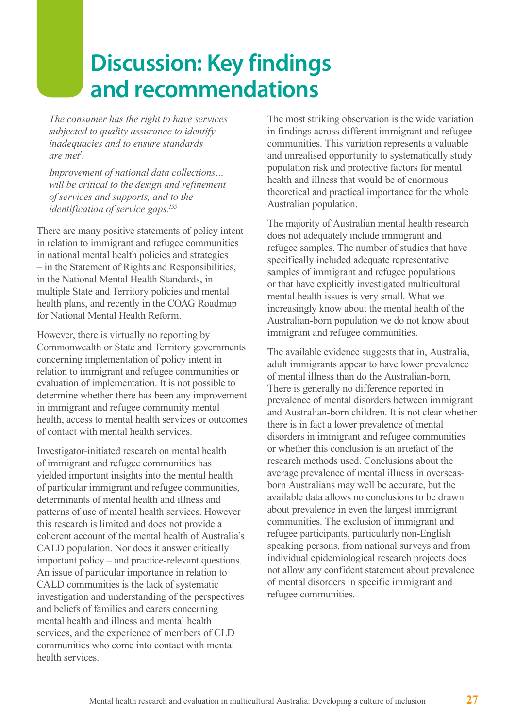# Discussion: Key findings and recommendations

*The consumer has the right to have services subjected to quality assurance to identify inadequacies and to ensure standards are met[1].*

*Improvement of national data collections… will be critical to the design and refinement of services and supports, and to the identification of service gaps.[155]*

There are many positive statements of policy intent in relation to immigrant and refugee communities in national mental health policies and strategies – in the Statement of Rights and Responsibilities, in the National Mental Health Standards, in multiple State and Territory policies and mental health plans, and recently in the COAG Roadmap for National Mental Health Reform.

However, there is virtually no reporting by Commonwealth or State and Territory governments concerning implementation of policy intent in relation to immigrant and refugee communities or evaluation of implementation. It is not possible to determine whether there has been any improvement in immigrant and refugee community mental health, access to mental health services or outcomes of contact with mental health services.

Investigator-initiated research on mental health of immigrant and refugee communities has yielded important insights into the mental health of particular immigrant and refugee communities, determinants of mental health and illness and patterns of use of mental health services. However this research is limited and does not provide a coherent account of the mental health of Australia's CALD population. Nor does it answer critically important policy – and practice-relevant questions. An issue of particular importance in relation to CALD communities is the lack of systematic investigation and understanding of the perspectives and beliefs of families and carers concerning mental health and illness and mental health services, and the experience of members of CLD communities who come into contact with mental health services.

The most striking observation is the wide variation in findings across different immigrant and refugee communities. This variation represents a valuable and unrealised opportunity to systematically study population risk and protective factors for mental health and illness that would be of enormous theoretical and practical importance for the whole Australian population.

The majority of Australian mental health research does not adequately include immigrant and refugee samples. The number of studies that have specifically included adequate representative samples of immigrant and refugee populations or that have explicitly investigated multicultural mental health issues is very small. What we increasingly know about the mental health of the Australian-born population we do not know about immigrant and refugee communities.

The available evidence suggests that in, Australia, adult immigrants appear to have lower prevalence of mental illness than do the Australian-born. There is generally no difference reported in prevalence of mental disorders between immigrant and Australian-born children. It is not clear whether there is in fact a lower prevalence of mental disorders in immigrant and refugee communities or whether this conclusion is an artefact of the research methods used. Conclusions about the average prevalence of mental illness in overseas-born Australians may well be accurate, but the available data allows no conclusions to be drawn about prevalence in even the largest immigrant communities. The exclusion of immigrant and refugee participants, particularly non-English speaking persons, from national surveys and from individual epidemiological research projects does not allow any confident statement about prevalence of mental disorders in specific immigrant and refugee communities.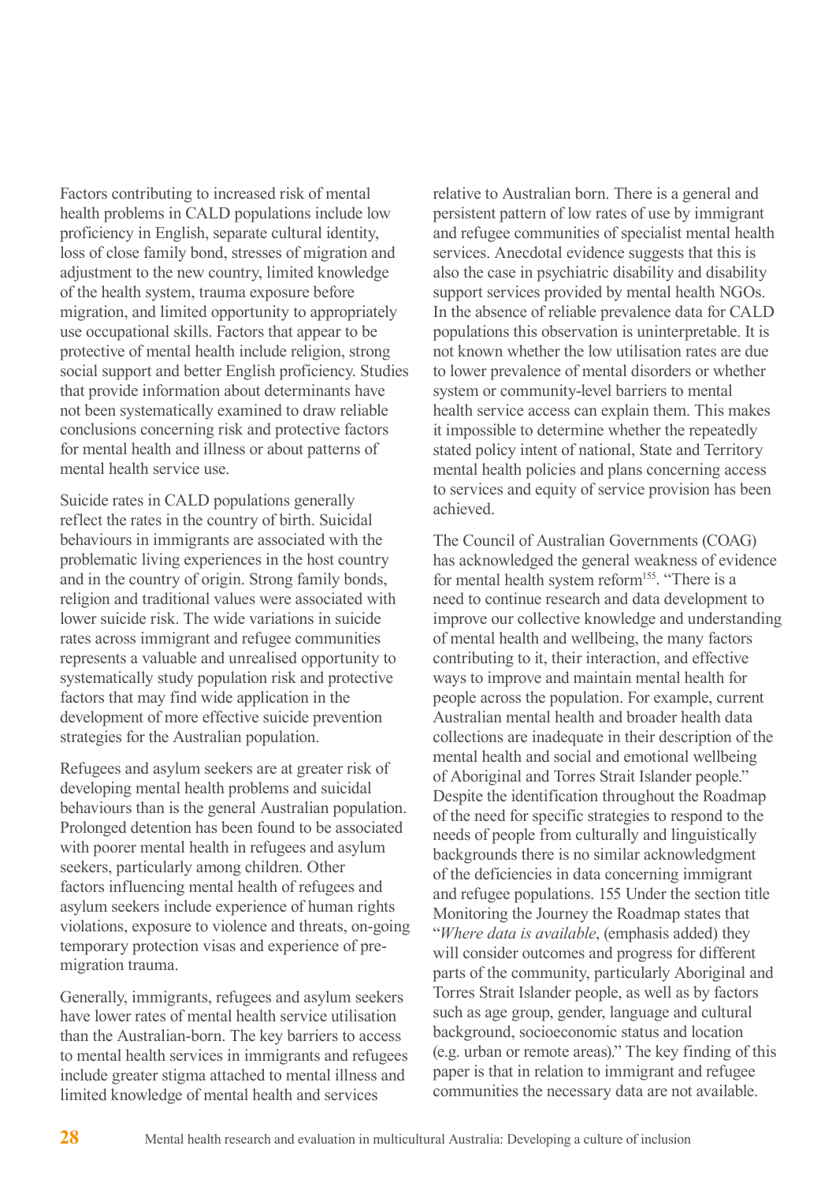Factors contributing to increased risk of mental health problems in CALD populations include low proficiency in English, separate cultural identity, loss of close family bond, stresses of migration and adjustment to the new country, limited knowledge of the health system, trauma exposure before migration, and limited opportunity to appropriately use occupational skills. Factors that appear to be protective of mental health include religion, strong social support and better English proficiency. Studies that provide information about determinants have not been systematically examined to draw reliable conclusions concerning risk and protective factors for mental health and illness or about patterns of mental health service use.

Suicide rates in CALD populations generally reflect the rates in the country of birth. Suicidal behaviours in immigrants are associated with the problematic living experiences in the host country and in the country of origin. Strong family bonds, religion and traditional values were associated with lower suicide risk. The wide variations in suicide rates across immigrant and refugee communities represents a valuable and unrealised opportunity to systematically study population risk and protective factors that may find wide application in the development of more effective suicide prevention strategies for the Australian population.

Refugees and asylum seekers are at greater risk of developing mental health problems and suicidal behaviours than is the general Australian population. Prolonged detention has been found to be associated with poorer mental health in refugees and asylum seekers, particularly among children. Other factors influencing mental health of refugees and asylum seekers include experience of human rights violations, exposure to violence and threats, on-going temporary protection visas and experience of pre-migration trauma.

Generally, immigrants, refugees and asylum seekers have lower rates of mental health service utilisation than the Australian-born. The key barriers to access to mental health services in immigrants and refugees include greater stigma attached to mental illness and limited knowledge of mental health and services relative to Australian born. There is a general and persistent pattern of low rates of use by immigrant and refugee communities of specialist mental health services. Anecdotal evidence suggests that this is also the case in psychiatric disability and disability support services provided by mental health NGOs. In the absence of reliable prevalence data for CALD populations this observation is uninterpretable. It is not known whether the low utilisation rates are due to lower prevalence of mental disorders or whether system or community-level barriers to mental health service access can explain them. This makes it impossible to determine whether the repeatedly stated policy intent of national, State and Territory mental health policies and plans concerning access to services and equity of service provision has been achieved.

The Council of Australian Governments (COAG) has acknowledged the general weakness of evidence for mental health system reform[155]. "There is a need to continue research and data development to improve our collective knowledge and understanding of mental health and wellbeing, the many factors contributing to it, their interaction, and effective ways to improve and maintain mental health for people across the population. For example, current Australian mental health and broader health data collections are inadequate in their description of the mental health and social and emotional wellbeing of Aboriginal and Torres Strait Islander people." Despite the identification throughout the Roadmap of the need for specific strategies to respond to the needs of people from culturally and linguistically backgrounds there is no similar acknowledgment of the deficiencies in data concerning immigrant and refugee populations. 155 Under the section title Monitoring the Journey the Roadmap states that "*Where data is available*, (emphasis added) they will consider outcomes and progress for different parts of the community, particularly Aboriginal and Torres Strait Islander people, as well as by factors such as age group, gender, language and cultural background, socioeconomic status and location (e.g. urban or remote areas)." The key finding of this paper is that in relation to immigrant and refugee communities the necessary data are not available.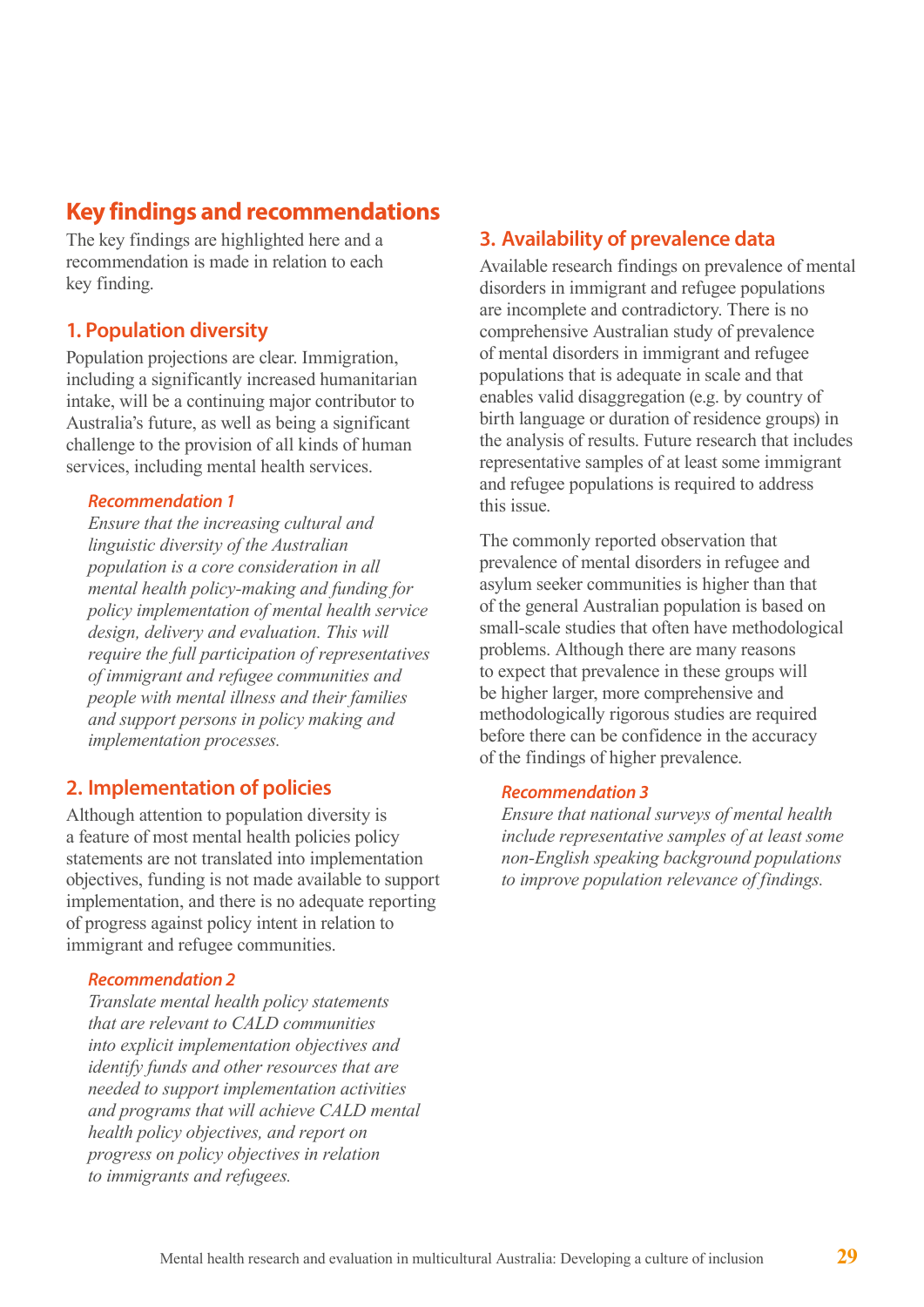## Key findings and recommendations

The key findings are highlighted here and a recommendation is made in relation to each key finding.

### 1. Population diversity

Population projections are clear. Immigration, including a significantly increased humanitarian intake, will be a continuing major contributor to Australia's future, as well as being a significant challenge to the provision of all kinds of human services, including mental health services.

#### *Recommendation 1*

*Ensure that the increasing cultural and linguistic diversity of the Australian population is a core consideration in all mental health policy-making and funding for policy implementation of mental health service design, delivery and evaluation. This will require the full participation of representatives of immigrant and refugee communities and people with mental illness and their families and support persons in policy making and implementation processes.*

### 2. Implementation of policies

Although attention to population diversity is a feature of most mental health policies policy statements are not translated into implementation objectives, funding is not made available to support implementation, and there is no adequate reporting of progress against policy intent in relation to immigrant and refugee communities.

#### *Recommendation 2*

*Translate mental health policy statements that are relevant to CALD communities into explicit implementation objectives and identify funds and other resources that are needed to support implementation activities and programs that will achieve CALD mental health policy objectives, and report on progress on policy objectives in relation to immigrants and refugees.*

### 3. Availability of prevalence data

Available research findings on prevalence of mental disorders in immigrant and refugee populations are incomplete and contradictory. There is no comprehensive Australian study of prevalence of mental disorders in immigrant and refugee populations that is adequate in scale and that enables valid disaggregation (e.g. by country of birth language or duration of residence groups) in the analysis of results. Future research that includes representative samples of at least some immigrant and refugee populations is required to address this issue.

The commonly reported observation that prevalence of mental disorders in refugee and asylum seeker communities is higher than that of the general Australian population is based on small-scale studies that often have methodological problems. Although there are many reasons to expect that prevalence in these groups will be higher larger, more comprehensive and methodologically rigorous studies are required before there can be confidence in the accuracy of the findings of higher prevalence.

#### *Recommendation 3*

*Ensure that national surveys of mental health include representative samples of at least some non-English speaking background populations to improve population relevance of findings.*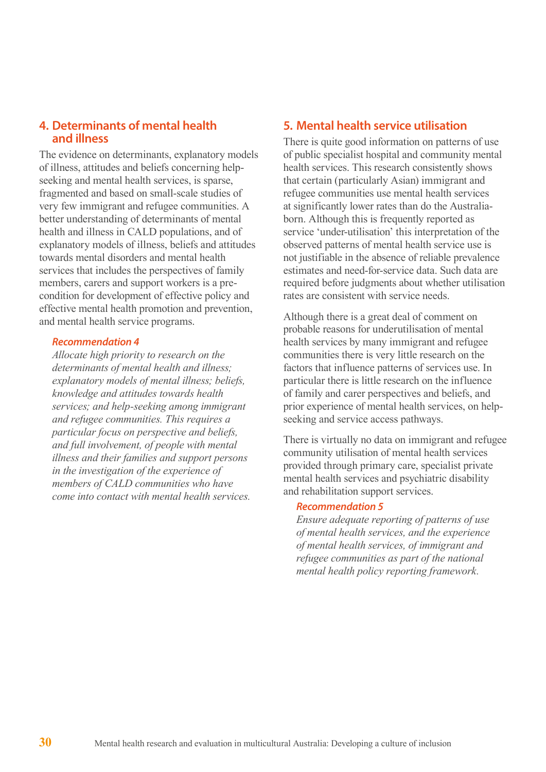## 4. Determinants of mental health and illness

The evidence on determinants, explanatory models of illness, attitudes and beliefs concerning help-seeking and mental health services, is sparse, fragmented and based on small-scale studies of very few immigrant and refugee communities. A better understanding of determinants of mental health and illness in CALD populations, and of explanatory models of illness, beliefs and attitudes towards mental disorders and mental health services that includes the perspectives of family members, carers and support workers is a pre-condition for development of effective policy and effective mental health promotion and prevention, and mental health service programs.

### Recommendation 4

*Allocate high priority to research on the determinants of mental health and illness; explanatory models of mental illness; beliefs, knowledge and attitudes towards health services; and help-seeking among immigrant and refugee communities. This requires a particular focus on perspective and beliefs, and full involvement, of people with mental illness and their families and support persons in the investigation of the experience of members of CALD communities who have come into contact with mental health services.*

## 5. Mental health service utilisation

There is quite good information on patterns of use of public specialist hospital and community mental health services. This research consistently shows that certain (particularly Asian) immigrant and refugee communities use mental health services at significantly lower rates than do the Australia-born. Although this is frequently reported as service 'under-utilisation' this interpretation of the observed patterns of mental health service use is not justifiable in the absence of reliable prevalence estimates and need-for-service data. Such data are required before judgments about whether utilisation rates are consistent with service needs.

Although there is a great deal of comment on probable reasons for underutilisation of mental health services by many immigrant and refugee communities there is very little research on the factors that influence patterns of services use. In particular there is little research on the influence of family and carer perspectives and beliefs, and prior experience of mental health services, on help-seeking and service access pathways.

There is virtually no data on immigrant and refugee community utilisation of mental health services provided through primary care, specialist private mental health services and psychiatric disability and rehabilitation support services.

### Recommendation 5

*Ensure adequate reporting of patterns of use of mental health services, and the experience of mental health services, of immigrant and refugee communities as part of the national mental health policy reporting framework.*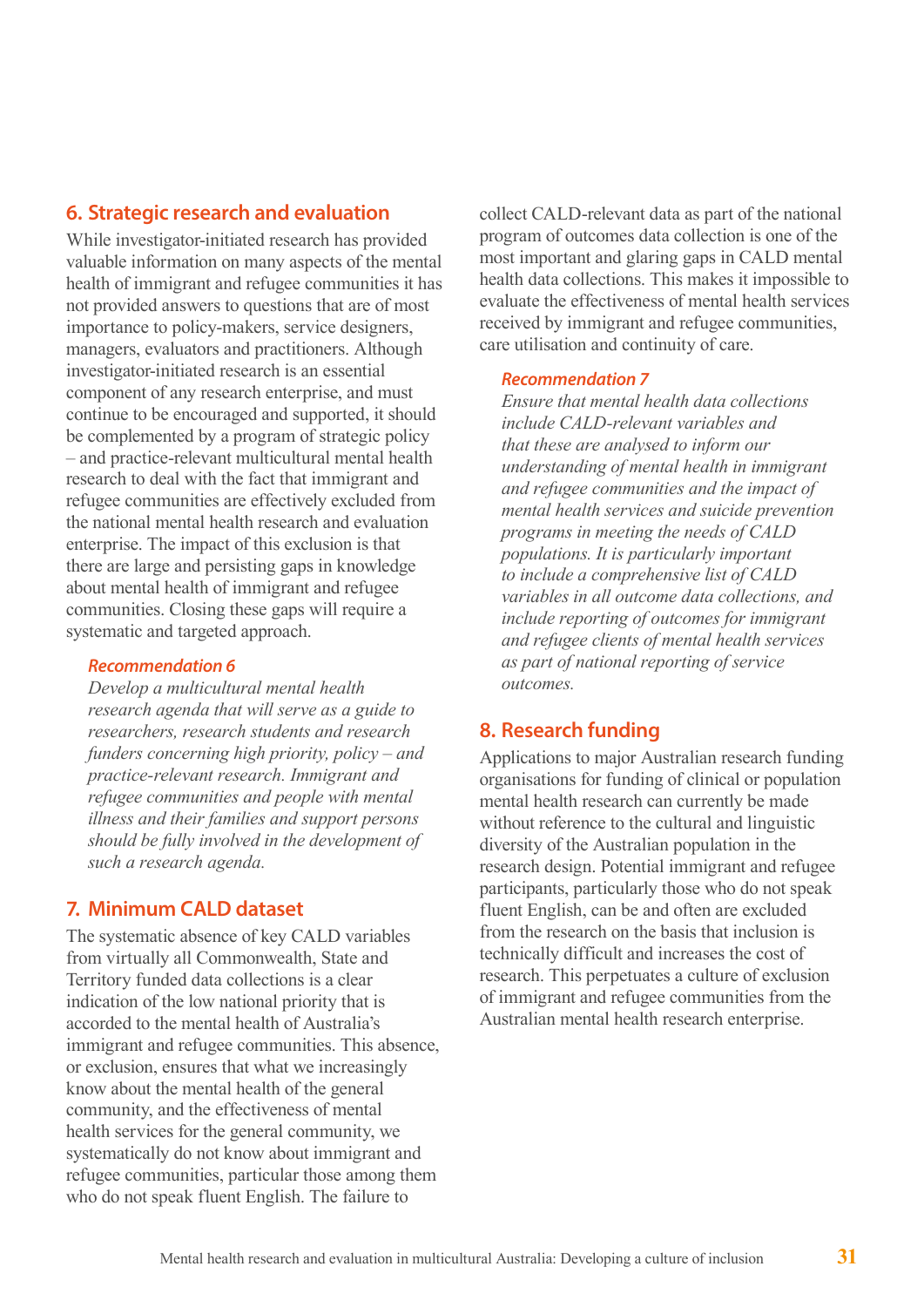## 6. Strategic research and evaluation

While investigator-initiated research has provided valuable information on many aspects of the mental health of immigrant and refugee communities it has not provided answers to questions that are of most importance to policy-makers, service designers, managers, evaluators and practitioners. Although investigator-initiated research is an essential component of any research enterprise, and must continue to be encouraged and supported, it should be complemented by a program of strategic policy – and practice-relevant multicultural mental health research to deal with the fact that immigrant and refugee communities are effectively excluded from the national mental health research and evaluation enterprise. The impact of this exclusion is that there are large and persisting gaps in knowledge about mental health of immigrant and refugee communities. Closing these gaps will require a systematic and targeted approach.

***Recommendation 6***

*Develop a multicultural mental health research agenda that will serve as a guide to researchers, research students and research funders concerning high priority, policy – and practice-relevant research. Immigrant and refugee communities and people with mental illness and their families and support persons should be fully involved in the development of such a research agenda.*

## 7. Minimum CALD dataset

The systematic absence of key CALD variables from virtually all Commonwealth, State and Territory funded data collections is a clear indication of the low national priority that is accorded to the mental health of Australia's immigrant and refugee communities. This absence, or exclusion, ensures that what we increasingly know about the mental health of the general community, and the effectiveness of mental health services for the general community, we systematically do not know about immigrant and refugee communities, particular those among them who do not speak fluent English. The failure to collect CALD-relevant data as part of the national program of outcomes data collection is one of the most important and glaring gaps in CALD mental health data collections. This makes it impossible to evaluate the effectiveness of mental health services received by immigrant and refugee communities, care utilisation and continuity of care.

***Recommendation 7***

*Ensure that mental health data collections include CALD-relevant variables and that these are analysed to inform our understanding of mental health in immigrant and refugee communities and the impact of mental health services and suicide prevention programs in meeting the needs of CALD populations. It is particularly important to include a comprehensive list of CALD variables in all outcome data collections, and include reporting of outcomes for immigrant and refugee clients of mental health services as part of national reporting of service outcomes.*

## 8. Research funding

Applications to major Australian research funding organisations for funding of clinical or population mental health research can currently be made without reference to the cultural and linguistic diversity of the Australian population in the research design. Potential immigrant and refugee participants, particularly those who do not speak fluent English, can be and often are excluded from the research on the basis that inclusion is technically difficult and increases the cost of research. This perpetuates a culture of exclusion of immigrant and refugee communities from the Australian mental health research enterprise.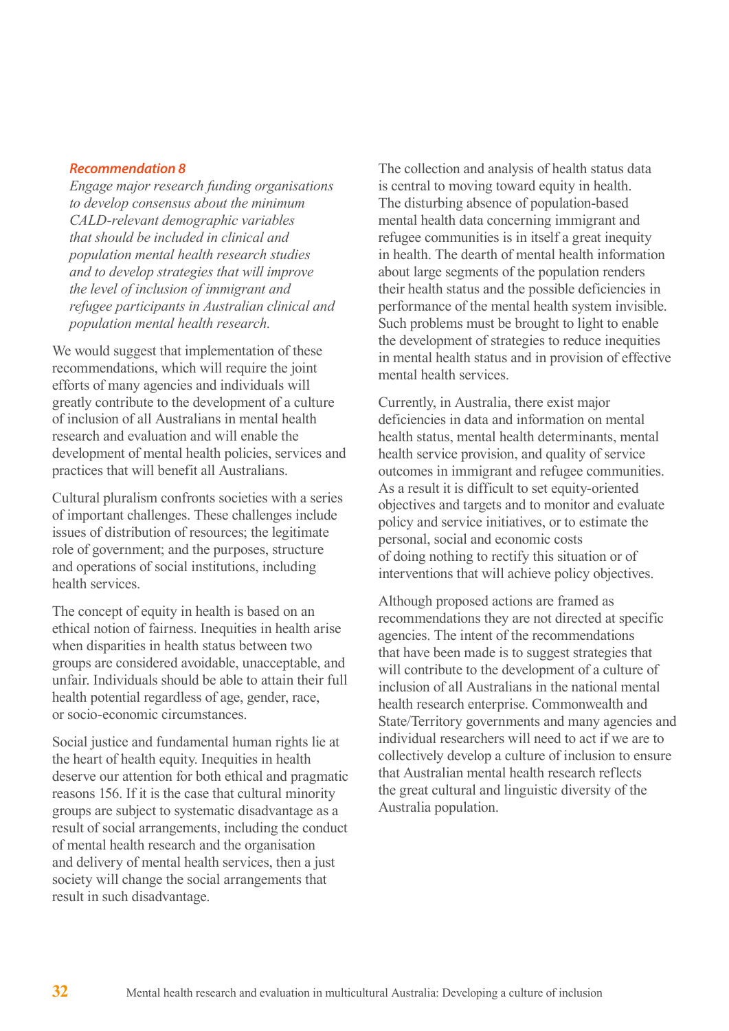***Recommendation 8***

*Engage major research funding organisations to develop consensus about the minimum CALD-relevant demographic variables that should be included in clinical and population mental health research studies and to develop strategies that will improve the level of inclusion of immigrant and refugee participants in Australian clinical and population mental health research.*

We would suggest that implementation of these recommendations, which will require the joint efforts of many agencies and individuals will greatly contribute to the development of a culture of inclusion of all Australians in mental health research and evaluation and will enable the development of mental health policies, services and practices that will benefit all Australians.

Cultural pluralism confronts societies with a series of important challenges. These challenges include issues of distribution of resources; the legitimate role of government; and the purposes, structure and operations of social institutions, including health services.

The concept of equity in health is based on an ethical notion of fairness. Inequities in health arise when disparities in health status between two groups are considered avoidable, unacceptable, and unfair. Individuals should be able to attain their full health potential regardless of age, gender, race, or socio-economic circumstances.

Social justice and fundamental human rights lie at the heart of health equity. Inequities in health deserve our attention for both ethical and pragmatic reasons 156. If it is the case that cultural minority groups are subject to systematic disadvantage as a result of social arrangements, including the conduct of mental health research and the organisation and delivery of mental health services, then a just society will change the social arrangements that result in such disadvantage.

The collection and analysis of health status data is central to moving toward equity in health. The disturbing absence of population-based mental health data concerning immigrant and refugee communities is in itself a great inequity in health. The dearth of mental health information about large segments of the population renders their health status and the possible deficiencies in performance of the mental health system invisible. Such problems must be brought to light to enable the development of strategies to reduce inequities in mental health status and in provision of effective mental health services.

Currently, in Australia, there exist major deficiencies in data and information on mental health status, mental health determinants, mental health service provision, and quality of service outcomes in immigrant and refugee communities. As a result it is difficult to set equity-oriented objectives and targets and to monitor and evaluate policy and service initiatives, or to estimate the personal, social and economic costs of doing nothing to rectify this situation or of interventions that will achieve policy objectives.

Although proposed actions are framed as recommendations they are not directed at specific agencies. The intent of the recommendations that have been made is to suggest strategies that will contribute to the development of a culture of inclusion of all Australians in the national mental health research enterprise. Commonwealth and State/Territory governments and many agencies and individual researchers will need to act if we are to collectively develop a culture of inclusion to ensure that Australian mental health research reflects the great cultural and linguistic diversity of the Australia population.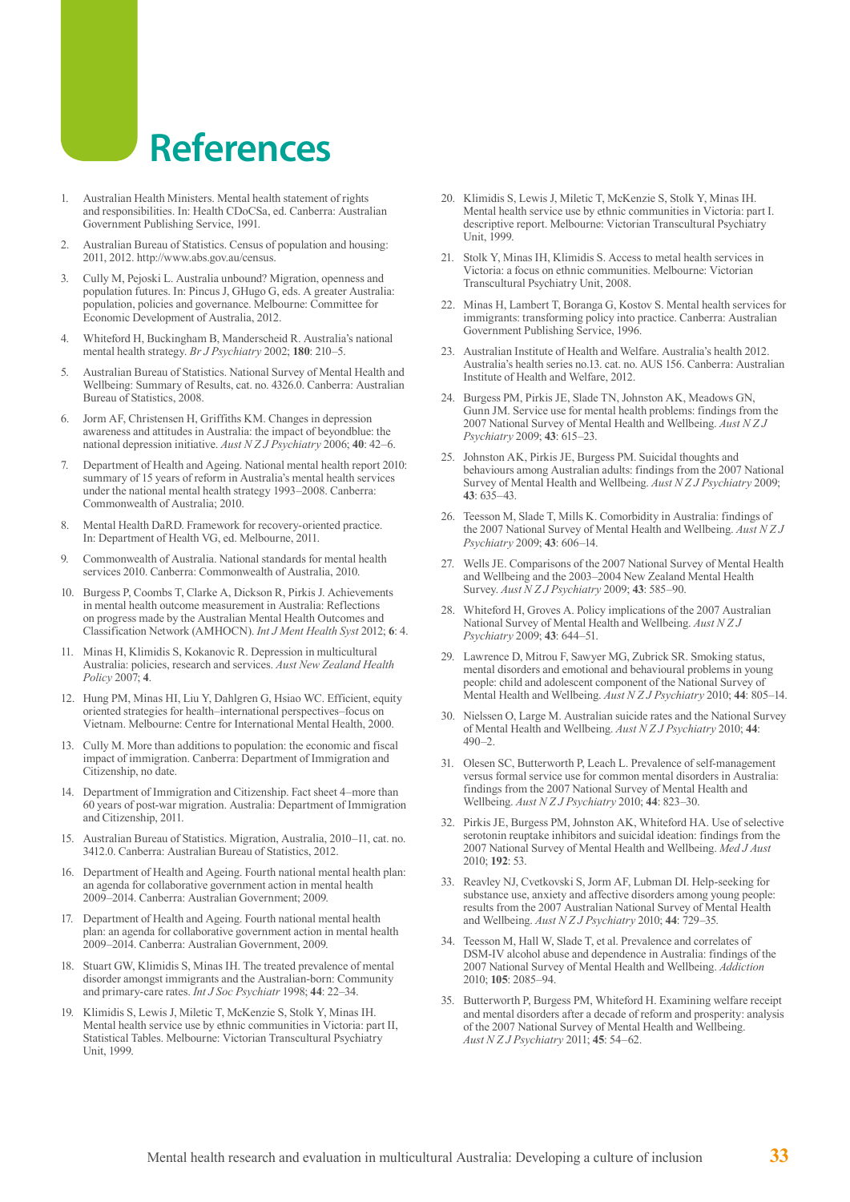# References

1. Australian Health Ministers. Mental health statement of rights and responsibilities. In: Health CDoCSa, ed. Canberra: Australian Government Publishing Service, 1991.
2. Australian Bureau of Statistics. Census of population and housing: 2011, 2012. http://www.abs.gov.au/census.
3. Cully M, Pejoski L. Australia unbound? Migration, openness and population futures. In: Pincus J, GHugo G, eds. A greater Australia: population, policies and governance. Melbourne: Committee for Economic Development of Australia, 2012.
4. Whiteford H, Buckingham B, Manderscheid R. Australia's national mental health strategy. *Br J Psychiatry* 2002; **180**: 210–5.
5. Australian Bureau of Statistics. National Survey of Mental Health and Wellbeing: Summary of Results, cat. no. 4326.0. Canberra: Australian Bureau of Statistics, 2008.
6. Jorm AF, Christensen H, Griffiths KM. Changes in depression awareness and attitudes in Australia: the impact of beyondblue: the national depression initiative. *Aust N Z J Psychiatry* 2006; **40**: 42–6.
7. Department of Health and Ageing. National mental health report 2010: summary of 15 years of reform in Australia's mental health services under the national mental health strategy 1993–2008. Canberra: Commonwealth of Australia; 2010.
8. Mental Health DaRD. Framework for recovery-oriented practice. In: Department of Health VG, ed. Melbourne, 2011.
9. Commonwealth of Australia. National standards for mental health services 2010. Canberra: Commonwealth of Australia, 2010.
10. Burgess P, Coombs T, Clarke A, Dickson R, Pirkis J. Achievements in mental health outcome measurement in Australia: Reflections on progress made by the Australian Mental Health Outcomes and Classification Network (AMHOCN). *Int J Ment Health Syst* 2012; **6**: 4.
11. Minas H, Klimidis S, Kokanovic R. Depression in multicultural Australia: policies, research and services. *Aust New Zealand Health Policy* 2007; **4**.
12. Hung PM, Minas HI, Liu Y, Dahlgren G, Hsiao WC. Efficient, equity oriented strategies for health–international perspectives–focus on Vietnam. Melbourne: Centre for International Mental Health, 2000.
13. Cully M. More than additions to population: the economic and fiscal impact of immigration. Canberra: Department of Immigration and Citizenship, no date.
14. Department of Immigration and Citizenship. Fact sheet 4–more than 60 years of post-war migration. Australia: Department of Immigration and Citizenship, 2011.
15. Australian Bureau of Statistics. Migration, Australia, 2010–11, cat. no. 3412.0. Canberra: Australian Bureau of Statistics, 2012.
16. Department of Health and Ageing. Fourth national mental health plan: an agenda for collaborative government action in mental health 2009–2014. Canberra: Australian Government; 2009.
17. Department of Health and Ageing. Fourth national mental health plan: an agenda for collaborative government action in mental health 2009–2014. Canberra: Australian Government, 2009.
18. Stuart GW, Klimidis S, Minas IH. The treated prevalence of mental disorder amongst immigrants and the Australian-born: Community and primary-care rates. *Int J Soc Psychiatr* 1998; **44**: 22–34.
19. Klimidis S, Lewis J, Miletic T, McKenzie S, Stolk Y, Minas IH. Mental health service use by ethnic communities in Victoria: part II, Statistical Tables. Melbourne: Victorian Transcultural Psychiatry Unit, 1999.
20. Klimidis S, Lewis J, Miletic T, McKenzie S, Stolk Y, Minas IH. Mental health service use by ethnic communities in Victoria: part I. descriptive report. Melbourne: Victorian Transcultural Psychiatry Unit, 1999.
21. Stolk Y, Minas IH, Klimidis S. Access to metal health services in Victoria: a focus on ethnic communities. Melbourne: Victorian Transcultural Psychiatry Unit, 2008.
22. Minas H, Lambert T, Boranga G, Kostov S. Mental health services for immigrants: transforming policy into practice. Canberra: Australian Government Publishing Service, 1996.
23. Australian Institute of Health and Welfare. Australia's health 2012. Australia's health series no.13. cat. no. AUS 156. Canberra: Australian Institute of Health and Welfare, 2012.
24. Burgess PM, Pirkis JE, Slade TN, Johnston AK, Meadows GN, Gunn JM. Service use for mental health problems: findings from the 2007 National Survey of Mental Health and Wellbeing. *Aust N Z J Psychiatry* 2009; **43**: 615–23.
25. Johnston AK, Pirkis JE, Burgess PM. Suicidal thoughts and behaviours among Australian adults: findings from the 2007 National Survey of Mental Health and Wellbeing. *Aust N Z J Psychiatry* 2009; **43**: 635–43.
26. Teesson M, Slade T, Mills K. Comorbidity in Australia: findings of the 2007 National Survey of Mental Health and Wellbeing. *Aust N Z J Psychiatry* 2009; **43**: 606–14.
27. Wells JE. Comparisons of the 2007 National Survey of Mental Health and Wellbeing and the 2003–2004 New Zealand Mental Health Survey. *Aust N Z J Psychiatry* 2009; **43**: 585–90.
28. Whiteford H, Groves A. Policy implications of the 2007 Australian National Survey of Mental Health and Wellbeing. *Aust N Z J Psychiatry* 2009; **43**: 644–51.
29. Lawrence D, Mitrou F, Sawyer MG, Zubrick SR. Smoking status, mental disorders and emotional and behavioural problems in young people: child and adolescent component of the National Survey of Mental Health and Wellbeing. *Aust N Z J Psychiatry* 2010; **44**: 805–14.
30. Nielssen O, Large M. Australian suicide rates and the National Survey of Mental Health and Wellbeing. *Aust N Z J Psychiatry* 2010; **44**: 490–2.
31. Olesen SC, Butterworth P, Leach L. Prevalence of self-management versus formal service use for common mental disorders in Australia: findings from the 2007 National Survey of Mental Health and Wellbeing. *Aust N Z J Psychiatry* 2010; **44**: 823–30.
32. Pirkis JE, Burgess PM, Johnston AK, Whiteford HA. Use of selective serotonin reuptake inhibitors and suicidal ideation: findings from the 2007 National Survey of Mental Health and Wellbeing. *Med J Aust* 2010; **192**: 53.
33. Reavley NJ, Cvetkovski S, Jorm AF, Lubman DI. Help-seeking for substance use, anxiety and affective disorders among young people: results from the 2007 Australian National Survey of Mental Health and Wellbeing. *Aust N Z J Psychiatry* 2010; **44**: 729–35.
34. Teesson M, Hall W, Slade T, et al. Prevalence and correlates of DSM-IV alcohol abuse and dependence in Australia: findings of the 2007 National Survey of Mental Health and Wellbeing. *Addiction* 2010; **105**: 2085–94.
35. Butterworth P, Burgess PM, Whiteford H. Examining welfare receipt and mental disorders after a decade of reform and prosperity: analysis of the 2007 National Survey of Mental Health and Wellbeing. *Aust N Z J Psychiatry* 2011; **45**: 54–62.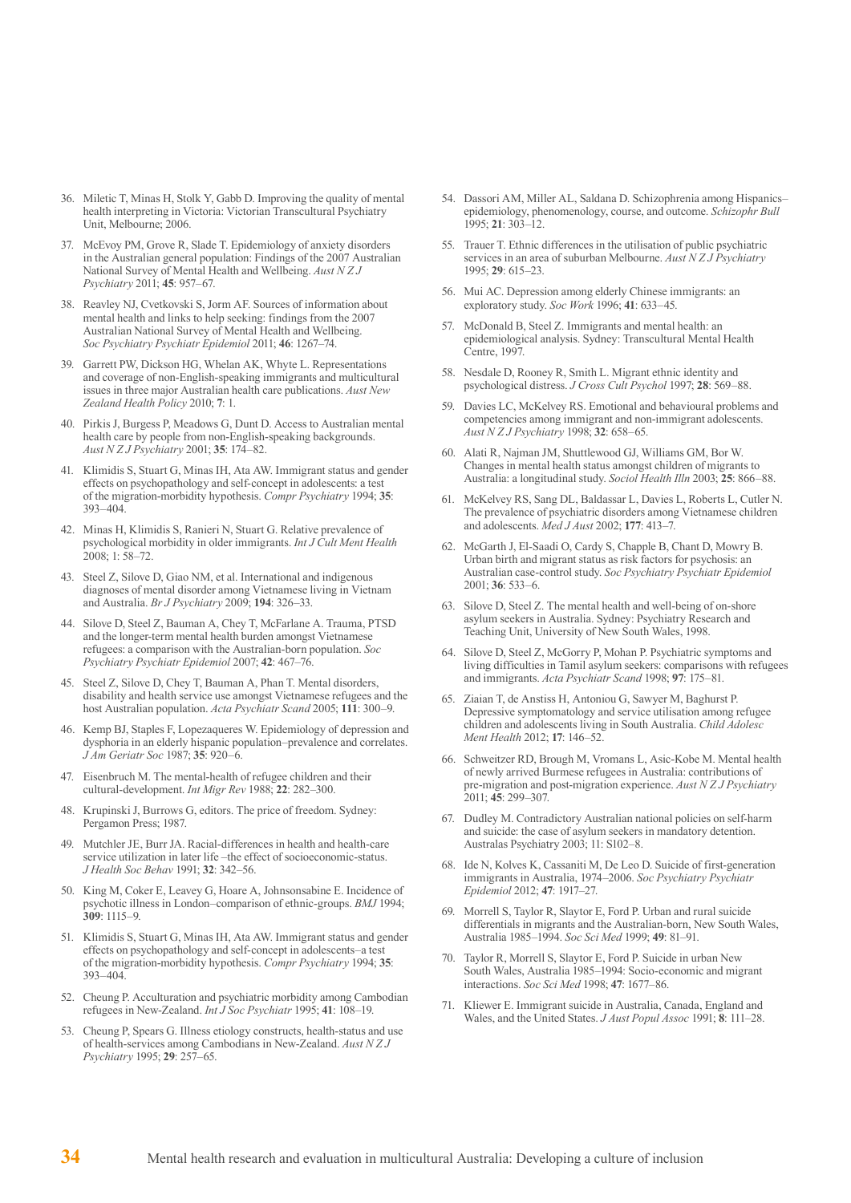36. Miletic T, Minas H, Stolk Y, Gabb D. Improving the quality of mental health interpreting in Victoria: Victorian Transcultural Psychiatry Unit, Melbourne; 2006.

37. McEvoy PM, Grove R, Slade T. Epidemiology of anxiety disorders in the Australian general population: Findings of the 2007 Australian National Survey of Mental Health and Wellbeing. *Aust N Z J Psychiatry* 2011; **45**: 957–67.

38. Reavley NJ, Cvetkovski S, Jorm AF. Sources of information about mental health and links to help seeking: findings from the 2007 Australian National Survey of Mental Health and Wellbeing. *Soc Psychiatry Psychiatr Epidemiol* 2011; **46**: 1267–74.

39. Garrett PW, Dickson HG, Whelan AK, Whyte L. Representations and coverage of non-English-speaking immigrants and multicultural issues in three major Australian health care publications. *Aust New Zealand Health Policy* 2010; **7**: 1.

40. Pirkis J, Burgess P, Meadows G, Dunt D. Access to Australian mental health care by people from non-English-speaking backgrounds. *Aust N Z J Psychiatry* 2001; **35**: 174–82.

41. Klimidis S, Stuart G, Minas IH, Ata AW. Immigrant status and gender effects on psychopathology and self-concept in adolescents: a test of the migration-morbidity hypothesis. *Compr Psychiatry* 1994; **35**: 393–404.

42. Minas H, Klimidis S, Ranieri N, Stuart G. Relative prevalence of psychological morbidity in older immigrants. *Int J Cult Ment Health* 2008; 1: 58–72.

43. Steel Z, Silove D, Giao NM, et al. International and indigenous diagnoses of mental disorder among Vietnamese living in Vietnam and Australia. *Br J Psychiatry* 2009; **194**: 326–33.

44. Silove D, Steel Z, Bauman A, Chey T, McFarlane A. Trauma, PTSD and the longer-term mental health burden amongst Vietnamese refugees: a comparison with the Australian-born population. *Soc Psychiatry Psychiatr Epidemiol* 2007; **42**: 467–76.

45. Steel Z, Silove D, Chey T, Bauman A, Phan T. Mental disorders, disability and health service use amongst Vietnamese refugees and the host Australian population. *Acta Psychiatr Scand* 2005; **111**: 300–9.

46. Kemp BJ, Staples F, Lopezaqueres W. Epidemiology of depression and dysphoria in an elderly hispanic population–prevalence and correlates. *J Am Geriatr Soc* 1987; **35**: 920–6.

47. Eisenbruch M. The mental-health of refugee children and their cultural-development. *Int Migr Rev* 1988; **22**: 282–300.

48. Krupinski J, Burrows G, editors. The price of freedom. Sydney: Pergamon Press; 1987.

49. Mutchler JE, Burr JA. Racial-differences in health and health-care service utilization in later life –the effect of socioeconomic-status. *J Health Soc Behav* 1991; **32**: 342–56.

50. King M, Coker E, Leavey G, Hoare A, Johnsonsabine E. Incidence of psychotic illness in London–comparison of ethnic-groups. *BMJ* 1994; **309**: 1115–9.

51. Klimidis S, Stuart G, Minas IH, Ata AW. Immigrant status and gender effects on psychopathology and self-concept in adolescents–a test of the migration-morbidity hypothesis. *Compr Psychiatry* 1994; **35**: 393–404.

52. Cheung P. Acculturation and psychiatric morbidity among Cambodian refugees in New-Zealand. *Int J Soc Psychiatr* 1995; **41**: 108–19.

53. Cheung P, Spears G. Illness etiology constructs, health-status and use of health-services among Cambodians in New-Zealand. *Aust N Z J Psychiatry* 1995; **29**: 257–65.

54. Dassori AM, Miller AL, Saldana D. Schizophrenia among Hispanics–epidemiology, phenomenology, course, and outcome. *Schizophr Bull* 1995; **21**: 303–12.

55. Trauer T. Ethnic differences in the utilisation of public psychiatric services in an area of suburban Melbourne. *Aust N Z J Psychiatry* 1995; **29**: 615–23.

56. Mui AC. Depression among elderly Chinese immigrants: an exploratory study. *Soc Work* 1996; **41**: 633–45.

57. McDonald B, Steel Z. Immigrants and mental health: an epidemiological analysis. Sydney: Transcultural Mental Health Centre, 1997.

58. Nesdale D, Rooney R, Smith L. Migrant ethnic identity and psychological distress. *J Cross Cult Psychol* 1997; **28**: 569–88.

59. Davies LC, McKelvey RS. Emotional and behavioural problems and competencies among immigrant and non-immigrant adolescents. *Aust N Z J Psychiatry* 1998; **32**: 658–65.

60. Alati R, Najman JM, Shuttlewood GJ, Williams GM, Bor W. Changes in mental health status amongst children of migrants to Australia: a longitudinal study. *Sociol Health Illn* 2003; **25**: 866–88.

61. McKelvey RS, Sang DL, Baldassar L, Davies L, Roberts L, Cutler N. The prevalence of psychiatric disorders among Vietnamese children and adolescents. *Med J Aust* 2002; **177**: 413–7.

62. McGarth J, El-Saadi O, Cardy S, Chapple B, Chant D, Mowry B. Urban birth and migrant status as risk factors for psychosis: an Australian case-control study. *Soc Psychiatry Psychiatr Epidemiol* 2001; **36**: 533–6.

63. Silove D, Steel Z. The mental health and well-being of on-shore asylum seekers in Australia. Sydney: Psychiatry Research and Teaching Unit, University of New South Wales, 1998.

64. Silove D, Steel Z, McGorry P, Mohan P. Psychiatric symptoms and living difficulties in Tamil asylum seekers: comparisons with refugees and immigrants. *Acta Psychiatr Scand* 1998; **97**: 175–81.

65. Ziaian T, de Anstiss H, Antoniou G, Sawyer M, Baghurst P. Depressive symptomatology and service utilisation among refugee children and adolescents living in South Australia. *Child Adolesc Ment Health* 2012; **17**: 146–52.

66. Schweitzer RD, Brough M, Vromans L, Asic-Kobe M. Mental health of newly arrived Burmese refugees in Australia: contributions of pre-migration and post-migration experience. *Aust N Z J Psychiatry* 2011; **45**: 299–307.

67. Dudley M. Contradictory Australian national policies on self-harm and suicide: the case of asylum seekers in mandatory detention. Australas Psychiatry 2003; 11: S102–8.

68. Ide N, Kolves K, Cassaniti M, De Leo D. Suicide of first-generation immigrants in Australia, 1974–2006. *Soc Psychiatry Psychiatr Epidemiol* 2012; **47**: 1917–27.

69. Morrell S, Taylor R, Slaytor E, Ford P. Urban and rural suicide differentials in migrants and the Australian-born, New South Wales, Australia 1985–1994. *Soc Sci Med* 1999; **49**: 81–91.

70. Taylor R, Morrell S, Slaytor E, Ford P. Suicide in urban New South Wales, Australia 1985–1994: Socio-economic and migrant interactions. *Soc Sci Med* 1998; **47**: 1677–86.

71. Kliewer E. Immigrant suicide in Australia, Canada, England and Wales, and the United States. *J Aust Popul Assoc* 1991; **8**: 111–28.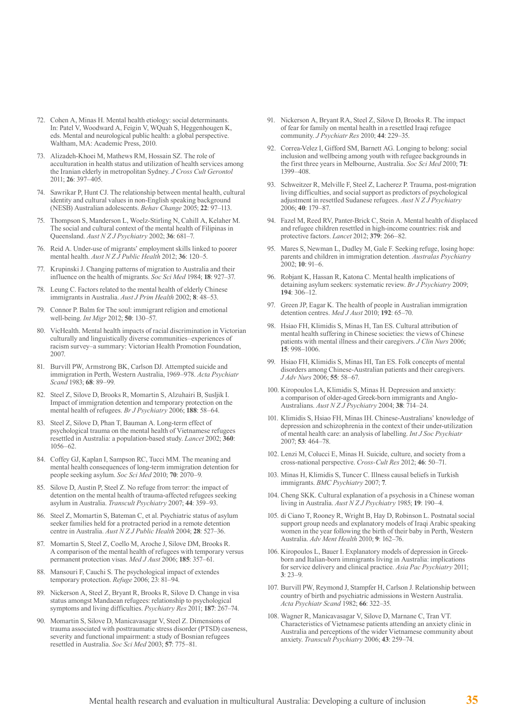72. Cohen A, Minas H. Mental health etiology: social determinants. In: Patel V, Woodward A, Feigin V, WQuah S, Heggenhougen K, eds. Mental and neurological public health: a global perspective. Waltham, MA: Academic Press, 2010.
73. Alizadeh-Khoei M, Mathews RM, Hossain SZ. The role of acculturation in health status and utilization of health services among the Iranian elderly in metropolitan Sydney. *J Cross Cult Gerontol* 2011; **26**: 397–405.
74. Sawrikar P, Hunt CJ. The relationship between mental health, cultural identity and cultural values in non-English speaking background (NESB) Australian adolescents. *Behav Change* 2005; **22**: 97–113.
75. Thompson S, Manderson L, Woelz-Stirling N, Cahill A, Kelaher M. The social and cultural context of the mental health of Filipinas in Queensland. *Aust N Z J Psychiatry* 2002; **36**: 681–7.
76. Reid A. Under-use of migrants' employment skills linked to poorer mental health. *Aust N Z J Public Health* 2012; **36**: 120–5.
77. Krupinski J. Changing patterns of migration to Australia and their influence on the health of migrants. *Soc Sci Med* 1984; **18**: 927–37.
78. Leung C. Factors related to the mental health of elderly Chinese immigrants in Australia. *Aust J Prim Health* 2002; **8**: 48–53.
79. Connor P. Balm for The soul: immigrant religion and emotional well-being. *Int Migr* 2012; **50**: 130–57.
80. VicHealth. Mental health impacts of racial discrimination in Victorian culturally and linguistically diverse communities–experiences of racism survey–a summary: Victorian Health Promotion Foundation, 2007.
81. Burvill PW, Armstrong BK, Carlson DJ. Attempted suicide and immigration in Perth, Western Australia, 1969–978. *Acta Psychiatr Scand* 1983; **68**: 89–99.
82. Steel Z, Silove D, Brooks R, Momartin S, Alzuhairi B, Susljik I. Impact of immigration detention and temporary protection on the mental health of refugees. *Br J Psychiatry* 2006; **188**: 58–64.
83. Steel Z, Silove D, Phan T, Bauman A. Long-term effect of psychological trauma on the mental health of Vietnamese refugees resettled in Australia: a population-based study. *Lancet* 2002; **360**: 1056–62.
84. Coffey GJ, Kaplan I, Sampson RC, Tucci MM. The meaning and mental health consequences of long-term immigration detention for people seeking asylum. *Soc Sci Med* 2010; **70**: 2070–9.
85. Silove D, Austin P, Steel Z. No refuge from terror: the impact of detention on the mental health of trauma-affected refugees seeking asylum in Australia. *Transcult Psychiatry* 2007; **44**: 359–93.
86. Steel Z, Momartin S, Bateman C, et al. Psychiatric status of asylum seeker families held for a protracted period in a remote detention centre in Australia. *Aust N Z J Public Health* 2004; **28**: 527–36.
87. Momartin S, Steel Z, Coello M, Aroche J, Silove DM, Brooks R. A comparison of the mental health of refugees with temporary versus permanent protection visas. *Med J Aust* 2006; **185**: 357–61.
88. Mansouri F, Cauchi S. The psychological impact of extendes temporary protection. *Refuge* 2006; 23: 81–94.
89. Nickerson A, Steel Z, Bryant R, Brooks R, Silove D. Change in visa status amongst Mandaean refugees: relationship to psychological symptoms and living difficulties. *Psychiatry Res* 2011; **187**: 267–74.
90. Momartin S, Silove D, Manicavasagar V, Steel Z. Dimensions of trauma associated with posttraumatic stress disorder (PTSD) caseness, severity and functional impairment: a study of Bosnian refugees resettled in Australia. *Soc Sci Med* 2003; **57**: 775–81.
91. Nickerson A, Bryant RA, Steel Z, Silove D, Brooks R. The impact of fear for family on mental health in a resettled Iraqi refugee community. *J Psychiatr Res* 2010; **44**: 229–35.
92. Correa-Velez I, Gifford SM, Barnett AG. Longing to belong: social inclusion and wellbeing among youth with refugee backgrounds in the first three years in Melbourne, Australia. *Soc Sci Med* 2010; **71**: 1399–408.
93. Schweitzer R, Melville F, Steel Z, Lacherez P. Trauma, post-migration living difficulties, and social support as predictors of psychological adjustment in resettled Sudanese refugees. *Aust N Z J Psychiatry* 2006; **40**: 179–87.
94. Fazel M, Reed RV, Panter-Brick C, Stein A. Mental health of displaced and refugee children resettled in high-income countries: risk and protective factors. *Lancet* 2012; **379**: 266–82.
95. Mares S, Newman L, Dudley M, Gale F. Seeking refuge, losing hope: parents and children in immigration detention. *Australas Psychiatry* 2002; **10**: 91–6.
96. Robjant K, Hassan R, Katona C. Mental health implications of detaining asylum seekers: systematic review. *Br J Psychiatry* 2009; **194**: 306–12.
97. Green JP, Eagar K. The health of people in Australian immigration detention centres. *Med J Aust* 2010; **192**: 65–70.
98. Hsiao FH, Klimidis S, Minas H, Tan ES. Cultural attribution of mental health suffering in Chinese societies: the views of Chinese patients with mental illness and their caregivers. *J Clin Nurs* 2006; **15**: 998–1006.
99. Hsiao FH, Klimidis S, Minas HI, Tan ES. Folk concepts of mental disorders among Chinese-Australian patients and their caregivers. *J Adv Nurs* 2006; **55**: 58–67.
100. Kiropoulos LA, Klimidis S, Minas H. Depression and anxiety: a comparison of older-aged Greek-born immigrants and Anglo-Australians. *Aust N Z J Psychiatry* 2004; **38**: 714–24.
101. Klimidis S, Hsiao FH, Minas IH. Chinese-Australians' knowledge of depression and schizophrenia in the context of their under-utilization of mental health care: an analysis of labelling. *Int J Soc Psychiatr* 2007; **53**: 464–78.
102. Lenzi M, Colucci E, Minas H. Suicide, culture, and society from a cross-national perspective. *Cross-Cult Res* 2012; **46**: 50–71.
103. Minas H, Klimidis S, Tuncer C. Illness causal beliefs in Turkish immigrants. *BMC Psychiatry* 2007; **7**.
104. Cheng SKK. Cultural explanation of a psychosis in a Chinese woman living in Australia. *Aust N Z J Psychiatry* 1985; **19**: 190–4.
105. di Ciano T, Rooney R, Wright B, Hay D, Robinson L. Postnatal social support group needs and explanatory models of Iraqi Arabic speaking women in the year following the birth of their baby in Perth, Western Australia. *Adv Ment Health* 2010; **9**: 162–76.
106. Kiropoulos L, Bauer I. Explanatory models of depression in Greek-born and Italian-born immigrants living in Australia: implications for service delivery and clinical practice. *Asia Pac Psychiatry* 2011; **3**: 23–9.
107. Burvill PW, Reymond J, Stampfer H, Carlson J. Relationship between country of birth and psychiatric admissions in Western Australia. *Acta Psychiatr Scand* 1982; **66**: 322–35.
108. Wagner R, Manicavasagar V, Silove D, Marnane C, Tran VT. Characteristics of Vietnamese patients attending an anxiety clinic in Australia and perceptions of the wider Vietnamese community about anxiety. *Transcult Psychiatry* 2006; **43**: 259–74.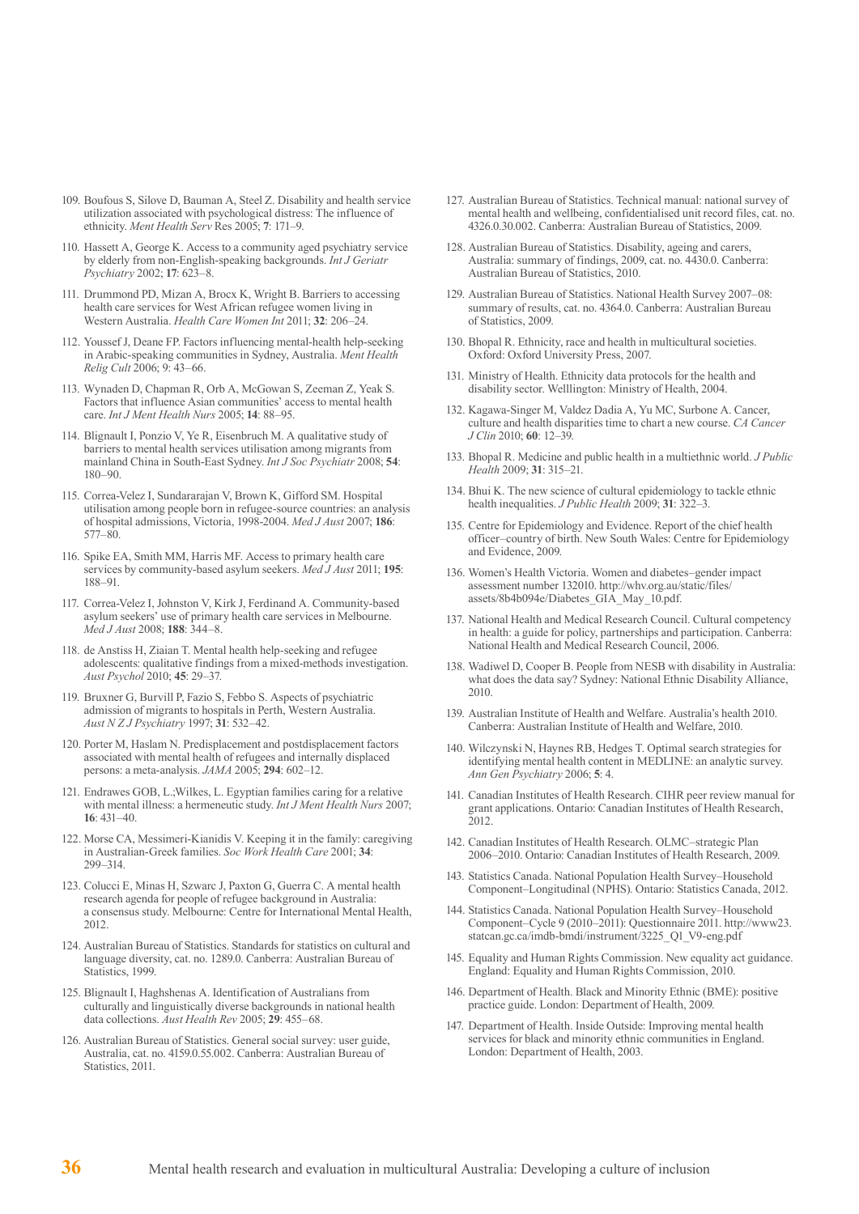109. Boufous S, Silove D, Bauman A, Steel Z. Disability and health service utilization associated with psychological distress: The influence of ethnicity. *Ment Health Serv* Res 2005; **7**: 171–9.

110. Hassett A, George K. Access to a community aged psychiatry service by elderly from non-English-speaking backgrounds. *Int J Geriatr Psychiatry* 2002; **17**: 623–8.

111. Drummond PD, Mizan A, Brocx K, Wright B. Barriers to accessing health care services for West African refugee women living in Western Australia. *Health Care Women Int* 2011; **32**: 206–24.

112. Youssef J, Deane FP. Factors influencing mental-health help-seeking in Arabic-speaking communities in Sydney, Australia. *Ment Health Relig Cult* 2006; 9: 43–66.

113. Wynaden D, Chapman R, Orb A, McGowan S, Zeeman Z, Yeak S. Factors that influence Asian communities' access to mental health care. *Int J Ment Health Nurs* 2005; **14**: 88–95.

114. Blignault I, Ponzio V, Ye R, Eisenbruch M. A qualitative study of barriers to mental health services utilisation among migrants from mainland China in South-East Sydney. *Int J Soc Psychiatr* 2008; **54**: 180–90.

115. Correa-Velez I, Sundararajan V, Brown K, Gifford SM. Hospital utilisation among people born in refugee-source countries: an analysis of hospital admissions, Victoria, 1998-2004. *Med J Aust* 2007; **186**: 577–80.

116. Spike EA, Smith MM, Harris MF. Access to primary health care services by community-based asylum seekers. *Med J Aust* 2011; **195**: 188–91.

117. Correa-Velez I, Johnston V, Kirk J, Ferdinand A. Community-based asylum seekers' use of primary health care services in Melbourne. *Med J Aust* 2008; **188**: 344–8.

118. de Anstiss H, Ziaian T. Mental health help-seeking and refugee adolescents: qualitative findings from a mixed-methods investigation. *Aust Psychol* 2010; **45**: 29–37.

119. Bruxner G, Burvill P, Fazio S, Febbo S. Aspects of psychiatric admission of migrants to hospitals in Perth, Western Australia. *Aust N Z J Psychiatry* 1997; **31**: 532–42.

120. Porter M, Haslam N. Predisplacement and postdisplacement factors associated with mental health of refugees and internally displaced persons: a meta-analysis. *JAMA* 2005; **294**: 602–12.

121. Endrawes GOB, L.;Wilkes, L. Egyptian families caring for a relative with mental illness: a hermeneutic study. *Int J Ment Health Nurs* 2007; **16**: 431–40.

122. Morse CA, Messimeri-Kianidis V. Keeping it in the family: caregiving in Australian-Greek families. *Soc Work Health Care* 2001; **34**: 299–314.

123. Colucci E, Minas H, Szwarc J, Paxton G, Guerra C. A mental health research agenda for people of refugee background in Australia: a consensus study. Melbourne: Centre for International Mental Health, 2012.

124. Australian Bureau of Statistics. Standards for statistics on cultural and language diversity, cat. no. 1289.0. Canberra: Australian Bureau of Statistics, 1999.

125. Blignault I, Haghshenas A. Identification of Australians from culturally and linguistically diverse backgrounds in national health data collections. *Aust Health Rev* 2005; **29**: 455–68.

126. Australian Bureau of Statistics. General social survey: user guide, Australia, cat. no. 4159.0.55.002. Canberra: Australian Bureau of Statistics, 2011.

127. Australian Bureau of Statistics. Technical manual: national survey of mental health and wellbeing, confidentialised unit record files, cat. no. 4326.0.30.002. Canberra: Australian Bureau of Statistics, 2009.

128. Australian Bureau of Statistics. Disability, ageing and carers, Australia: summary of findings, 2009, cat. no. 4430.0. Canberra: Australian Bureau of Statistics, 2010.

129. Australian Bureau of Statistics. National Health Survey 2007–08: summary of results, cat. no. 4364.0. Canberra: Australian Bureau of Statistics, 2009.

130. Bhopal R. Ethnicity, race and health in multicultural societies. Oxford: Oxford University Press, 2007.

131. Ministry of Health. Ethnicity data protocols for the health and disability sector. Welllington: Ministry of Health, 2004.

132. Kagawa-Singer M, Valdez Dadia A, Yu MC, Surbone A. Cancer, culture and health disparities time to chart a new course. *CA Cancer J Clin* 2010; **60**: 12–39.

133. Bhopal R. Medicine and public health in a multiethnic world. *J Public Health* 2009; **31**: 315–21.

134. Bhui K. The new science of cultural epidemiology to tackle ethnic health inequalities. *J Public Health* 2009; **31**: 322–3.

135. Centre for Epidemiology and Evidence. Report of the chief health officer–country of birth. New South Wales: Centre for Epidemiology and Evidence, 2009.

136. Women's Health Victoria. Women and diabetes–gender impact assessment number 132010. http://whv.org.au/static/files/assets/8b4b094e/Diabetes_GIA_May_10.pdf.

137. National Health and Medical Research Council. Cultural competency in health: a guide for policy, partnerships and participation. Canberra: National Health and Medical Research Council, 2006.

138. Wadiwel D, Cooper B. People from NESB with disability in Australia: what does the data say? Sydney: National Ethnic Disability Alliance, 2010.

139. Australian Institute of Health and Welfare. Australia's health 2010. Canberra: Australian Institute of Health and Welfare, 2010.

140. Wilczynski N, Haynes RB, Hedges T. Optimal search strategies for identifying mental health content in MEDLINE: an analytic survey. *Ann Gen Psychiatry* 2006; **5**: 4.

141. Canadian Institutes of Health Research. CIHR peer review manual for grant applications. Ontario: Canadian Institutes of Health Research, 2012.

142. Canadian Institutes of Health Research. OLMC–strategic Plan 2006–2010. Ontario: Canadian Institutes of Health Research, 2009.

143. Statistics Canada. National Population Health Survey–Household Component–Longitudinal (NPHS). Ontario: Statistics Canada, 2012.

144. Statistics Canada. National Population Health Survey–Household Component–Cycle 9 (2010–2011): Questionnaire 2011. http://www23.statcan.gc.ca/imdb-bmdi/instrument/3225_Q1_V9-eng.pdf

145. Equality and Human Rights Commission. New equality act guidance. England: Equality and Human Rights Commission, 2010.

146. Department of Health. Black and Minority Ethnic (BME): positive practice guide. London: Department of Health, 2009.

147. Department of Health. Inside Outside: Improving mental health services for black and minority ethnic communities in England. London: Department of Health, 2003.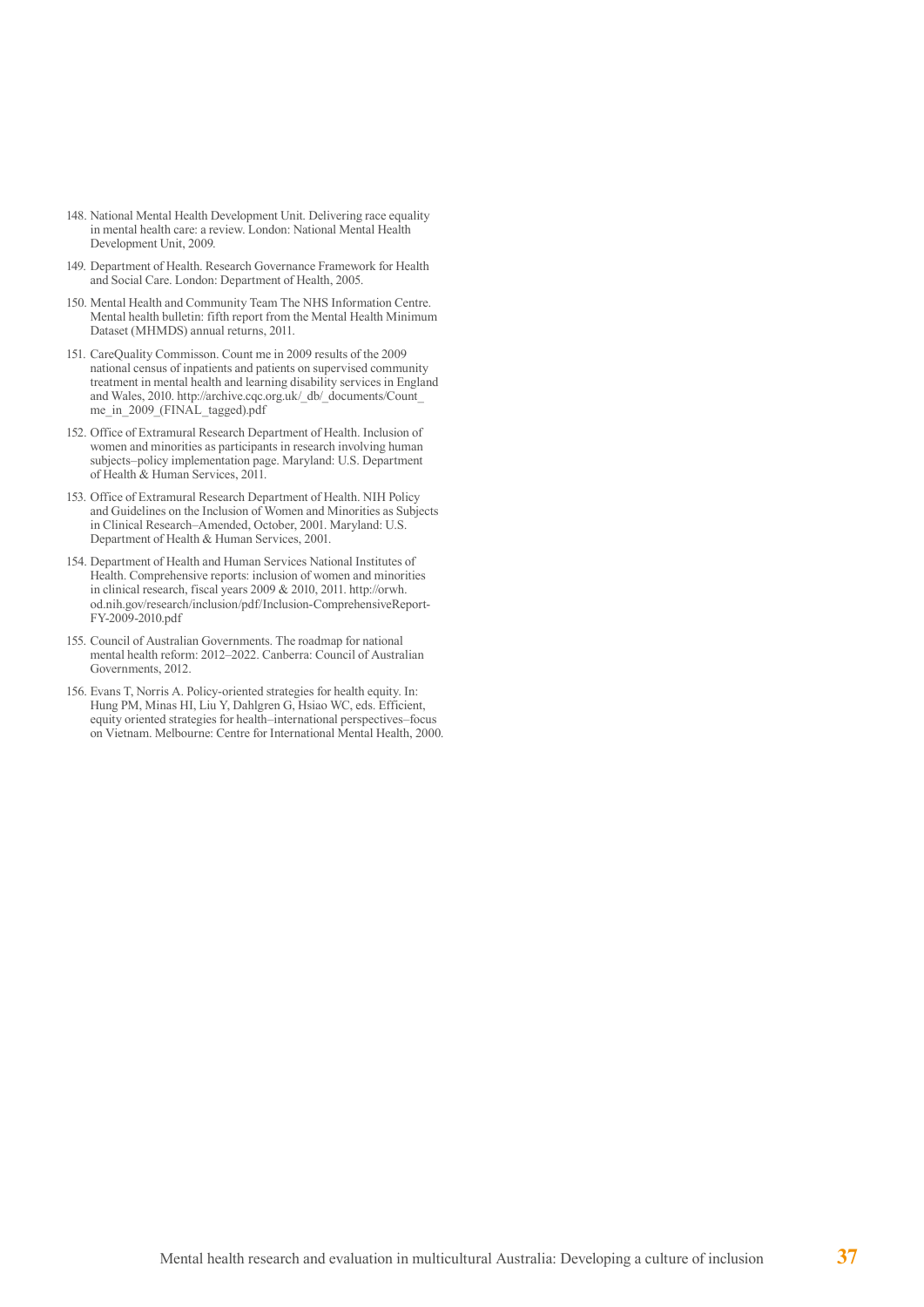148. National Mental Health Development Unit. Delivering race equality in mental health care: a review. London: National Mental Health Development Unit, 2009.

149. Department of Health. Research Governance Framework for Health and Social Care. London: Department of Health, 2005.

150. Mental Health and Community Team The NHS Information Centre. Mental health bulletin: fifth report from the Mental Health Minimum Dataset (MHMDS) annual returns, 2011.

151. CareQuality Commisson. Count me in 2009 results of the 2009 national census of inpatients and patients on supervised community treatment in mental health and learning disability services in England and Wales, 2010. http://archive.cqc.org.uk/_db/_documents/Count_me_in_2009_(FINAL_tagged).pdf

152. Office of Extramural Research Department of Health. Inclusion of women and minorities as participants in research involving human subjects–policy implementation page. Maryland: U.S. Department of Health & Human Services, 2011.

153. Office of Extramural Research Department of Health. NIH Policy and Guidelines on the Inclusion of Women and Minorities as Subjects in Clinical Research–Amended, October, 2001. Maryland: U.S. Department of Health & Human Services, 2001.

154. Department of Health and Human Services National Institutes of Health. Comprehensive reports: inclusion of women and minorities in clinical research, fiscal years 2009 & 2010, 2011. http://orwh.od.nih.gov/research/inclusion/pdf/Inclusion-ComprehensiveReport-FY-2009-2010.pdf

155. Council of Australian Governments. The roadmap for national mental health reform: 2012–2022. Canberra: Council of Australian Governments, 2012.

156. Evans T, Norris A. Policy-oriented strategies for health equity. In: Hung PM, Minas HI, Liu Y, Dahlgren G, Hsiao WC, eds. Efficient, equity oriented strategies for health–international perspectives–focus on Vietnam. Melbourne: Centre for International Mental Health, 2000.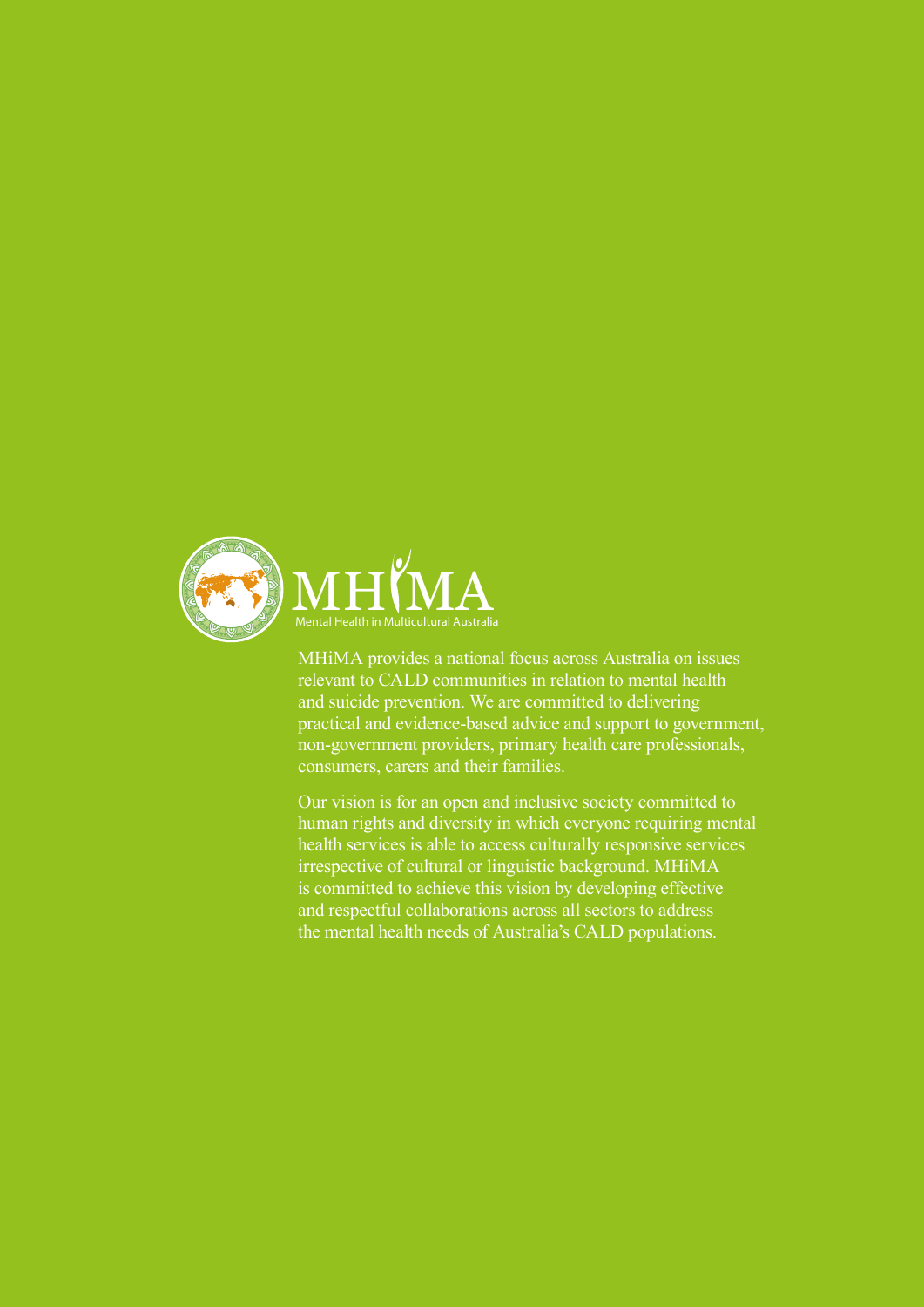MHiMA

Mental Health in Multicultural Australia

MHiMA provides a national focus across Australia on issues relevant to CALD communities in relation to mental health and suicide prevention. We are committed to delivering practical and evidence-based advice and support to government, non-government providers, primary health care professionals, consumers, carers and their families.

Our vision is for an open and inclusive society committed to human rights and diversity in which everyone requiring mental health services is able to access culturally responsive services irrespective of cultural or linguistic background. MHiMA is committed to achieve this vision by developing effective and respectful collaborations across all sectors to address the mental health needs of Australia's CALD populations.